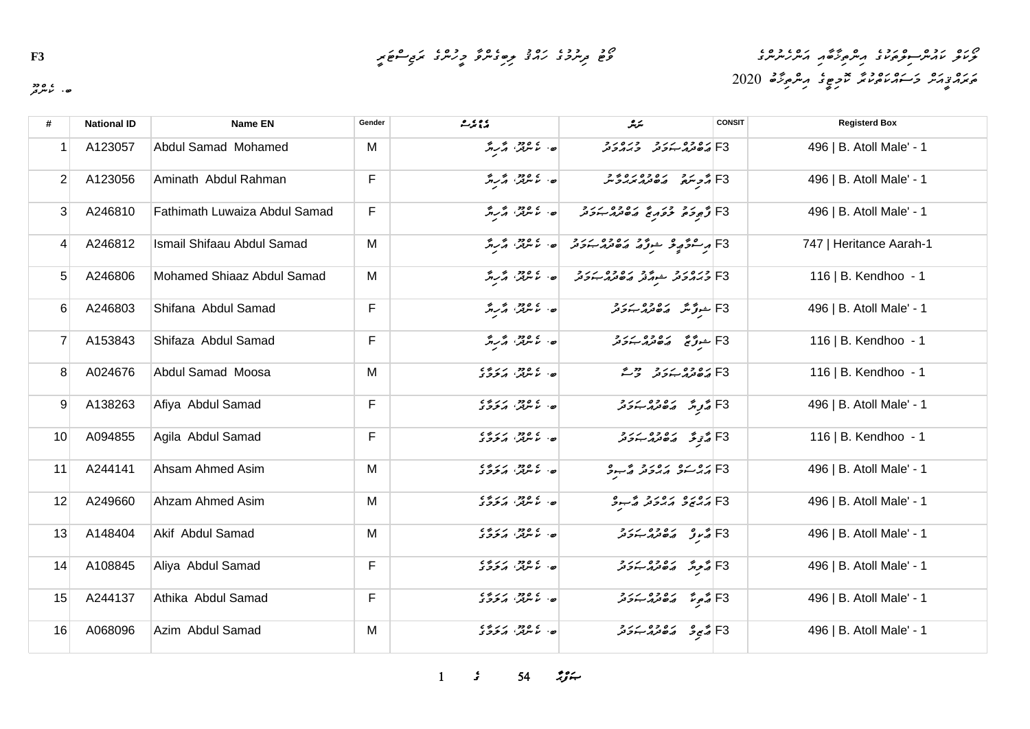F3

ޕާލިމެންޓްރީ ޤައުމީ އިންތިޚާބު 2020

ބ. ކެންދޫ

| # | National ID | Name EN | Gender | ގޮނޑުދޮށް | ނަން | CONSIT | Registerd Box |
|---|---|---|---|---|---|---|---|
| 1 | A123057 | Abdul Samad Mohamed | M | ބ. ކެންދޫ، އާހިލާ | އަބްދުލްސަމަދު މުޙައްމަދު | F3 | 496 \| B. Atoll Male' - 1 |
| 2 | A123056 | Aminath Abdul Rahman | F | ބ. ކެންދޫ، އާހިލާ | އާމިނަތު އަބްދުއްރަޙްމާން | F3 | 496 \| B. Atoll Male' - 1 |
| 3 | A246810 | Fathimath Luwaiza Abdul Samad | F | ބ. ކެންދޫ، އާހިލާ | ފާތިމަތު ލުވައިޒާ އަބްދުލްސަމަދު | F3 | 496 \| B. Atoll Male' - 1 |
| 4 | A246812 | Ismail Shifaau Abdul Samad | M | ބ. ކެންދޫ، އާހިލާ | އިސްމާޢީލް ޝިފާއު އަބްދުލްސަމަދު | F3 | 747 \| Heritance Aarah-1 |
| 5 | A246806 | Mohamed Shiaaz Abdul Samad | M | ބ. ކެންދޫ، އާހިލާ | މުޙައްމަދު ޝިޔާޒު އަބްދުލްސަމަދު | F3 | 116 \| B. Kendhoo - 1 |
| 6 | A246803 | Shifana Abdul Samad | F | ބ. ކެންދޫ، އާހިލާ | ޝިފާނާ އަބްދުލްސަމަދު | F3 | 496 \| B. Atoll Male' - 1 |
| 7 | A153843 | Shifaza Abdul Samad | F | ބ. ކެންދޫ، އާހިލާ | ޝިފާޒާ އަބްދުލްސަމަދު | F3 | 116 \| B. Kendhoo - 1 |
| 8 | A024676 | Abdul Samad Moosa | M | ބ. ކެންދޫ، އަލަމާގެ | އަބްދުލްސަމަދު މޫސާ | F3 | 116 \| B. Kendhoo - 1 |
| 9 | A138263 | Afiya Abdul Samad | F | ބ. ކެންދޫ، އަލަމާގެ | އާފިޔާ އަބްދުލްސަމަދު | F3 | 496 \| B. Atoll Male' - 1 |
| 10 | A094855 | Agila Abdul Samad | F | ބ. ކެންދޫ، އަލަމާގެ | އާގިލާ އަބްދުލްސަމަދު | F3 | 116 \| B. Kendhoo - 1 |
| 11 | A244141 | Ahsam Ahmed Asim | M | ބ. ކެންދޫ، އަލަމާގެ | އަޙްސަމް އަޙްމަދު އާސިމް | F3 | 496 \| B. Atoll Male' - 1 |
| 12 | A249660 | Ahzam Ahmed Asim | M | ބ. ކެންދޫ، އަލަމާގެ | އަޙްޒަމް އަޙްމަދު އާސިމް | F3 | 496 \| B. Atoll Male' - 1 |
| 13 | A148404 | Akif Abdul Samad | M | ބ. ކެންދޫ، އަލަމާގެ | އާކިފް އަބްދުލްސަމަދު | F3 | 496 \| B. Atoll Male' - 1 |
| 14 | A108845 | Aliya Abdul Samad | F | ބ. ކެންދޫ، އަލަމާގެ | އާލިޔާ އަބްދުލްސަމަދު | F3 | 496 \| B. Atoll Male' - 1 |
| 15 | A244137 | Athika Abdul Samad | F | ބ. ކެންދޫ، އަލަމާގެ | އާތިކާ އަބްދުލްސަމަދު | F3 | 496 \| B. Atoll Male' - 1 |
| 16 | A068096 | Azim Abdul Samad | M | ބ. ކެންދޫ، އަލަމާގެ | އާޒިމް އަބްދުލްސަމަދު | F3 | 496 \| B. Atoll Male' - 1 |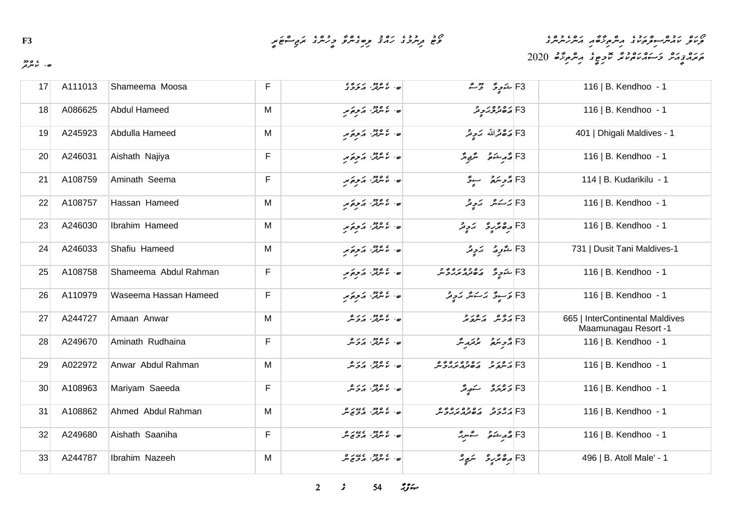| 17 | A111013 | Shameema Moosa | F | ޅ. ކެންދޫ، އަރަމާގެ | F3 ޝަމީމާ މޫސާ | 116 \| B. Kendhoo - 1 |
|---|---|---|---|---|---|---|
| 18 | A086625 | Abdul Hameed | M | ޅ. ކެންދޫ، އަލިވާރި | F3 އަބްދުލްޙަމީދު | 116 \| B. Kendhoo - 1 |
| 19 | A245923 | Abdulla Hameed | M | ޅ. ކެންދޫ، އަލިވާރި | F3 އަބްދުﷲ ހަމީދު | 401 \| Dhigali Maldives - 1 |
| 20 | A246031 | Aishath Najiya | F | ޅ. ކެންދޫ، އަލިވާރި | F3 އާއިޝަތު ނާޖިޔާ | 116 \| B. Kendhoo - 1 |
| 21 | A108759 | Aminath Seema | F | ޅ. ކެންދޫ، އަލިވާރި | F3 އާމިނަތު ސީމާ | 114 \| B. Kudarikilu - 1 |
| 22 | A108757 | Hassan Hameed | M | ޅ. ކެންދޫ، އަލިވާރި | F3 ހަސަން ހަމީދު | 116 \| B. Kendhoo - 1 |
| 23 | A246030 | Ibrahim Hameed | M | ޅ. ކެންދޫ، އަލިވާރި | F3 އިބްރާހީމް ހަމީދު | 116 \| B. Kendhoo - 1 |
| 24 | A246033 | Shafiu Hameed | M | ޅ. ކެންދޫ، އަލިވާރި | F3 ޝާފިއު ހަމީދު | 731 \| Dusit Tani Maldives-1 |
| 25 | A108758 | Shameema Abdul Rahman | F | ޅ. ކެންދޫ، އަލިވާރި | F3 ޝަމީމާ އަބްދުއްރަޙްމާން | 116 \| B. Kendhoo - 1 |
| 26 | A110979 | Waseema Hassan Hameed | F | ޅ. ކެންދޫ، އަލިވާރި | F3 ވަސީމާ ހަސަން ހަމީދު | 116 \| B. Kendhoo - 1 |
| 27 | A244727 | Amaan Anwar | M | ޅ. ކެންދޫ، އަމަން | F3 އަމާން އަންވަރު | 665 \| InterContinental Maldives Maamunagau Resort -1 |
| 28 | A249670 | Aminath Rudhaina | F | ޅ. ކެންދޫ، އަމަން | F3 އާމިނަތު ރުދައިނާ | 116 \| B. Kendhoo - 1 |
| 29 | A022972 | Anwar Abdul Rahman | M | ޅ. ކެންދޫ، އަމަން | F3 އަންވަރު އަބްދުއްރަޙްމާން | 116 \| B. Kendhoo - 1 |
| 30 | A108963 | Mariyam Saeeda | F | ޅ. ކެންދޫ، އަމަން | F3 މަރިޔަމް ސަޢީދާ | 116 \| B. Kendhoo - 1 |
| 31 | A108862 | Ahmed Abdul Rahman | M | ޅ. ކެންދޫ، އަމާޒަން | F3 އަޙްމަދު އަބްދުއްރަޙްމާން | 116 \| B. Kendhoo - 1 |
| 32 | A249680 | Aishath Saaniha | F | ޅ. ކެންދޫ، އަމާޒަން | F3 އާއިޝަތު ސާނިހާ | 116 \| B. Kendhoo - 1 |
| 33 | A244787 | Ibrahim Nazeeh | M | ޅ. ކެންދޫ، އަމާޒަން | F3 އިބްރާހީމް ނަޒީހު | 496 \| B. Atoll Male' - 1 |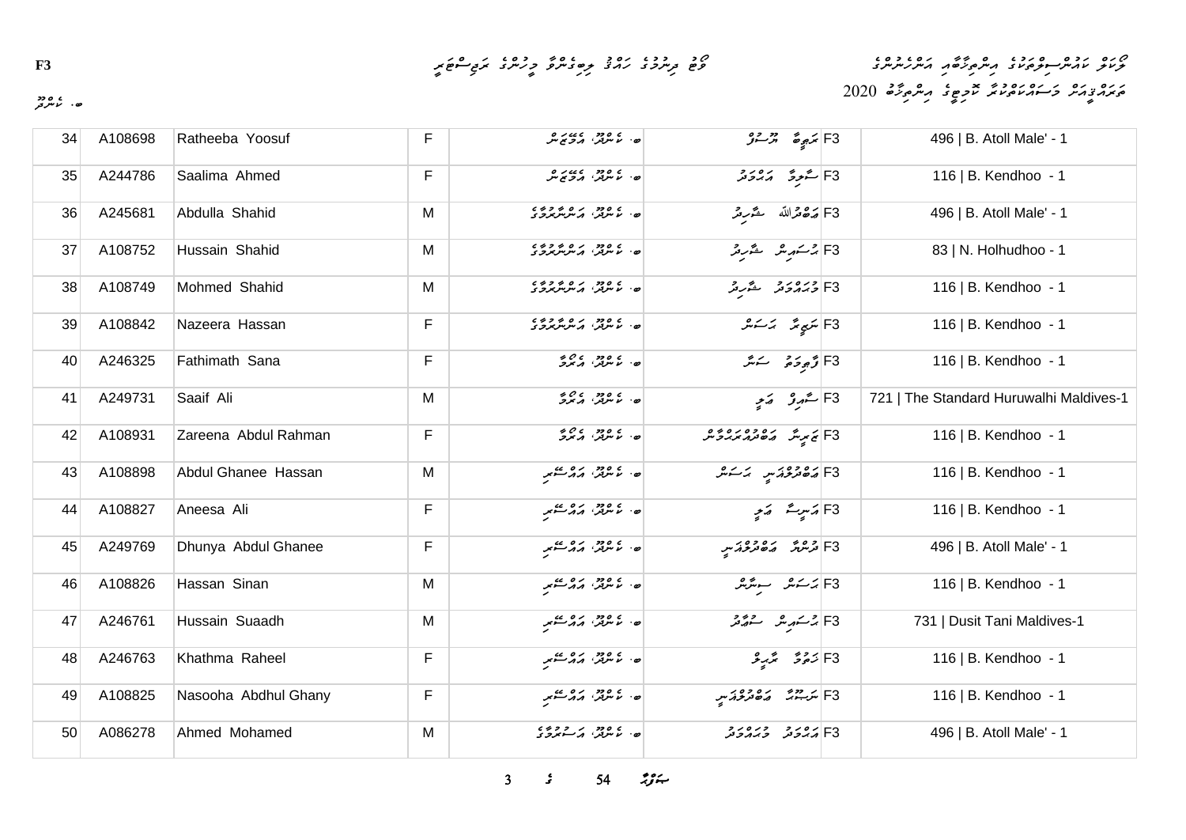| 34 | A108698 | Ratheeba Yoosuf | F | ބ. ކެންދޫ، އަމީނީގެ | F3 ރަތީބާ ޔޫސުފް | 496 \| B. Atoll Male' - 1 |
|---|---|---|---|---|---|---|
| 35 | A244786 | Saalima Ahmed | F | ބ. ކެންދޫ، އަމީނީގެ | F3 ސާލިމާ އަޙްމަދު | 116 \| B. Kendhoo - 1 |
| 36 | A245681 | Abdulla Shahid | M | ބ. ކެންދޫ، އަންނާރާގެ | F3 އަބްދުﷲ ޝާހިދު | 496 \| B. Atoll Male' - 1 |
| 37 | A108752 | Hussain Shahid | M | ބ. ކެންދޫ، އަންނާރާގެ | F3 ހުސައިން ޝާހިދު | 83 \| N. Holhudhoo - 1 |
| 38 | A108749 | Mohmed Shahid | M | ބ. ކެންދޫ، އަންނާރާގެ | F3 މުޙައްމަދު ޝާހިދު | 116 \| B. Kendhoo - 1 |
| 39 | A108842 | Nazeera Hassan | F | ބ. ކެންދޫ، އަންނާރާގެ | F3 ނަޒީރާ ހަސަން | 116 \| B. Kendhoo - 1 |
| 40 | A246325 | Fathimath Sana | F | ބ. ކެންދޫ، އަރާމާ | F3 ފާތިމަތު ސަނާ | 116 \| B. Kendhoo - 1 |
| 41 | A249731 | Saaif Ali | M | ބ. ކެންދޫ، އަރާމާ | F3 ސާއިފު އަލީ | 721 \| The Standard Huruwalhi Maldives-1 |
| 42 | A108931 | Zareena Abdul Rahman | F | ބ. ކެންދޫ، އަރާމާ | F3 ޒަރީނާ އަބްދުއްރަޙްމާން | 116 \| B. Kendhoo - 1 |
| 43 | A108898 | Abdul Ghanee Hassan | M | ބ. ކެންދޫ، އައްސޭރި | F3 އަބްދުލްޣަނީ ހަސަން | 116 \| B. Kendhoo - 1 |
| 44 | A108827 | Aneesa Ali | F | ބ. ކެންދޫ، އައްސޭރި | F3 އަނީސާ އަލީ | 116 \| B. Kendhoo - 1 |
| 45 | A249769 | Dhunya Abdul Ghanee | F | ބ. ކެންދޫ، އައްސޭރި | F3 ދުންޔާ އަބްދުލްޣަނީ | 496 \| B. Atoll Male' - 1 |
| 46 | A108826 | Hassan Sinan | M | ބ. ކެންދޫ، އައްސޭރި | F3 ހަސަން ސިނާން | 116 \| B. Kendhoo - 1 |
| 47 | A246761 | Hussain Suaadh | M | ބ. ކެންދޫ، އައްސޭރި | F3 ހުސައިން ސުޢާދު | 731 \| Dusit Tani Maldives-1 |
| 48 | A246763 | Khathma Raheel | F | ބ. ކެންދޫ، އައްސޭރި | F3 ޚަތުމާ ރަހީލް | 116 \| B. Kendhoo - 1 |
| 49 | A108825 | Nasooha Abdhul Ghany | F | ބ. ކެންދޫ، އައްސޭރި | F3 ނަސޫޙާ އަބްދުލްޣަނީ | 116 \| B. Kendhoo - 1 |
| 50 | A086278 | Ahmed Mohamed | M | ބ. ކެންދޫ، އަސުރުގެ | F3 އަޙްމަދު މުޙައްމަދު | 496 \| B. Atoll Male' - 1 |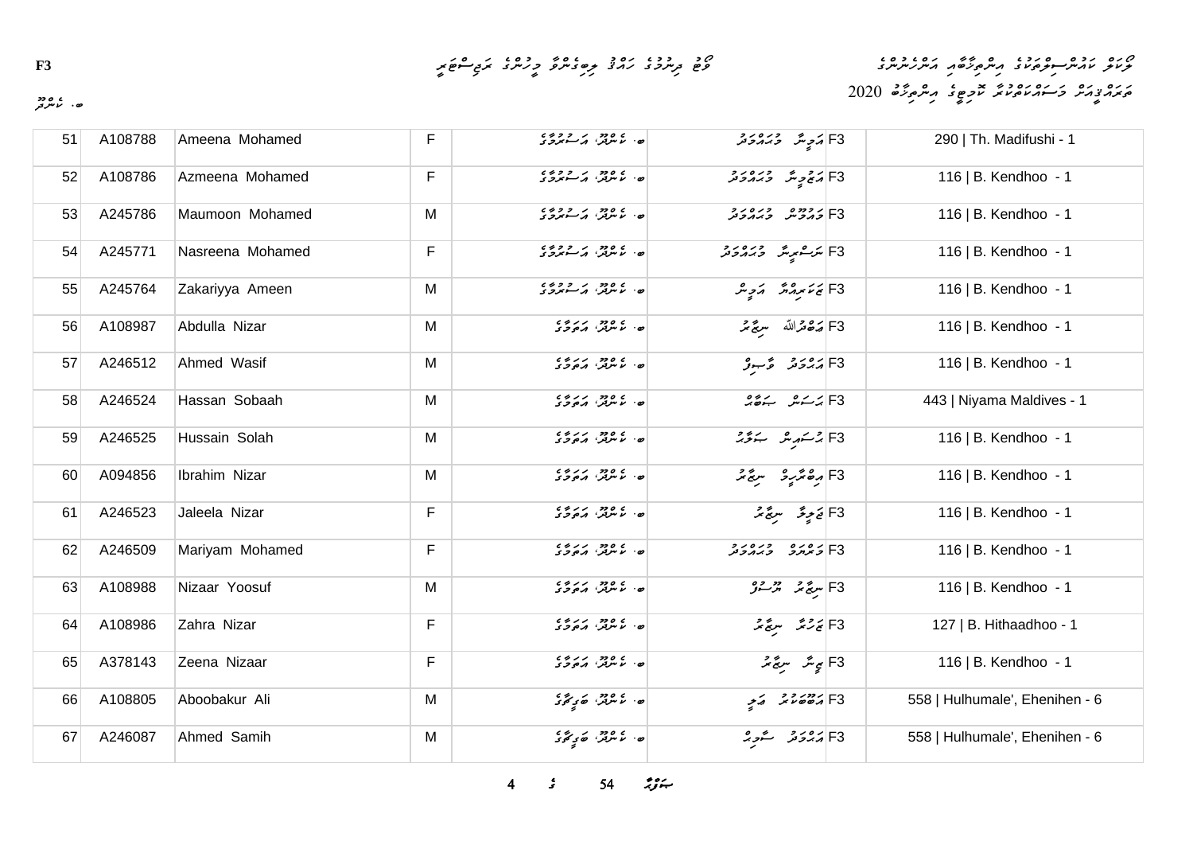| 51 | A108788 | Ameena Mohamed | F | ﻿ﻩ. ކެންދޫ، އަސުރުމާގެ | F3 އަމީނާ މުހައްމަދު | 290 \| Th. Madifushi - 1 |
|---|---|---|---|---|---|---|
| 52 | A108786 | Azmeena Mohamed | F | ﻩ. ކެންދޫ، އަސުރުމާގެ | F3 އަޒްމީނާ މުހައްމަދު | 116 \| B. Kendhoo - 1 |
| 53 | A245786 | Maumoon Mohamed | M | ﻩ. ކެންދޫ، އަސުރުމާގެ | F3 މައުމޫން މުހައްމަދު | 116 \| B. Kendhoo - 1 |
| 54 | A245771 | Nasreena Mohamed | F | ﻩ. ކެންދޫ، އަސުރުމާގެ | F3 ނަސްރީނާ މުހައްމަދު | 116 \| B. Kendhoo - 1 |
| 55 | A245764 | Zakariyya Ameen | M | ﻩ. ކެންދޫ، އަސުރުމާގެ | F3 ޒަކަރިއްޔާ އަމީން | 116 \| B. Kendhoo - 1 |
| 56 | A108987 | Abdulla Nizar | M | ﻩ. ކެންދޫ، އަތަމާގެ | F3 އަބްދުﷲ ނިޒާރު | 116 \| B. Kendhoo - 1 |
| 57 | A246512 | Ahmed Wasif | M | ﻩ. ކެންދޫ، އަތަމާގެ | F3 އަހްމަދު ވާސިފު | 116 \| B. Kendhoo - 1 |
| 58 | A246524 | Hassan Sobaah | M | ﻩ. ކެންދޫ، އަތަމާގެ | F3 ހަސަން ސަބާހު | 443 \| Niyama Maldives - 1 |
| 59 | A246525 | Hussain Solah | M | ﻩ. ކެންދޫ، އަތަމާގެ | F3 ހުސައިން ސަލާހު | 116 \| B. Kendhoo - 1 |
| 60 | A094856 | Ibrahim Nizar | M | ﻩ. ކެންދޫ، އަތަމާގެ | F3 އިބްރާހީމް ނިޒާރު | 116 \| B. Kendhoo - 1 |
| 61 | A246523 | Jaleela Nizar | F | ﻩ. ކެންދޫ، އަތަމާގެ | F3 ޖަލީލާ ނިޒާރު | 116 \| B. Kendhoo - 1 |
| 62 | A246509 | Mariyam Mohamed | F | ﻩ. ކެންދޫ، އަތަމާގެ | F3 މަރިޔަމް މުހައްމަދު | 116 \| B. Kendhoo - 1 |
| 63 | A108988 | Nizaar Yoosuf | M | ﻩ. ކެންދޫ، އަތަމާގެ | F3 ނިޒާރު ޔޫސުފް | 116 \| B. Kendhoo - 1 |
| 64 | A108986 | Zahra Nizar | F | ﻩ. ކެންދޫ، އަތަމާގެ | F3 ޒަހުރާ ނިޒާރު | 127 \| B. Hithaadhoo - 1 |
| 65 | A378143 | Zeena Nizaar | F | ﻩ. ކެންދޫ، އަތަމާގެ | F3 ޒީނާ ނިޒާރު | 116 \| B. Kendhoo - 1 |
| 66 | A108805 | Aboobakur Ali | M | ﻩ. ކެންދޫ، ބަގީޗާގެ | F3 އަބޫބަކުރު އަލި | 558 \| Hulhumale', Ehenihen - 6 |
| 67 | A246087 | Ahmed Samih | M | ﻩ. ކެންދޫ، ބަގީޗާގެ | F3 އަހްމަދު ސާމިހު | 558 \| Hulhumale', Ehenihen - 6 |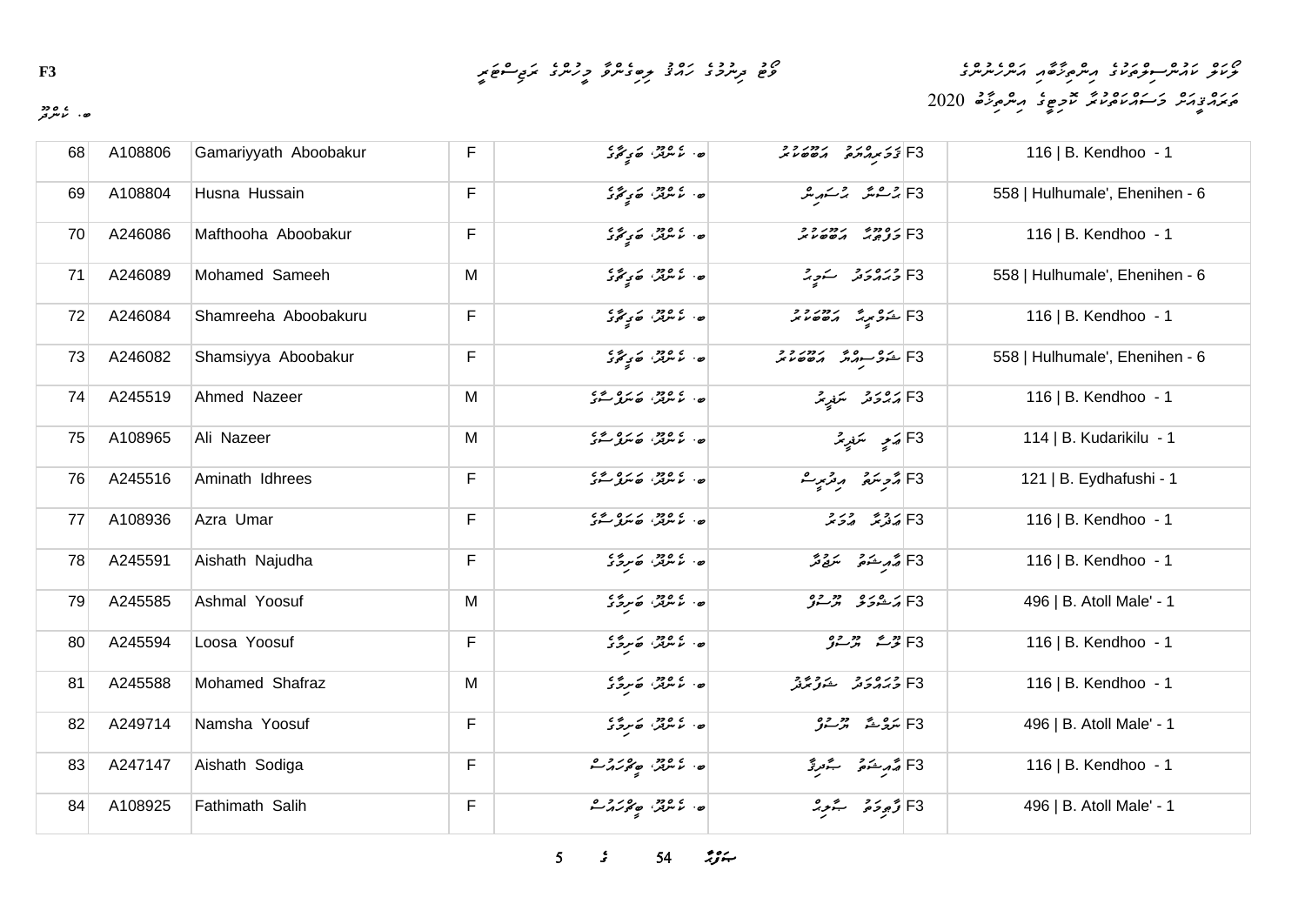| 68 | A108806 | Gamariyyath Aboobakur | F | ބ. ކެންދޫ، ބަގީޗާގެ | ގަމަރިއްޔަތު އަބޫބަކުރު | F3 | 116 \| B. Kendhoo - 1 |
|---|---|---|---|---|---|---|---|
| 69 | A108804 | Husna Hussain | F | ބ. ކެންދޫ، ބަގީޗާގެ | ހުސްނާ ހުސައިން | F3 | 558 \| Hulhumale', Ehenihen - 6 |
| 70 | A246086 | Mafthooha Aboobakur | F | ބ. ކެންދޫ، ބަގީޗާގެ | މަފްތޫހާ އަބޫބަކުރު | F3 | 116 \| B. Kendhoo - 1 |
| 71 | A246089 | Mohamed Sameeh | M | ބ. ކެންދޫ، ބަގީޗާގެ | މުހައްމަދު ސަމީހު | F3 | 558 \| Hulhumale', Ehenihen - 6 |
| 72 | A246084 | Shamreeha Aboobakuru | F | ބ. ކެންދޫ، ބަގީޗާގެ | ޝަމްރީހާ އަބޫބަކުރު | F3 | 116 \| B. Kendhoo - 1 |
| 73 | A246082 | Shamsiyya Aboobakur | F | ބ. ކެންދޫ، ބަގީޗާގެ | ޝަމްސިއްޔާ އަބޫބަކުރު | F3 | 558 \| Hulhumale', Ehenihen - 6 |
| 74 | A245519 | Ahmed Nazeer | M | ބ. ކެންދޫ، ބަނަފްސާގެ | އަހްމަދު ނަޒީރު | F3 | 116 \| B. Kendhoo - 1 |
| 75 | A108965 | Ali Nazeer | M | ބ. ކެންދޫ، ބަނަފްސާގެ | އަލި ނަޒީރު | F3 | 114 \| B. Kudarikilu - 1 |
| 76 | A245516 | Aminath Idhrees | F | ބ. ކެންދޫ، ބަނަފްސާގެ | އާމިނަތު އިދްރީސް | F3 | 121 \| B. Eydhafushi - 1 |
| 77 | A108936 | Azra Umar | F | ބ. ކެންދޫ، ބަނަފްސާގެ | އަޒްރާ އުމަރު | F3 | 116 \| B. Kendhoo - 1 |
| 78 | A245591 | Aishath Najudha | F | ބ. ކެންދޫ، ބަރިމާގެ | އާއިޝަތު ނަޖޫދާ | F3 | 116 \| B. Kendhoo - 1 |
| 79 | A245585 | Ashmal Yoosuf | M | ބ. ކެންދޫ، ބަރިމާގެ | އަޝްމަލް ޔޫސުފް | F3 | 496 \| B. Atoll Male' - 1 |
| 80 | A245594 | Loosa Yoosuf | F | ބ. ކެންދޫ، ބަރިމާގެ | ލޫސާ ޔޫސުފް | F3 | 116 \| B. Kendhoo - 1 |
| 81 | A245588 | Mohamed Shafraz | M | ބ. ކެންދޫ، ބަރިމާގެ | މުހައްމަދު ޝަފްރާޒް | F3 | 116 \| B. Kendhoo - 1 |
| 82 | A249714 | Namsha Yoosuf | F | ބ. ކެންދޫ، ބަރިމާގެ | ނަމްޝާ ޔޫސުފް | F3 | 496 \| B. Atoll Male' - 1 |
| 83 | A247147 | Aishath Sodiga | F | ބ. ކެންދޫ، ބީޗްހައުސް | އާއިޝަތު ސާދިގާ | F3 | 116 \| B. Kendhoo - 1 |
| 84 | A108925 | Fathimath Salih | F | ބ. ކެންދޫ، ބީޗްހައުސް | ފާތިމަތު ސާލިހު | F3 | 496 \| B. Atoll Male' - 1 |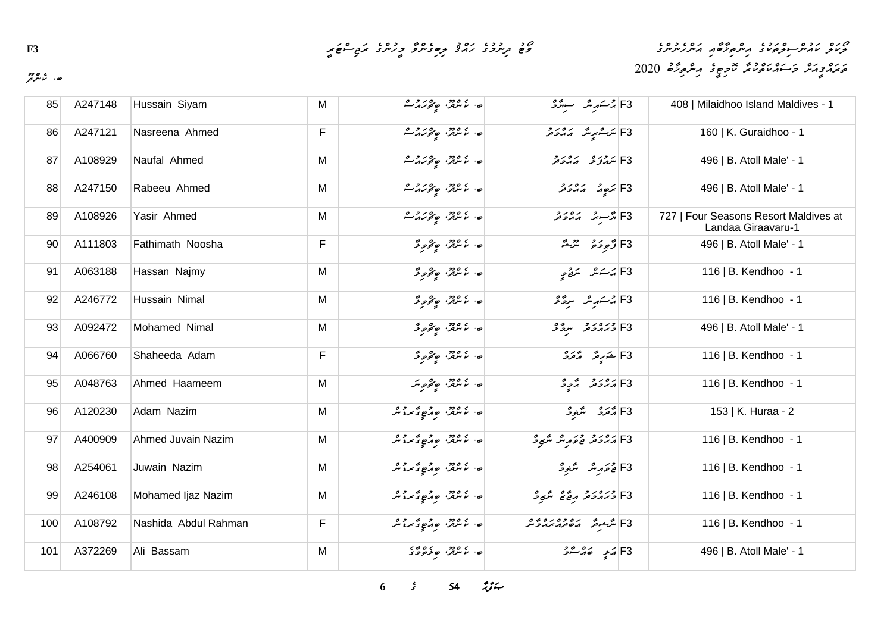| 85 | A247148 | Hussain Siyam | M | ބ. ކެންދޫ، ބީޗްހައުސް | F3 ހުސައިން ސިޔާމް | 408 \| Milaidhoo Island Maldives - 1 |
|---|---|---|---|---|---|---|
| 86 | A247121 | Nasreena Ahmed | F | ބ. ކެންދޫ، ބީޗްހައުސް | F3 ނަސްރީނާ އަޙްމަދު | 160 \| K. Guraidhoo - 1 |
| 87 | A108929 | Naufal Ahmed | M | ބ. ކެންދޫ، ބީޗްހައުސް | F3 ނައުފަލް އަޙްމަދު | 496 \| B. Atoll Male' - 1 |
| 88 | A247150 | Rabeeu Ahmed | M | ބ. ކެންދޫ، ބީޗްހައުސް | F3 ރަބީޢު އަޙްމަދު | 496 \| B. Atoll Male' - 1 |
| 89 | A108926 | Yasir Ahmed | M | ބ. ކެންދޫ، ބީޗްހައުސް | F3 ޔާސިރު އަޙްމަދު | 727 \| Four Seasons Resort Maldives at Landaa Giraavaru-1 |
| 90 | A111803 | Fathimath Noosha | F | ބ. ކެންދޫ، ބީޗްވިލާ | F3 ފާތިމަތު ނޫޝާ | 496 \| B. Atoll Male' - 1 |
| 91 | A063188 | Hassan Najmy | M | ބ. ކެންދޫ، ބީޗްވިލާ | F3 ހަސަން ނަޖްމީ | 116 \| B. Kendhoo - 1 |
| 92 | A246772 | Hussain Nimal | M | ބ. ކެންދޫ، ބީޗްވިލާ | F3 ހުސައިން ނިމާލް | 116 \| B. Kendhoo - 1 |
| 93 | A092472 | Mohamed Nimal | M | ބ. ކެންދޫ، ބީޗްވިލާ | F3 މުޙައްމަދު ނިމާލް | 496 \| B. Atoll Male' - 1 |
| 94 | A066760 | Shaheeda Adam | F | ބ. ކެންދޫ، ބީޗްވިލާ | F3 ޝަހީދާ އާދަމް | 116 \| B. Kendhoo - 1 |
| 95 | A048763 | Ahmed Haameem | M | ބ. ކެންދޫ، ބީޗްވިއު | F3 އަޙްމަދު ހާމީމް | 116 \| B. Kendhoo - 1 |
| 96 | A120230 | Adam Nazim | M | ބ. ކެންދޫ، ބިއުޓީފުލްސަން | F3 އާދަމް ނާޒިމް | 153 \| K. Huraa - 2 |
| 97 | A400909 | Ahmed Juvain Nazim | M | ބ. ކެންދޫ، ބިއުޓީފުލްސަން | F3 އަޙްމަދު ޖުވައިން ނާޒިމް | 116 \| B. Kendhoo - 1 |
| 98 | A254061 | Juwain Nazim | M | ބ. ކެންދޫ، ބިއުޓީފުލްސަން | F3 ޖުވައިން ނާޒިމް | 116 \| B. Kendhoo - 1 |
| 99 | A246108 | Mohamed Ijaz Nazim | M | ބ. ކެންދޫ، ބިއުޓީފުލްސަން | F3 މުޙައްމަދު އިޖާޒް ނާޒިމް | 116 \| B. Kendhoo - 1 |
| 100 | A108792 | Nashida Abdul Rahman | F | ބ. ކެންދޫ، ބިއުޓީފުލްސަން | F3 ނާޝިދާ އަބްދުއްރަޙްމާން | 116 \| B. Kendhoo - 1 |
| 101 | A372269 | Ali Bassam | M | ބ. ކެންދޫ، ބުލުވޭވް | F3 އަލީ ބައްސާމް | 496 \| B. Atoll Male' - 1 |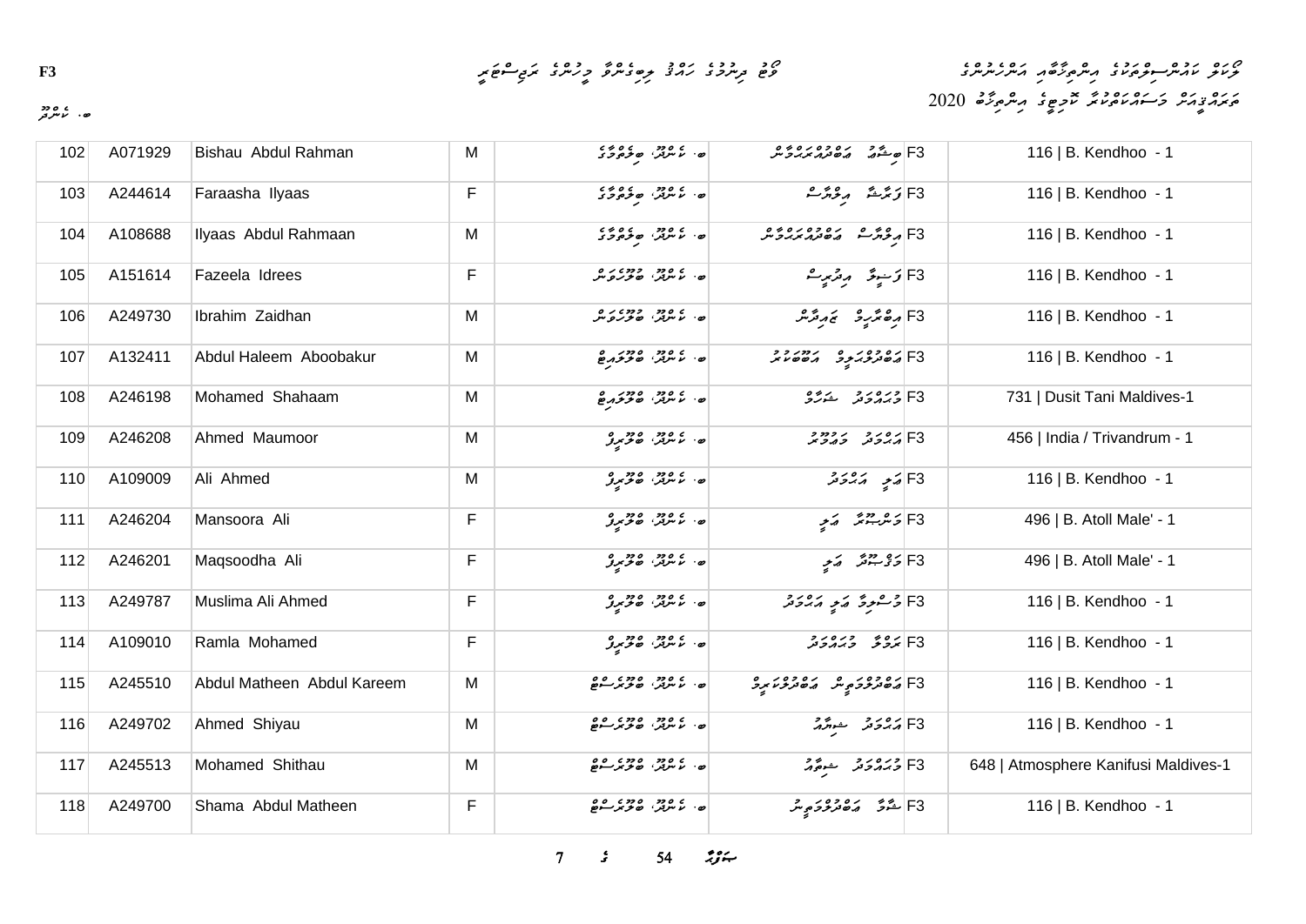| 102 | A071929 | Bishau Abdul Rahman | M | ބ. ކެންދޫ، ބިލިމާގެ | F3 ބިޝާއު އަބްދުއްރަޙްމާން | 116 \| B. Kendhoo - 1 |
|---|---|---|---|---|---|---|
| 103 | A244614 | Faraasha Ilyaas | F | ބ. ކެންދޫ، ބިލިމާގެ | F3 ފަރާޝާ އިލްޔާސް | 116 \| B. Kendhoo - 1 |
| 104 | A108688 | Ilyaas Abdul Rahmaan | M | ބ. ކެންދޫ، ބިލިމާގެ | F3 އިލްޔާސް އަބްދުއްރަޙްމާން | 116 \| B. Kendhoo - 1 |
| 105 | A151614 | Fazeela Idrees | F | ބ. ކެންދޫ، ބޮޑުހުރާގެ | F3 ފަޒީލާ އިދްރީސް | 116 \| B. Kendhoo - 1 |
| 106 | A249730 | Ibrahim Zaidhan | M | ބ. ކެންދޫ، ބޮޑުހުރާގެ | F3 އިބްރާހީމް ޒައިދާން | 116 \| B. Kendhoo - 1 |
| 107 | A132411 | Abdul Haleem Aboobakur | M | ބ. ކެންދޫ، ބޮޑުމަގު | F3 އަބްދުލްހަލީމް އަބޫބަކުރު | 116 \| B. Kendhoo - 1 |
| 108 | A246198 | Mohamed Shahaam | M | ބ. ކެންދޫ، ބޮޑުމަގު | F3 މުޙައްމަދު ޝަހާމް | 731 \| Dusit Tani Maldives-1 |
| 109 | A246208 | Ahmed Maumoor | M | ބ. ކެންދޫ، ބޮޑުރިވާ | F3 އަޙްމަދު މައުމޫރު | 456 \| India / Trivandrum - 1 |
| 110 | A109009 | Ali Ahmed | M | ބ. ކެންދޫ، ބޮޑުރިވާ | F3 އަލި އަޙްމަދު | 116 \| B. Kendhoo - 1 |
| 111 | A246204 | Mansoora Ali | F | ބ. ކެންދޫ، ބޮޑުރިވާ | F3 މަންސޫރާ އަލި | 496 \| B. Atoll Male' - 1 |
| 112 | A246201 | Maqsoodha Ali | F | ބ. ކެންދޫ، ބޮޑުރިވާ | F3 މަޤްސޫދާ އަލި | 496 \| B. Atoll Male' - 1 |
| 113 | A249787 | Muslima Ali Ahmed | F | ބ. ކެންދޫ، ބޮޑުރިވާ | F3 މުސްލިމާ އަލި އަޙްމަދު | 116 \| B. Kendhoo - 1 |
| 114 | A109010 | Ramla Mohamed | F | ބ. ކެންދޫ، ބޮޑުރިވާ | F3 ރަމްލާ މުޙައްމަދު | 116 \| B. Kendhoo - 1 |
| 115 | A245510 | Abdul Matheen Abdul Kareem | M | ބ. ކެންދޫ، ބޮޑުރަސްމީ | F3 އަބްދުލްމަތީން އަބްދުލްކަރީމް | 116 \| B. Kendhoo - 1 |
| 116 | A249702 | Ahmed Shiyau | M | ބ. ކެންދޫ، ބޮޑުރަސްމީ | F3 އަޙްމަދު ޝިޔާއު | 116 \| B. Kendhoo - 1 |
| 117 | A245513 | Mohamed Shithau | M | ބ. ކެންދޫ، ބޮޑުރަސްމީ | F3 މުޙައްމަދު ޝިތާއު | 648 \| Atmosphere Kanifusi Maldives-1 |
| 118 | A249700 | Shama Abdul Matheen | F | ބ. ކެންދޫ، ބޮޑުރަސްމީ | F3 ޝަމާ އަބްދުލްމަތީން | 116 \| B. Kendhoo - 1 |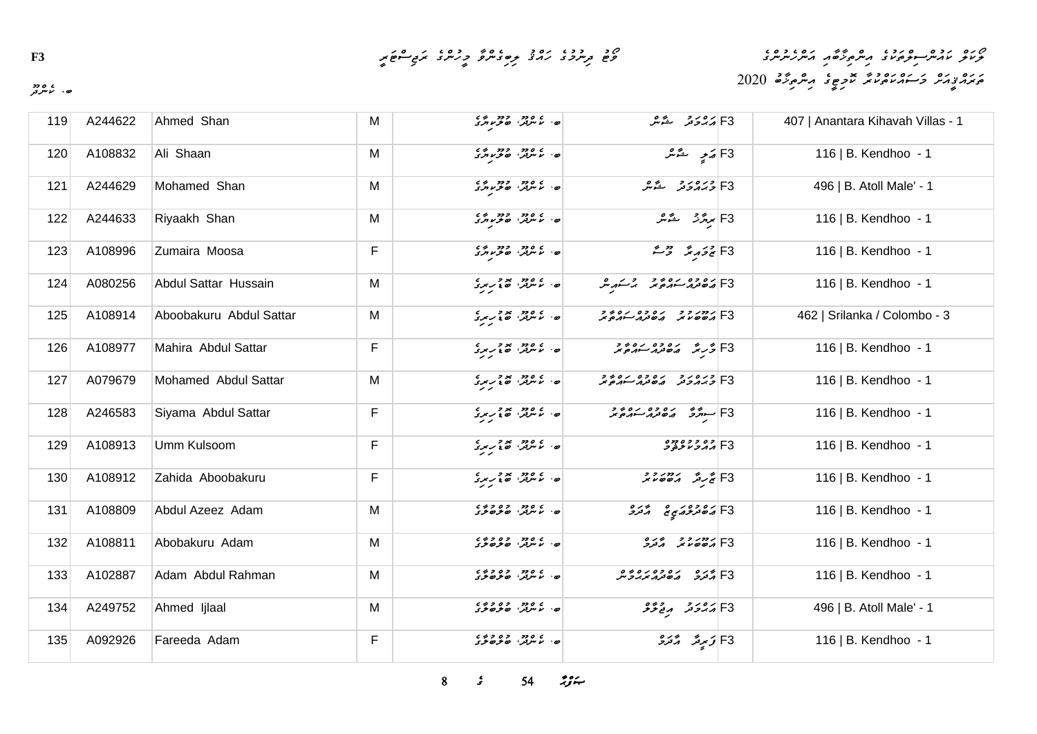| 119 | A244622 | Ahmed Shan | M | ھ. ކެންދޫ، ބޮޑުކިޔާރު | އަހްމަދު ޝާން F3 | 407 \| Anantara Kihavah Villas - 1 |
|---|---|---|---|---|---|---|
| 120 | A108832 | Ali Shaan | M | ھ. ކެންދޫ، ބޮޑުކިޔާރު | އަލި ޝާން F3 | 116 \| B. Kendhoo - 1 |
| 121 | A244629 | Mohamed Shan | M | ھ. ކެންދޫ، ބޮޑުކިޔާރު | މުހައްމަދު ޝާން F3 | 496 \| B. Atoll Male' - 1 |
| 122 | A244633 | Riyaakh Shan | M | ھ. ކެންދޫ، ބޮޑުކިޔާރު | ރިޔާޚް ޝާން F3 | 116 \| B. Kendhoo - 1 |
| 123 | A108996 | Zumaira Moosa | F | ھ. ކެންދޫ، ބޮޑުކިޔާރު | ޒުމައިރާ މޫސާ F3 | 116 \| B. Kendhoo - 1 |
| 124 | A080256 | Abdul Sattar Hussain | M | ھ. ކެންދޫ، ބޯޑުހިރި | އަބްދުލްސައްތާރު ހުސައިން F3 | 116 \| B. Kendhoo - 1 |
| 125 | A108914 | Aboobakuru Abdul Sattar | M | ھ. ކެންދޫ، ބޯޑުހިރި | އަބޫބަކުރު އަބްދުލްސައްތާރު F3 | 462 \| Srilanka / Colombo - 3 |
| 126 | A108977 | Mahira Abdul Sattar | F | ھ. ކެންދޫ، ބޯޑުހިރި | މާހިރާ އަބްދުލްސައްތާރު F3 | 116 \| B. Kendhoo - 1 |
| 127 | A079679 | Mohamed Abdul Sattar | M | ھ. ކެންދޫ، ބޯޑުހިރި | މުހައްމަދު އަބްދުލްސައްތާރު F3 | 116 \| B. Kendhoo - 1 |
| 128 | A246583 | Siyama Abdul Sattar | F | ھ. ކެންދޫ، ބޯޑުހިރި | ސިޔާމާ އަބްދުލްސައްތާރު F3 | 116 \| B. Kendhoo - 1 |
| 129 | A108913 | Umm Kulsoom | F | ھ. ކެންދޫ، ބޯޑުހިރި | އުއްމުކުލްސޫމް F3 | 116 \| B. Kendhoo - 1 |
| 130 | A108912 | Zahida Aboobakuru | F | ھ. ކެންދޫ، ބޯޑުހިރި | ޒާހިދާ އަބޫބަކުރު F3 | 116 \| B. Kendhoo - 1 |
| 131 | A108809 | Abdul Azeez Adam | M | ھ. ކެންދޫ، ބޮޑުބޭގެ | އަބްދުލްއަޒީޒް އާދަމް F3 | 116 \| B. Kendhoo - 1 |
| 132 | A108811 | Abobakuru Adam | M | ھ. ކެންދޫ، ބޮޑުބޭގެ | އަބޫބަކުރު އާދަމް F3 | 116 \| B. Kendhoo - 1 |
| 133 | A102887 | Adam Abdul Rahman | M | ھ. ކެންދޫ، ބޮޑުބޭގެ | އާދަމް އަބްދުއްރަޙްމާން F3 | 116 \| B. Kendhoo - 1 |
| 134 | A249752 | Ahmed Ijlaal | M | ھ. ކެންދޫ، ބޮޑުބޭގެ | އަހްމަދު އިޖްލާލް F3 | 496 \| B. Atoll Male' - 1 |
| 135 | A092926 | Fareeda Adam | F | ھ. ކެންދޫ، ބޮޑުބޭގެ | ފަރީދާ އާދަމް F3 | 116 \| B. Kendhoo - 1 |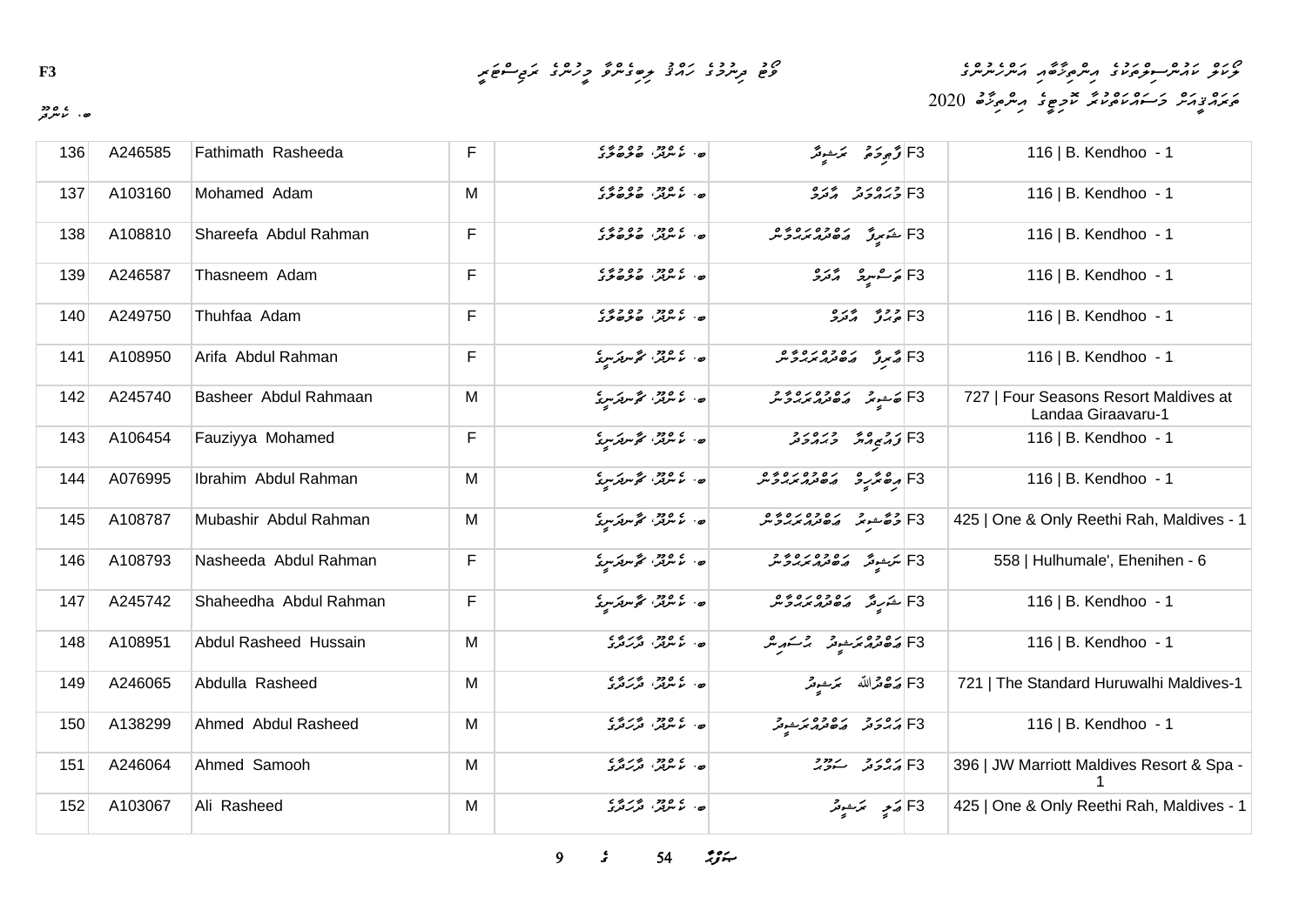| 136 | A246585 | Fathimath Rasheeda | F | ބ. ކެންދޫ، ބުރުބުރާގެ | F3 ފާތިމަތު ރަޝީދާ | 116 \| B. Kendhoo - 1 |
|---|---|---|---|---|---|---|
| 137 | A103160 | Mohamed Adam | M | ބ. ކެންދޫ، ބުރުބުރާގެ | F3 މުހައްމަދު އާދަމް | 116 \| B. Kendhoo - 1 |
| 138 | A108810 | Shareefa Abdul Rahman | F | ބ. ކެންދޫ، ބުރުބުރާގެ | F3 ޝަރީފާ އަބްދުއްރަހްމާން | 116 \| B. Kendhoo - 1 |
| 139 | A246587 | Thasneem Adam | F | ބ. ކެންދޫ، ބުރުބުރާގެ | F3 ތަސްނީމް އާދަމް | 116 \| B. Kendhoo - 1 |
| 140 | A249750 | Thuhfaa Adam | F | ބ. ކެންދޫ، ބުރުބުރާގެ | F3 ތުހްފާ އާދަމް | 116 \| B. Kendhoo - 1 |
| 141 | A108950 | Arifa Abdul Rahman | F | ބ. ކެންދޫ، ވާނަރުނިގެ | F3 އާރިފާ އަބްދުއްރަހްމާން | 116 \| B. Kendhoo - 1 |
| 142 | A245740 | Basheer Abdul Rahmaan | M | ބ. ކެންދޫ، ވާނަރުނިގެ | F3 ބަޝީރު އަބްދުއްރަހްމާން | 727 \| Four Seasons Resort Maldives at Landaa Giraavaru-1 |
| 143 | A106454 | Fauziyya Mohamed | F | ބ. ކެންދޫ، ވާނަރުނިގެ | F3 ފައުޒިއްޔާ މުހައްމަދު | 116 \| B. Kendhoo - 1 |
| 144 | A076995 | Ibrahim Abdul Rahman | M | ބ. ކެންދޫ، ވާނަރުނިގެ | F3 އިބްރާހީމް އަބްދުއްރަހްމާން | 116 \| B. Kendhoo - 1 |
| 145 | A108787 | Mubashir Abdul Rahman | M | ބ. ކެންދޫ، ވާނަރުނިގެ | F3 މުބާޝިރު އަބްދުއްރަހްމާން | 425 \| One & Only Reethi Rah, Maldives - 1 |
| 146 | A108793 | Nasheeda Abdul Rahman | F | ބ. ކެންދޫ، ވާނަރުނިގެ | F3 ނަޝީދާ އަބްދުއްރަހްމާން | 558 \| Hulhumale', Ehenihen - 6 |
| 147 | A245742 | Shaheedha Abdul Rahman | F | ބ. ކެންދޫ، ވާނަރުނިގެ | F3 ޝަހީދާ އަބްދުއްރަހްމާން | 116 \| B. Kendhoo - 1 |
| 148 | A108951 | Abdul Rasheed Hussain | M | ބ. ކެންދޫ، ދޮރަދޮރު | F3 އަބްދުއްރަޝީދު ހުސައިން | 116 \| B. Kendhoo - 1 |
| 149 | A246065 | Abdulla Rasheed | M | ބ. ކެންދޫ، ދޮރަދޮރު | F3 އަބްދުﷲ ރަޝީދު | 721 \| The Standard Huruwalhi Maldives-1 |
| 150 | A138299 | Ahmed Abdul Rasheed | M | ބ. ކެންދޫ، ދޮރަދޮރު | F3 އަހްމަދު އަބްދުއްރަޝީދު | 116 \| B. Kendhoo - 1 |
| 151 | A246064 | Ahmed Samooh | M | ބ. ކެންދޫ، ދޮރަދޮރު | F3 އަހްމަދު ސަމޫހު | 396 \| JW Marriott Maldives Resort & Spa - 1 |
| 152 | A103067 | Ali Rasheed | M | ބ. ކެންދޫ، ދޮރަދޮރު | F3 އަލީ ރަޝީދު | 425 \| One & Only Reethi Rah, Maldives - 1 |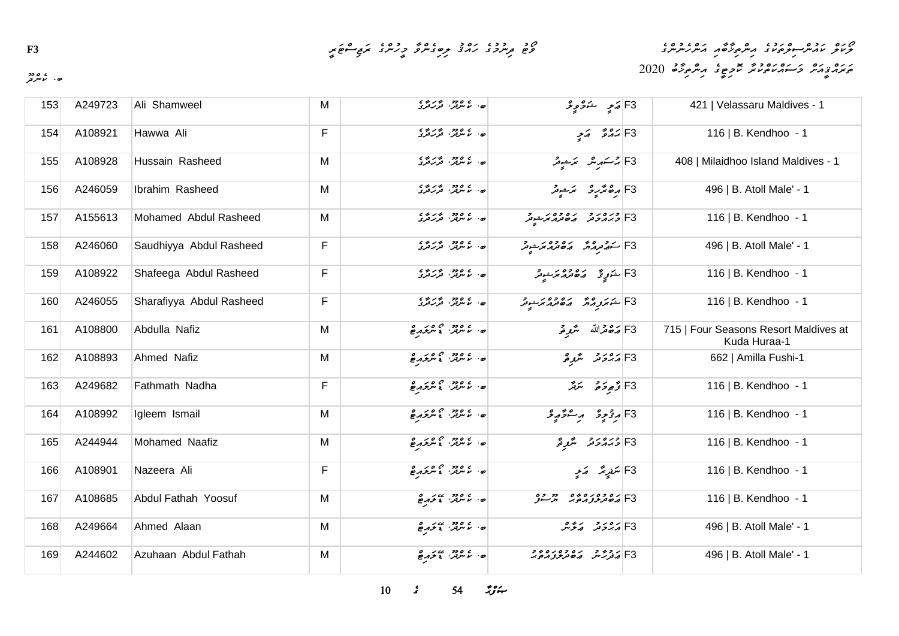ބ. ކެންދޫ

| 153 | A249723 | Ali Shamweel | M | ބ. ކެންދޫ، ދޮހަދޫ | F3 | އަލި ޝަމްވީލް | 421 \| Velassaru Maldives - 1 |
|---|---|---|---|---|---|---|---|
| 154 | A108921 | Hawwa Ali | F | ބ. ކެންދޫ، ދޮހަދޫ | F3 | ހައްވާ އަލި | 116 \| B. Kendhoo - 1 |
| 155 | A108928 | Hussain Rasheed | M | ބ. ކެންދޫ، ދޮހަދޫ | F3 | ހުސައިން ރަޝީދު | 408 \| Milaidhoo Island Maldives - 1 |
| 156 | A246059 | Ibrahim Rasheed | M | ބ. ކެންދޫ، ދޮހަދޫ | F3 | އިބްރާހީމް ރަޝީދު | 496 \| B. Atoll Male' - 1 |
| 157 | A155613 | Mohamed Abdul Rasheed | M | ބ. ކެންދޫ، ދޮހަދޫ | F3 | މުޙައްމަދު އަބްދުއްރަޝީދު | 116 \| B. Kendhoo - 1 |
| 158 | A246060 | Saudhiyya Abdul Rasheed | F | ބ. ކެންދޫ، ދޮހަދޫ | F3 | ސަޢުދިއްޔާ އަބްދުއްރަޝީދު | 496 \| B. Atoll Male' - 1 |
| 159 | A108922 | Shafeega Abdul Rasheed | F | ބ. ކެންދޫ، ދޮހަދޫ | F3 | ޝަފީގާ އަބްދުއްރަޝީދު | 116 \| B. Kendhoo - 1 |
| 160 | A246055 | Sharafiyya Abdul Rasheed | F | ބ. ކެންދޫ، ދޮހަދޫ | F3 | ޝަރަފިއްޔާ އަބްދުއްރަޝީދު | 116 \| B. Kendhoo - 1 |
| 161 | A108800 | Abdulla Nafiz | M | ބ. ކެންދޫ، ގުލްފާމުގެ | F3 | އަބްދުﷲ ނާފިޒު | 715 \| Four Seasons Resort Maldives at Kuda Huraa-1 |
| 162 | A108893 | Ahmed Nafiz | M | ބ. ކެންދޫ، ގުލްފާމުގެ | F3 | އަޙްމަދު ނާފިޒު | 662 \| Amilla Fushi-1 |
| 163 | A249682 | Fathmath Nadha | F | ބ. ކެންދޫ، ގުލްފާމުގެ | F3 | ފާތިމަތު ނަދާ | 116 \| B. Kendhoo - 1 |
| 164 | A108992 | Igleem Ismail | M | ބ. ކެންދޫ، ގުލްފާމުގެ | F3 | އިގްލީމް އިސްމާޢީލް | 116 \| B. Kendhoo - 1 |
| 165 | A244944 | Mohamed Naafiz | M | ބ. ކެންދޫ، ގުލްފާމުގެ | F3 | މުޙައްމަދު ނާފިޒު | 116 \| B. Kendhoo - 1 |
| 166 | A108901 | Nazeera Ali | F | ބ. ކެންދޫ، ގުލްފާމުގެ | F3 | ނަޒީރާ އަލި | 116 \| B. Kendhoo - 1 |
| 167 | A108685 | Abdul Fathah Yoosuf | M | ބ. ކެންދޫ، ގުލާމުގެ | F3 | އަބްދުލްފައްތާޙް ޔޫސުފް | 116 \| B. Kendhoo - 1 |
| 168 | A249664 | Ahmed Alaan | M | ބ. ކެންދޫ، ގުލާމުގެ | F3 | އަޙްމަދު އަލާން | 496 \| B. Atoll Male' - 1 |
| 169 | A244602 | Azuhaan Abdul Fathah | M | ބ. ކެންދޫ، ގުލާމުގެ | F3 | އަޒުހާން އަބްދުލްފައްތާޙް | 496 \| B. Atoll Male' - 1 |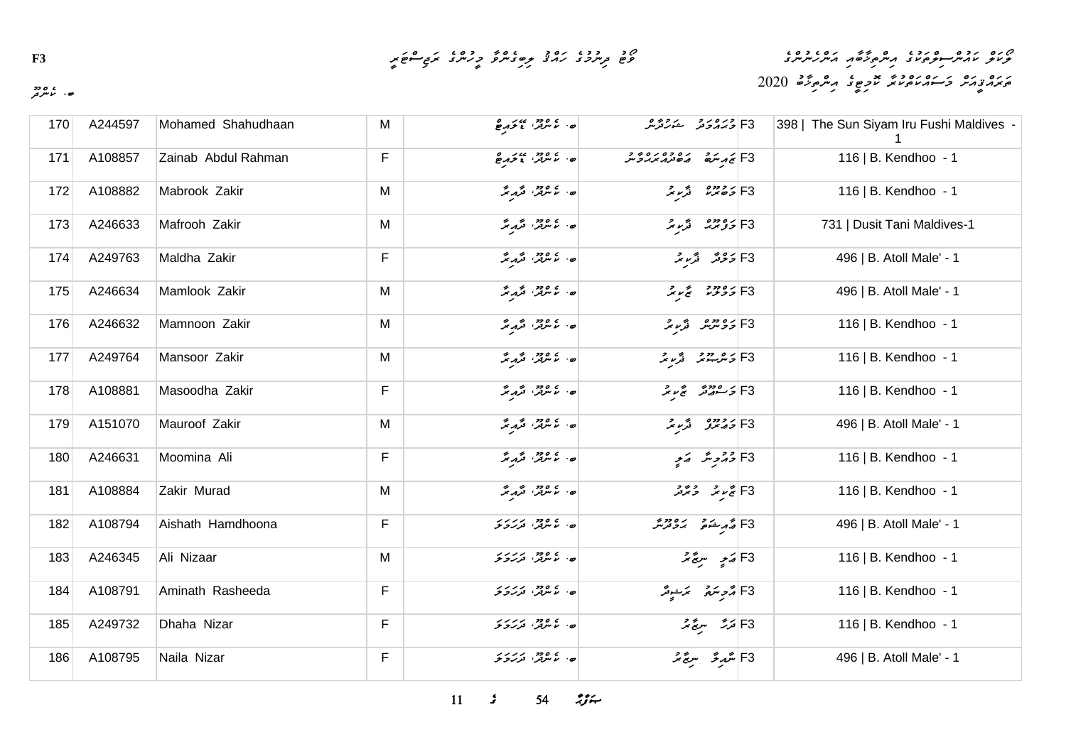| 170 | A244597 | Mohamed Shahudhaan | M | ހ. ކެންދޫ، ޤަމަރުޖ | F3 ޝަހުދާން ޝަހުދާން | 398 \| The Sun Siyam Iru Fushi Maldives - 1 |
|---|---|---|---|---|---|---|
| 171 | A108857 | Zainab Abdul Rahman | F | ހ. ކެންދޫ، ޤަމަރުޖ | F3 ޒައިނަބް އަބްދުއްރަޙްމާން | 116 \| B. Kendhoo - 1 |
| 172 | A108882 | Mabrook Zakir | M | ހ. ކެންދޫ، ދާއިރާ | F3 މަބްރޫކް ޒާކިރު | 116 \| B. Kendhoo - 1 |
| 173 | A246633 | Mafrooh Zakir | M | ހ. ކެންދޫ، ދާއިރާ | F3 މަފްރޫހް ޒާކިރު | 731 \| Dusit Tani Maldives-1 |
| 174 | A249763 | Maldha Zakir | F | ހ. ކެންދޫ، ދާއިރާ | F3 މަލްދާ ޒާކިރު | 496 \| B. Atoll Male' - 1 |
| 175 | A246634 | Mamlook Zakir | M | ހ. ކެންދޫ، ދާއިރާ | F3 މަމްލޫކް ޒާކިރު | 496 \| B. Atoll Male' - 1 |
| 176 | A246632 | Mamnoon Zakir | M | ހ. ކެންދޫ، ދާއިރާ | F3 މަމްނޫން ޒާކިރު | 116 \| B. Kendhoo - 1 |
| 177 | A249764 | Mansoor Zakir | M | ހ. ކެންދޫ، ދާއިރާ | F3 މަންސޫރު ޒާކިރު | 116 \| B. Kendhoo - 1 |
| 178 | A108881 | Masoodha Zakir | F | ހ. ކެންދޫ، ދާއިރާ | F3 މަސްޢޫދާ ޒާކިރު | 116 \| B. Kendhoo - 1 |
| 179 | A151070 | Mauroof Zakir | M | ހ. ކެންދޫ، ދާއިރާ | F3 މައުރޫފް ޒާކިރު | 496 \| B. Atoll Male' - 1 |
| 180 | A246631 | Moomina Ali | F | ހ. ކެންދޫ، ދާއިރާ | F3 މޫމިނާ އަލި | 116 \| B. Kendhoo - 1 |
| 181 | A108884 | Zakir Murad | M | ހ. ކެންދޫ، ދާއިރާ | F3 ޒާކިރު މުރާދު | 116 \| B. Kendhoo - 1 |
| 182 | A108794 | Aishath Hamdhoona | F | ހ. ކެންދޫ، ދަރަމަވަ | F3 އާއިޝަތު ހަމްދޫނާ | 496 \| B. Atoll Male' - 1 |
| 183 | A246345 | Ali Nizaar | M | ހ. ކެންދޫ، ދަރަމަވަ | F3 އަލި ނިޒާރު | 116 \| B. Kendhoo - 1 |
| 184 | A108791 | Aminath Rasheeda | F | ހ. ކެންދޫ، ދަރަމަވަ | F3 އާމިނަތު ރަޝީދާ | 116 \| B. Kendhoo - 1 |
| 185 | A249732 | Dhaha Nizar | F | ހ. ކެންދޫ، ދަރަމަވަ | F3 ދަހާ ނިޒާރު | 116 \| B. Kendhoo - 1 |
| 186 | A108795 | Naila Nizar | F | ހ. ކެންދޫ، ދަރަމަވަ | F3 ނާއިލާ ނިޒާރު | 496 \| B. Atoll Male' - 1 |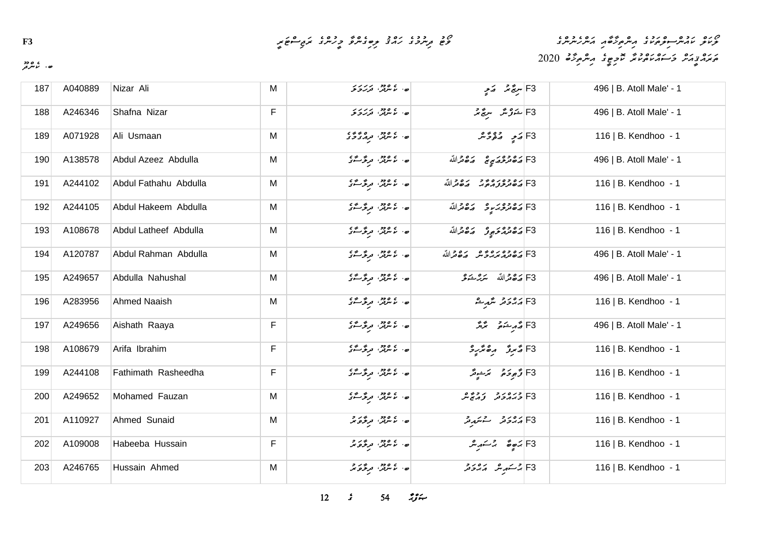| 187 | A040889 | Nizar Ali | M | ھ. ގެސްޓް، ރަހަމަތު | F3 ނިޒާރު ޢަލީ | 496 \| B. Atoll Male' - 1 |
|---|---|---|---|---|---|---|
| 188 | A246346 | Shafna Nizar | F | ھ. ގެސްޓް، ރަހަމަތު | F3 ޝަފްނާ ނިޒާރު | 496 \| B. Atoll Male' - 1 |
| 189 | A071928 | Ali Usmaan | M | ھ. ގެސްޓް، ރިއުމާލް | F3 ޢަލީ ޢުސްމާން | 116 \| B. Kendhoo - 1 |
| 190 | A138578 | Abdul Azeez Abdulla | M | ھ. ގެސްޓް، ރިވާސާގެ | F3 ޢަބްދުލްޢަޒީޒު ޢަބްދުﷲ | 496 \| B. Atoll Male' - 1 |
| 191 | A244102 | Abdul Fathahu Abdulla | M | ھ. ގެސްޓް، ރިވާސާގެ | F3 ޢަބްދުލްފައްތާޙު ޢަބްދުﷲ | 116 \| B. Kendhoo - 1 |
| 192 | A244105 | Abdul Hakeem Abdulla | M | ھ. ގެސްޓް، ރިވާސާގެ | F3 ޢަބްދުލްޙަކީމް ޢަބްދުﷲ | 116 \| B. Kendhoo - 1 |
| 193 | A108678 | Abdul Latheef Abdulla | M | ھ. ގެސްޓް، ރިވާސާގެ | F3 ޢަބްދުއްލަޠީފު ޢަބްދުﷲ | 116 \| B. Kendhoo - 1 |
| 194 | A120787 | Abdul Rahman Abdulla | M | ھ. ގެސްޓް، ރިވާސާގެ | F3 ޢަބްދުއްރަޙްމާން ޢަބްދުﷲ | 496 \| B. Atoll Male' - 1 |
| 195 | A249657 | Abdulla Nahushal | M | ھ. ގެސްޓް، ރިވާސާގެ | F3 ޢަބްދުﷲ ނަހުޝަލް | 496 \| B. Atoll Male' - 1 |
| 196 | A283956 | Ahmed Naaish | M | ھ. ގެސްޓް، ރިވާސާގެ | F3 އަޙްމަދު ނާއިޝް | 116 \| B. Kendhoo - 1 |
| 197 | A249656 | Aishath Raaya | F | ھ. ގެސްޓް، ރިވާސާގެ | F3 އާއިޝަތު ރާޔާ | 496 \| B. Atoll Male' - 1 |
| 198 | A108679 | Arifa Ibrahim | F | ھ. ގެސްޓް، ރިވާސާގެ | F3 އާރިފާ އިބްރާހީމް | 116 \| B. Kendhoo - 1 |
| 199 | A244108 | Fathimath Rasheedha | F | ھ. ގެސްޓް، ރިވާސާގެ | F3 ފާތިމަތު ރަޝީދާ | 116 \| B. Kendhoo - 1 |
| 200 | A249652 | Mohamed Fauzan | M | ھ. ގެސްޓް، ރިވާސާގެ | F3 މުޙައްމަދު ފައުޒާން | 116 \| B. Kendhoo - 1 |
| 201 | A110927 | Ahmed Sunaid | M | ھ. ގެސްޓް، ރިވާވަރު | F3 އަޙްމަދު ސުނައިދު | 116 \| B. Kendhoo - 1 |
| 202 | A109008 | Habeeba Hussain | F | ھ. ގެސްޓް، ރިވާވަރު | F3 ހަބީބާ ޙުސައިން | 116 \| B. Kendhoo - 1 |
| 203 | A246765 | Hussain Ahmed | M | ھ. ގެސްޓް، ރިވާވަރު | F3 ޙުސައިން އަޙްމަދު | 116 \| B. Kendhoo - 1 |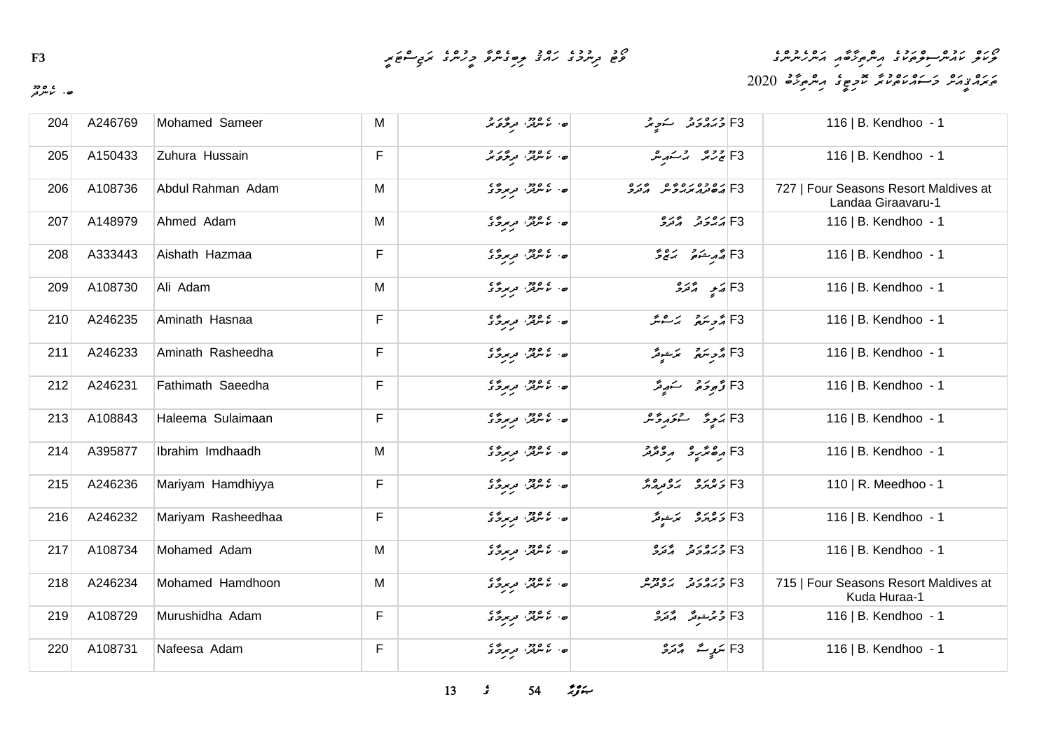| 204 | A246769 | Mohamed Sameer | M | ބ. ކެންދޫ، ދިލްވަރު | މުޙައްމަދު ސަމީރު | F3 | 116 \| B. Kendhoo - 1 |
|---|---|---|---|---|---|---|---|
| 205 | A150433 | Zuhura Hussain | F | ބ. ކެންދޫ، ދިލްވަރު | ޒުހުރާ ހުސައިން | F3 | 116 \| B. Kendhoo - 1 |
| 206 | A108736 | Abdul Rahman Adam | M | ބ. ކެންދޫ، ދިރިމާގެ | އަބްދުއްރަޙްމާން އާދަމް | F3 | 727 \| Four Seasons Resort Maldives at Landaa Giraavaru-1 |
| 207 | A148979 | Ahmed Adam | M | ބ. ކެންދޫ، ދިރިމާގެ | އަޙްމަދު އާދަމް | F3 | 116 \| B. Kendhoo - 1 |
| 208 | A333443 | Aishath Hazmaa | F | ބ. ކެންދޫ، ދިރިމާގެ | އާއިޝަތު ހަޒްމާ | F3 | 116 \| B. Kendhoo - 1 |
| 209 | A108730 | Ali Adam | M | ބ. ކެންދޫ، ދިރިމާގެ | އަލި އާދަމް | F3 | 116 \| B. Kendhoo - 1 |
| 210 | A246235 | Aminath Hasnaa | F | ބ. ކެންދޫ، ދިރިމާގެ | އާމިނަތު ހަސްނާ | F3 | 116 \| B. Kendhoo - 1 |
| 211 | A246233 | Aminath Rasheedha | F | ބ. ކެންދޫ، ދިރިމާގެ | އާމިނަތު ރަޝީދާ | F3 | 116 \| B. Kendhoo - 1 |
| 212 | A246231 | Fathimath Saeedha | F | ބ. ކެންދޫ، ދިރިމާގެ | ފާތިމަތު ސައީދާ | F3 | 116 \| B. Kendhoo - 1 |
| 213 | A108843 | Haleema Sulaimaan | F | ބ. ކެންދޫ، ދިރިމާގެ | ހަލީމާ ސުލައިމާން | F3 | 116 \| B. Kendhoo - 1 |
| 214 | A395877 | Ibrahim Imdhaadh | M | ބ. ކެންދޫ، ދިރިމާގެ | އިބްރާހީމް އިމްދާދު | F3 | 116 \| B. Kendhoo - 1 |
| 215 | A246236 | Mariyam Hamdhiyya | F | ބ. ކެންދޫ، ދިރިމާގެ | މަރިޔަމް ހަމްދިއްޔާ | F3 | 110 \| R. Meedhoo - 1 |
| 216 | A246232 | Mariyam Rasheedhaa | F | ބ. ކެންދޫ، ދިރިމާގެ | މަރިޔަމް ރަޝީދާ | F3 | 116 \| B. Kendhoo - 1 |
| 217 | A108734 | Mohamed Adam | M | ބ. ކެންދޫ، ދިރިމާގެ | މުޙައްމަދު އާދަމް | F3 | 116 \| B. Kendhoo - 1 |
| 218 | A246234 | Mohamed Hamdhoon | M | ބ. ކެންދޫ، ދިރިމާގެ | މުޙައްމަދު ހަމްދޫން | F3 | 715 \| Four Seasons Resort Maldives at Kuda Huraa-1 |
| 219 | A108729 | Murushidha Adam | F | ބ. ކެންދޫ، ދިރިމާގެ | މުރުޝިދާ އާދަމް | F3 | 116 \| B. Kendhoo - 1 |
| 220 | A108731 | Nafeesa Adam | F | ބ. ކެންދޫ، ދިރިމާގެ | ނަފީސާ އާދަމް | F3 | 116 \| B. Kendhoo - 1 |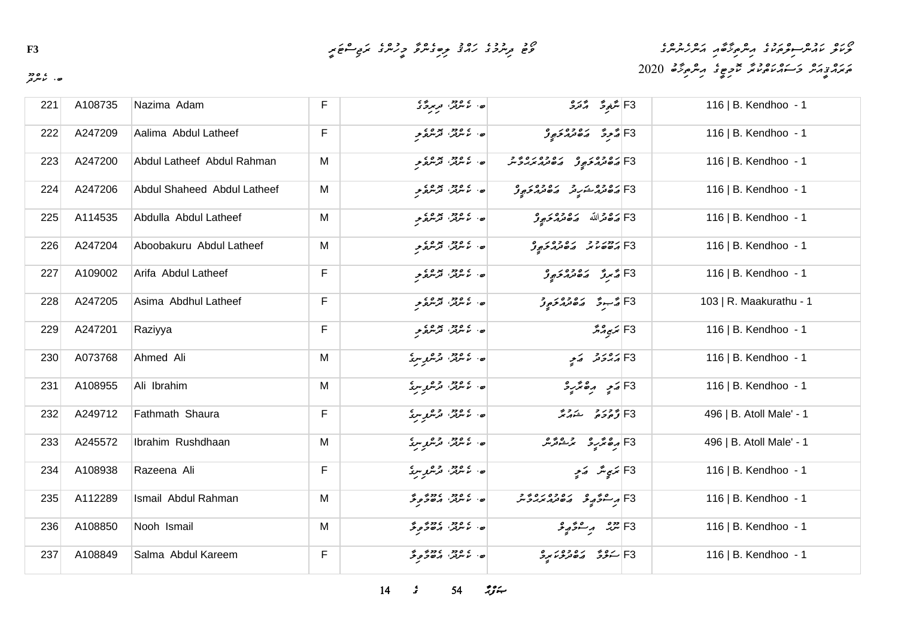| 221 | A108735 | Nazima Adam | F | ބ. ކެންދޫ، ދިރިމާގެ | F3 ނާޒިމާ އާދަމް | 116 \| B. Kendhoo - 1 |
|---|---|---|---|---|---|---|
| 222 | A247209 | Aalima Abdul Latheef | F | ބ. ކެންދޫ، ދޫންތުލި | F3 އާލިމާ އަބްދުއްލަޠީފް | 116 \| B. Kendhoo - 1 |
| 223 | A247200 | Abdul Latheef Abdul Rahman | M | ބ. ކެންދޫ، ދޫންތުލި | F3 އަބްދުއްލަޠީފް އަބްދުއްރަޙްމާން | 116 \| B. Kendhoo - 1 |
| 224 | A247206 | Abdul Shaheed Abdul Latheef | M | ބ. ކެންދޫ، ދޫންތުލި | F3 އަބްދުއްޝަހީދު އަބްދުއްލަޠީފް | 116 \| B. Kendhoo - 1 |
| 225 | A114535 | Abdulla Abdul Latheef | M | ބ. ކެންދޫ، ދޫންތުލި | F3 އަބްދުﷲ އަބްދުއްލަޠީފް | 116 \| B. Kendhoo - 1 |
| 226 | A247204 | Aboobakuru Abdul Latheef | M | ބ. ކެންދޫ، ދޫންތުލި | F3 އަބޫބަކުރު އަބްދުއްލަޠީފް | 116 \| B. Kendhoo - 1 |
| 227 | A109002 | Arifa Abdul Latheef | F | ބ. ކެންދޫ، ދޫންތުލި | F3 އާރިފާ އަބްދުއްލަޠީފް | 116 \| B. Kendhoo - 1 |
| 228 | A247205 | Asima Abdhul Latheef | F | ބ. ކެންދޫ، ދޫންތުލި | F3 އާސިމާ އަބްދުއްލަތީފު | 103 \| R. Maakurathu - 1 |
| 229 | A247201 | Raziyya | F | ބ. ކެންދޫ، ދޫންތުލި | F3 ރަޒިއްޔާ | 116 \| B. Kendhoo - 1 |
| 230 | A073768 | Ahmed Ali | M | ބ. ކެންދޫ، ދުންތުރިގެ | F3 އަޙްމަދު އަލި | 116 \| B. Kendhoo - 1 |
| 231 | A108955 | Ali Ibrahim | M | ބ. ކެންދޫ، ދުންތުރިގެ | F3 އަލި އިބްރާހިމް | 116 \| B. Kendhoo - 1 |
| 232 | A249712 | Fathmath Shaura | F | ބ. ކެންދޫ، ދުންތުރިގެ | F3 ފާތިމަތު ޝައުރާ | 496 \| B. Atoll Male' - 1 |
| 233 | A245572 | Ibrahim Rushdhaan | M | ބ. ކެންދޫ، ދުންތުރިގެ | F3 އިބްރާހިމް ރުޝްދާން | 496 \| B. Atoll Male' - 1 |
| 234 | A108938 | Razeena Ali | F | ބ. ކެންދޫ، ދުންތުރިގެ | F3 ރަޒީނާ އަލި | 116 \| B. Kendhoo - 1 |
| 235 | A112289 | Ismail Abdul Rahman | M | ބ. ކެންދޫ، އަބޫމާލާ | F3 އިސްމާއިލް އަބްދުއްރަޙްމާން | 116 \| B. Kendhoo - 1 |
| 236 | A108850 | Nooh Ismail | M | ބ. ކެންދޫ، އަބޫމާލާ | F3 ނޫޙް އިސްމާއިލް | 116 \| B. Kendhoo - 1 |
| 237 | A108849 | Salma Abdul Kareem | F | ބ. ކެންދޫ، އަބޫމާލާ | F3 ސަލްމާ އަބްދުލްކަރީމް | 116 \| B. Kendhoo - 1 |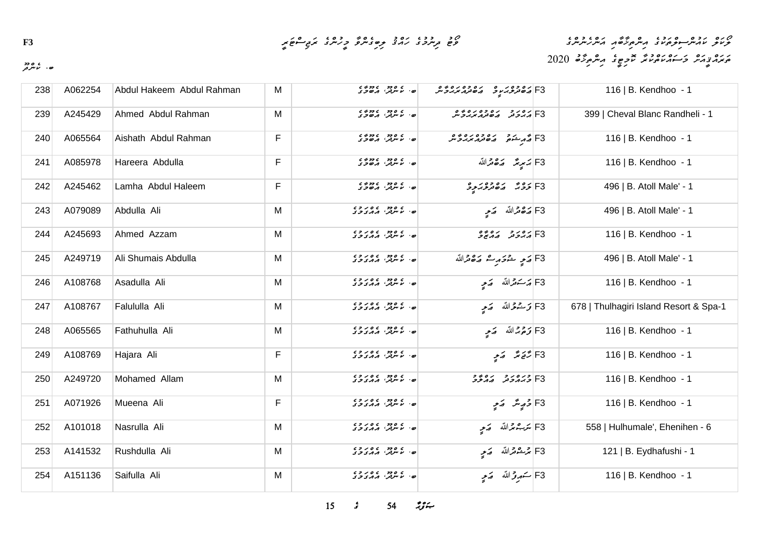| 238 | A062254 | Abdul Hakeem Abdul Rahman | M | ھ. ކެންދޫ، އަބުވާގެ | ޢަބްދުލްޙަކީމް ޢަބްދުއްރަޙްމާން F3 | 116 \| B. Kendhoo - 1 |
|---|---|---|---|---|---|---|
| 239 | A245429 | Ahmed Abdul Rahman | M | ھ. ކެންދޫ، އަބުވާގެ | އަޙްމަދު ޢަބްދުއްރަޙްމާން F3 | 399 \| Cheval Blanc Randheli - 1 |
| 240 | A065564 | Aishath Abdul Rahman | F | ھ. ކެންދޫ، އަބުވާގެ | ޢާއިޝަތު ޢަބްދުއްރަޙްމާން F3 | 116 \| B. Kendhoo - 1 |
| 241 | A085978 | Hareera Abdulla | F | ھ. ކެންދޫ، އަބުވާގެ | ހަރީރާ ޢަބްދުﷲ F3 | 116 \| B. Kendhoo - 1 |
| 242 | A245462 | Lamha Abdul Haleem | F | ھ. ކެންދޫ، އަބުވާގެ | ލަމްހާ ޢަބްދުލްޙަލީމް F3 | 496 \| B. Atoll Male' - 1 |
| 243 | A079089 | Abdulla Ali | M | ھ. ކެންދޫ، އައްޑަގެ | ޢަބްދުﷲ ޢަލީ F3 | 496 \| B. Atoll Male' - 1 |
| 244 | A245693 | Ahmed Azzam | M | ھ. ކެންދޫ، އައްޑަގެ | އަޙްމަދު ޢައްޒާމް F3 | 116 \| B. Kendhoo - 1 |
| 245 | A249719 | Ali Shumais Abdulla | M | ھ. ކެންދޫ، އައްޑަގެ | ޢަލީ ޝުމައިސް ޢަބްދުﷲ F3 | 496 \| B. Atoll Male' - 1 |
| 246 | A108768 | Asadulla Ali | M | ھ. ކެންދޫ، އައްޑަގެ | އަސަދުﷲ ޢަލީ F3 | 116 \| B. Kendhoo - 1 |
| 247 | A108767 | Falululla Ali | M | ھ. ކެންދޫ، އައްޑަގެ | ފަޟްލުﷲ ޢަލީ F3 | 678 \| Thulhagiri Island Resort & Spa-1 |
| 248 | A065565 | Fathuhulla Ali | M | ھ. ކެންދޫ، އައްޑަގެ | ފަތުޙުﷲ ޢަލީ F3 | 116 \| B. Kendhoo - 1 |
| 249 | A108769 | Hajara Ali | F | ھ. ކެންދޫ، އައްޑަގެ | ހާޖަރާ ޢަލީ F3 | 116 \| B. Kendhoo - 1 |
| 250 | A249720 | Mohamed Allam | M | ھ. ކެންދޫ، އައްޑަގެ | މުޙައްމަދު ޢައްލާމް F3 | 116 \| B. Kendhoo - 1 |
| 251 | A071926 | Mueena Ali | F | ھ. ކެންދޫ، އައްޑަގެ | މުޢީނާ ޢަލީ F3 | 116 \| B. Kendhoo - 1 |
| 252 | A101018 | Nasrulla Ali | M | ھ. ކެންދޫ، އައްޑަގެ | ނަޞްރުﷲ ޢަލީ F3 | 558 \| Hulhumale', Ehenihen - 6 |
| 253 | A141532 | Rushdulla Ali | M | ھ. ކެންދޫ، އައްޑަގެ | ރުޝްދުﷲ ޢަލީ F3 | 121 \| B. Eydhafushi - 1 |
| 254 | A151136 | Saifulla Ali | M | ھ. ކެންދޫ، އައްޑަގެ | ސައިފުﷲ ޢަލީ F3 | 116 \| B. Kendhoo - 1 |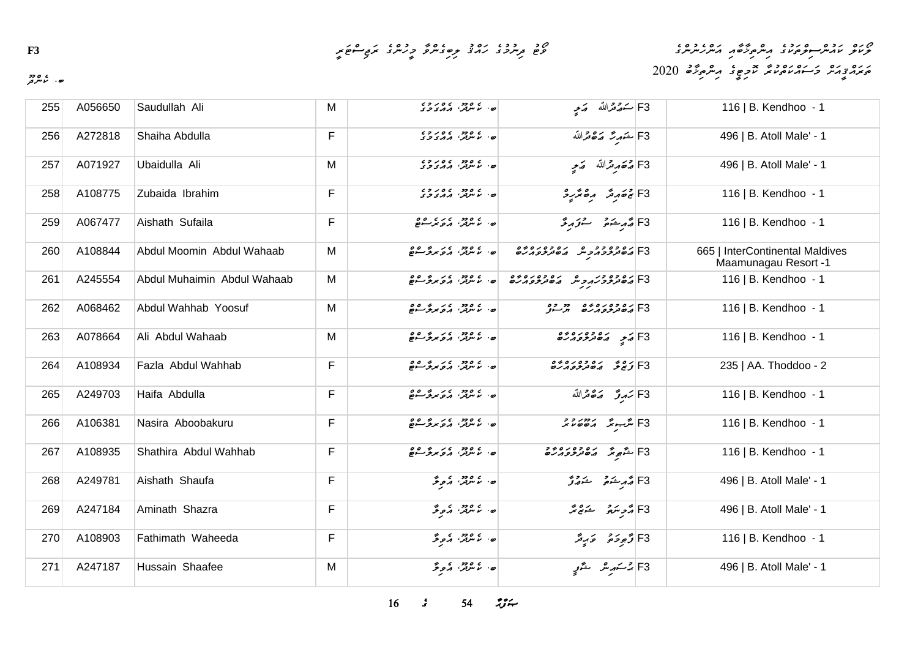| 255 | A056650 | Saudullah Ali | M | ھ. ކެންދޫ، އައްޑަމާގެ | ސައުދުﷲ ޢަލީ F3 | 116 \| B. Kendhoo - 1 |
|---|---|---|---|---|---|---|
| 256 | A272818 | Shaiha Abdulla | F | ھ. ކެންދޫ، އައްޑަމާގެ | ޝައިހާ ޢަބްދުﷲ F3 | 496 \| B. Atoll Male' - 1 |
| 257 | A071927 | Ubaidulla Ali | M | ھ. ކެންދޫ، އައްޑަމާގެ | ޢުބައިދުﷲ ޢަލީ F3 | 496 \| B. Atoll Male' - 1 |
| 258 | A108775 | Zubaida Ibrahim | F | ھ. ކެންދޫ، އައްޑަމާގެ | ޒުބައިދާ އިބްރާހީމް F3 | 116 \| B. Kendhoo - 1 |
| 259 | A067477 | Aishath Sufaila | F | ھ. ކެންދޫ، އަވަރުސްޓް | އާއިޝަތު ސުފައިލާ F3 | 116 \| B. Kendhoo - 1 |
| 260 | A108844 | Abdul Moomin Abdul Wahaab | M | ھ. ކެންދޫ، އަވަރިވާސްޓް | ޢަބްދުލްމޫމިން ޢަބްދުލްވަހާބް F3 | 665 \| InterContinental Maldives Maamunagau Resort -1 |
| 261 | A245554 | Abdul Muhaimin Abdul Wahaab | M | ھ. ކެންދޫ، އަވަރިވާސްޓް | ޢަބްދުލްމުހައިމިން ޢަބްދުލްވަހާބް F3 | 116 \| B. Kendhoo - 1 |
| 262 | A068462 | Abdul Wahhab Yoosuf | M | ھ. ކެންދޫ، އަވަރިވާސްޓް | ޢަބްދުލްވައްހާބް ޔޫސުފް F3 | 116 \| B. Kendhoo - 1 |
| 263 | A078664 | Ali Abdul Wahaab | M | ھ. ކެންދޫ، އަވަރިވާސްޓް | ޢަލީ ޢަބްދުލްވަހާބް F3 | 116 \| B. Kendhoo - 1 |
| 264 | A108934 | Fazla Abdul Wahhab | F | ھ. ކެންދޫ، އަވަރިވާސްޓް | ފަޟްލާ ޢަބްދުލްވައްހާބް F3 | 235 \| AA. Thoddoo - 2 |
| 265 | A249703 | Haifa Abdulla | F | ھ. ކެންދޫ، އަވަރިވާސްޓް | ހައިފާ ޢަބްދުﷲ F3 | 116 \| B. Kendhoo - 1 |
| 266 | A106381 | Nasira Aboobakuru | F | ھ. ކެންދޫ، އަވަރިވާސްޓް | ނާޞިރާ އަބޫބަކުރު F3 | 116 \| B. Kendhoo - 1 |
| 267 | A108935 | Shathira Abdul Wahhab | F | ھ. ކެންދޫ، އަވަރިވާސްޓް | ޝާތިރާ ޢަބްދުލްވައްހާބު F3 | 116 \| B. Kendhoo - 1 |
| 268 | A249781 | Aishath Shaufa | F | ھ. ކެންދޫ، އަލިވާ | އާއިޝަތު ޝައުފާ F3 | 496 \| B. Atoll Male' - 1 |
| 269 | A247184 | Aminath Shazra | F | ھ. ކެންދޫ، އަލިވާ | އާމިނަތު ޝަޒްރާ F3 | 496 \| B. Atoll Male' - 1 |
| 270 | A108903 | Fathimath Waheeda | F | ھ. ކެންދޫ، އަލިވާ | ފާތިމަތު ވަޙީދާ F3 | 116 \| B. Kendhoo - 1 |
| 271 | A247187 | Hussain Shaafee | M | ھ. ކެންދޫ، އަލިވާ | ހުސައިން ޝާފީ F3 | 496 \| B. Atoll Male' - 1 |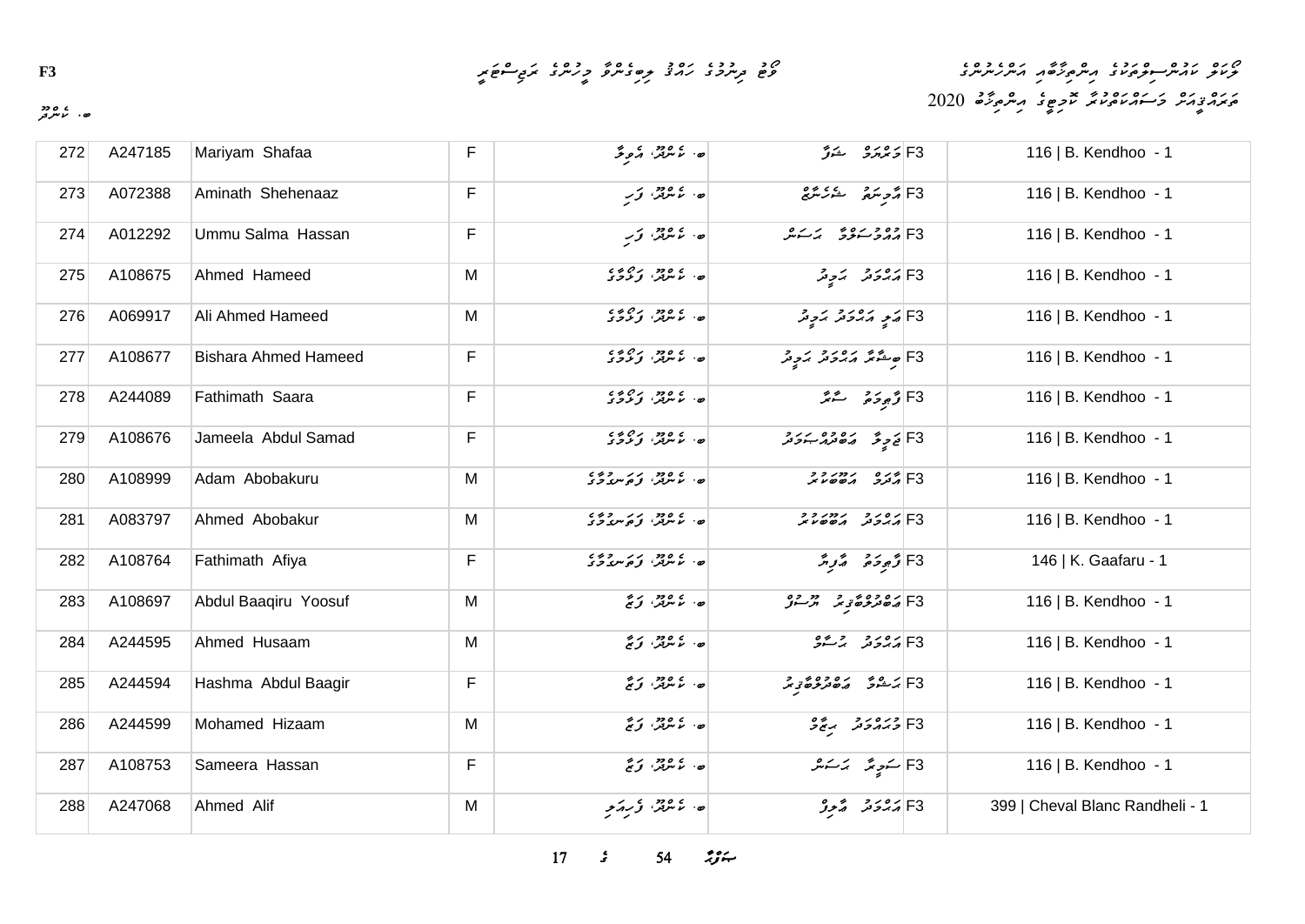| 272 | A247185 | Mariyam Shafaa | F | ބ. ކެންދޫ، އޮލިވާ | ޝަފާ ޚަމަރި F3 | 116 \| B. Kendhoo - 1 |
|---|---|---|---|---|---|---|
| 273 | A072388 | Aminath Shehenaaz | F | ބ. ކެންދޫ، ފަނި | ޝެހެނާޒް އާމިނަތު F3 | 116 \| B. Kendhoo - 1 |
| 274 | A012292 | Ummu Salma Hassan | F | ބ. ކެންދޫ، ފަނި | އުއްމު ސަލްމާ ހަސަން F3 | 116 \| B. Kendhoo - 1 |
| 275 | A108675 | Ahmed Hameed | M | ބ. ކެންދޫ، ފަޅުމަތީގެ | އަޙްމަދު ހަމީދު F3 | 116 \| B. Kendhoo - 1 |
| 276 | A069917 | Ali Ahmed Hameed | M | ބ. ކެންދޫ، ފަޅުމަތީގެ | އަލި އަޙްމަދު ހަމީދު F3 | 116 \| B. Kendhoo - 1 |
| 277 | A108677 | Bishara Ahmed Hameed | F | ބ. ކެންދޫ، ފަޅުމަތީގެ | ބިޝާރާ އަޙްމަދު ހަމީދު F3 | 116 \| B. Kendhoo - 1 |
| 278 | A244089 | Fathimath Saara | F | ބ. ކެންދޫ، ފަޅުމަތީގެ | ފާތިމަތު ސާރާ F3 | 116 \| B. Kendhoo - 1 |
| 279 | A108676 | Jameela Abdul Samad | F | ބ. ކެންދޫ، ފަޅުމަތީގެ | ޖަމީލާ އަބްދުއްސަމަދު F3 | 116 \| B. Kendhoo - 1 |
| 280 | A108999 | Adam Abobakuru | M | ބ. ކެންދޫ، ފަތަސްމާގެ | އާދަމް އަބޫބަކުރު F3 | 116 \| B. Kendhoo - 1 |
| 281 | A083797 | Ahmed Abobakur | M | ބ. ކެންދޫ، ފަތަސްމާގެ | އަޙްމަދު އަބޫބަކުރު F3 | 116 \| B. Kendhoo - 1 |
| 282 | A108764 | Fathimath Afiya | F | ބ. ކެންދޫ، ފަތަސްމާގެ | ފާތިމަތު އާފިޔާ F3 | 146 \| K. Gaafaru - 1 |
| 283 | A108697 | Abdul Baaqiru Yoosuf | M | ބ. ކެންދޫ، ފަޖް | އަބްދުލްބާޤިރު ޔޫސުފް F3 | 116 \| B. Kendhoo - 1 |
| 284 | A244595 | Ahmed Husaam | M | ބ. ކެންދޫ، ފަޖް | އަޙްމަދު ހުސާމް F3 | 116 \| B. Kendhoo - 1 |
| 285 | A244594 | Hashma Abdul Baagir | F | ބ. ކެންދޫ، ފަޖް | ހަޝްމާ އަބްދުލްބާގިރު F3 | 116 \| B. Kendhoo - 1 |
| 286 | A244599 | Mohamed Hizaam | M | ބ. ކެންދޫ، ފަޖް | މުޙައްމަދު ހިޒާމް F3 | 116 \| B. Kendhoo - 1 |
| 287 | A108753 | Sameera Hassan | F | ބ. ކެންދޫ، ފަޖް | ސަމީރާ ހަސަން F3 | 116 \| B. Kendhoo - 1 |
| 288 | A247068 | Ahmed Alif | M | ބ. ކެންދޫ، ފެހިމަތި | އަޙްމަދު އާލިފު F3 | 399 \| Cheval Blanc Randheli - 1 |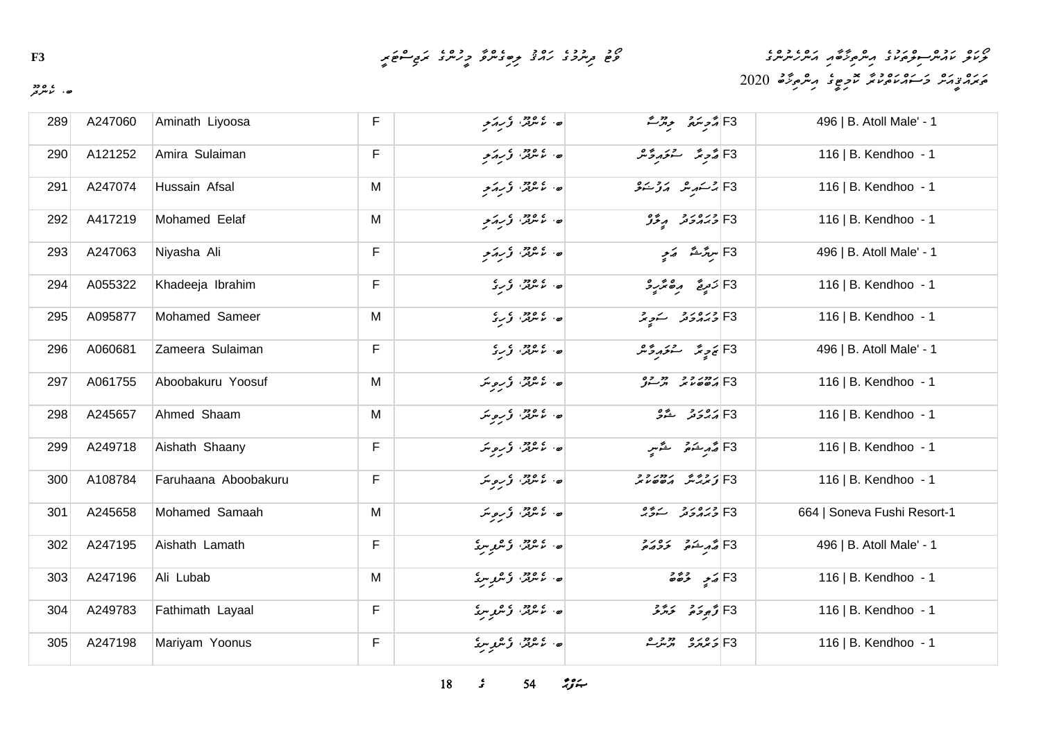| 289 | A247060 | Aminath Liyoosa | F | ބ. ކެންދޫ، ފެހިއަލި | F3 އާމިނަތު ލިޔޫސާ | 496 \| B. Atoll Male' - 1 |
|---|---|---|---|---|---|---|
| 290 | A121252 | Amira Sulaiman | F | ބ. ކެންދޫ، ފެހިއަލި | F3 އާމިރާ ސުލައިމާން | 116 \| B. Kendhoo - 1 |
| 291 | A247074 | Hussain Afsal | M | ބ. ކެންދޫ، ފެހިއަލި | F3 ހުސައިން އަފްސަލް | 116 \| B. Kendhoo - 1 |
| 292 | A417219 | Mohamed Eelaf | M | ބ. ކެންދޫ، ފެހިއަލި | F3 މުހައްމަދު އީލާފް | 116 \| B. Kendhoo - 1 |
| 293 | A247063 | Niyasha Ali | F | ބ. ކެންދޫ، ފެހިއަލި | F3 ނިޔާޝާ އަލި | 496 \| B. Atoll Male' - 1 |
| 294 | A055322 | Khadeeja Ibrahim | F | ބ. ކެންދޫ، ފެހިގެ | F3 ޚަދީޖާ އިބްރާހީމް | 116 \| B. Kendhoo - 1 |
| 295 | A095877 | Mohamed Sameer | M | ބ. ކެންދޫ، ފެހިގެ | F3 މުހައްމަދު ސަމީރު | 116 \| B. Kendhoo - 1 |
| 296 | A060681 | Zameera Sulaiman | F | ބ. ކެންދޫ، ފެހިގެ | F3 ޒަމީރާ ސުލައިމާން | 496 \| B. Atoll Male' - 1 |
| 297 | A061755 | Aboobakuru Yoosuf | M | ބ. ކެންދޫ، ފެހިވިނަ | F3 އަބޫބަކުރު ޔޫސުފް | 116 \| B. Kendhoo - 1 |
| 298 | A245657 | Ahmed Shaam | M | ބ. ކެންދޫ، ފެހިވިނަ | F3 އަހްމަދު ޝާމް | 116 \| B. Kendhoo - 1 |
| 299 | A249718 | Aishath Shaany | F | ބ. ކެންދޫ، ފެހިވިނަ | F3 އާއިޝަތު ޝާނީ | 116 \| B. Kendhoo - 1 |
| 300 | A108784 | Faruhaana Aboobakuru | F | ބ. ކެންދޫ، ފެހިވިނަ | F3 ފަރުހާނާ އަބޫބަކުރު | 116 \| B. Kendhoo - 1 |
| 301 | A245658 | Mohamed Samaah | M | ބ. ކެންދޫ، ފެހިވިނަ | F3 މުހައްމަދު ސަމާހު | 664 \| Soneva Fushi Resort-1 |
| 302 | A247195 | Aishath Lamath | F | ބ. ކެންދޫ، ފެންވިނިގެ | F3 އާއިޝަތު ލަމާޢަތު | 496 \| B. Atoll Male' - 1 |
| 303 | A247196 | Ali Lubab | M | ބ. ކެންދޫ، ފެންވިނިގެ | F3 އަލި ލުބާބު | 116 \| B. Kendhoo - 1 |
| 304 | A249783 | Fathimath Layaal | F | ބ. ކެންދޫ، ފެންވިނިގެ | F3 ފާތިމަތު ލަޔާލް | 116 \| B. Kendhoo - 1 |
| 305 | A247198 | Mariyam Yoonus | F | ބ. ކެންދޫ، ފެންވިނިގެ | F3 މަރިޔަމް ޔޫނުސް | 116 \| B. Kendhoo - 1 |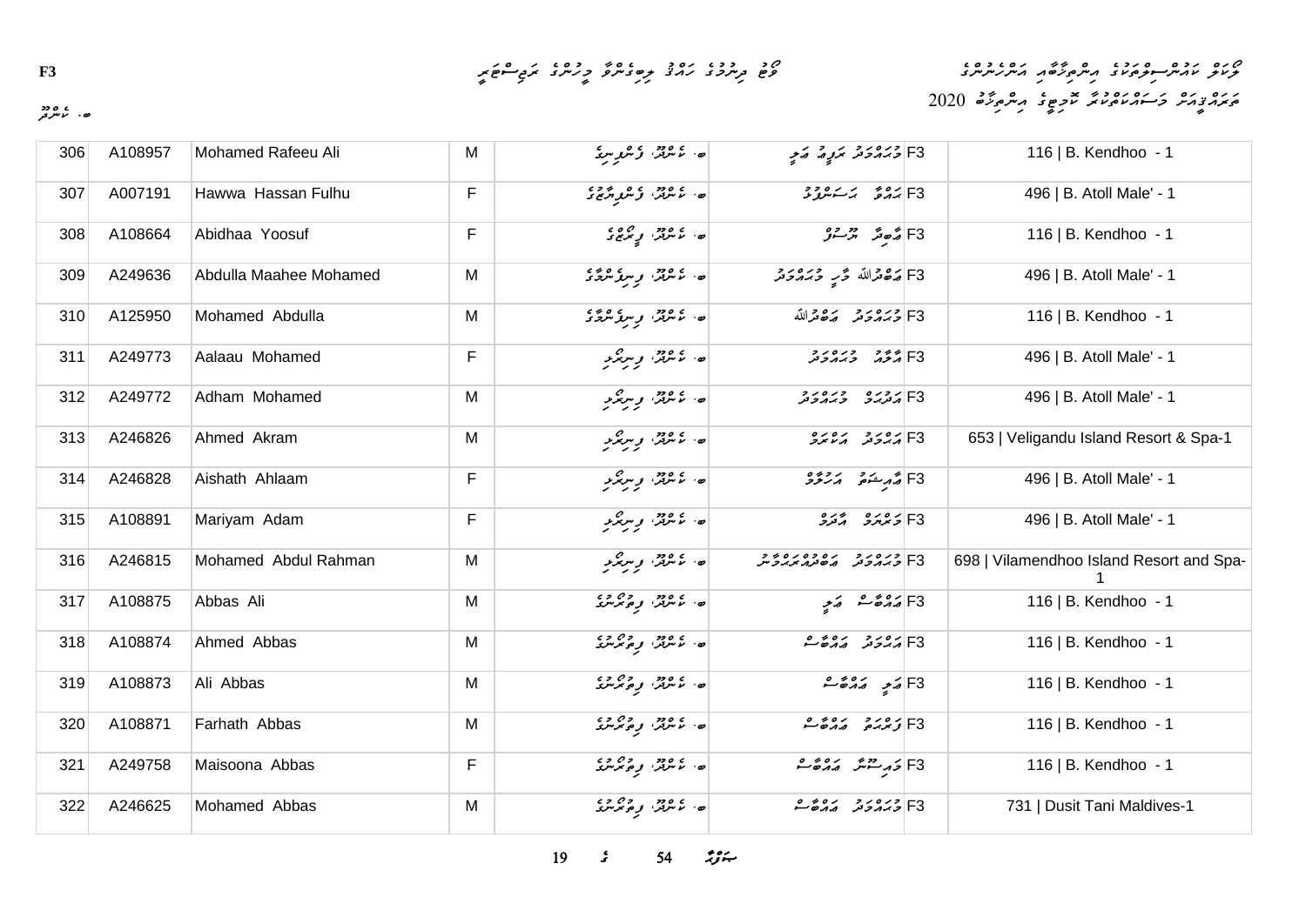ޝޮޕަތު ކައުންސިލްތަކުގެ އިންތިޚާބާއި އަންހެނުންގެ ތަރައްޤީއަށް މަސައްކަތްކުރާ ކޮމިޓީގެ އިންތިޚާބު 2020

ބ. ކެންދޫ

| 306 | A108957 | Mohamed Rafeeu Ali | M | ބ. ކެންދޫ، ފެންގުލާބު | މުހައްމަދު ރަފީޢު ޢަލީ F3 | 116 \| B. Kendhoo - 1 |
|---|---|---|---|---|---|---|
| 307 | A007191 | Hawwa Hassan Fulhu | F | ބ. ކެންދޫ، ފެންގުލާބުގެ | ހައްވާ ހަސަންފުޅު F3 | 496 \| B. Atoll Male' - 1 |
| 308 | A108664 | Abidhaa Yoosuf | F | ބ. ކެންދޫ، ފިރުޒާގެ | އާބިދާ ޔޫސުފް F3 | 116 \| B. Kendhoo - 1 |
| 309 | A249636 | Abdulla Maahee Mohamed | M | ބ. ކެންދޫ، ފިނިފެންމާގެ | އަބްދުﷲ މާހީ މުހައްމަދު F3 | 496 \| B. Atoll Male' - 1 |
| 310 | A125950 | Mohamed Abdulla | M | ބ. ކެންދޫ، ފިނިފެންމާގެ | މުހައްމަދު އަބްދުﷲ F3 | 116 \| B. Kendhoo - 1 |
| 311 | A249773 | Aalaau Mohamed | F | ބ. ކެންދޫ، ފިނިހެލި | އާލާއު މުހައްމަދު F3 | 496 \| B. Atoll Male' - 1 |
| 312 | A249772 | Adham Mohamed | M | ބ. ކެންދޫ، ފިނިހެލި | އަދުހަމް މުހައްމަދު F3 | 496 \| B. Atoll Male' - 1 |
| 313 | A246826 | Ahmed Akram | M | ބ. ކެންދޫ، ފިނިހެލި | އަހުމަދު އަކްރަމް F3 | 653 \| Veligandu Island Resort & Spa-1 |
| 314 | A246828 | Aishath Ahlaam | F | ބ. ކެންދޫ، ފިނިހެލި | އާއިޝަތު އަހުލާމް F3 | 496 \| B. Atoll Male' - 1 |
| 315 | A108891 | Mariyam Adam | F | ބ. ކެންދޫ، ފިނިހެލި | މަރިޔަމް އާދަމް F3 | 496 \| B. Atoll Male' - 1 |
| 316 | A246815 | Mohamed Abdul Rahman | M | ބ. ކެންދޫ، ފިނިހެލި | މުހައްމަދު އަބްދުއްރަހްމާން F3 | 698 \| Vilamendhoo Island Resort and Spa-1 |
| 317 | A108875 | Abbas Ali | M | ބ. ކެންދޫ، ފިޔޮރުސްގެ | އައްބާސް އަލީ F3 | 116 \| B. Kendhoo - 1 |
| 318 | A108874 | Ahmed Abbas | M | ބ. ކެންދޫ، ފިޔޮރުސްގެ | އަހުމަދު އައްބާސް F3 | 116 \| B. Kendhoo - 1 |
| 319 | A108873 | Ali Abbas | M | ބ. ކެންދޫ، ފިޔޮރުސްގެ | އަލީ އައްބާސް F3 | 116 \| B. Kendhoo - 1 |
| 320 | A108871 | Farhath Abbas | M | ބ. ކެންދޫ، ފިޔޮރުސްގެ | ފަރުހަތު އައްބާސް F3 | 116 \| B. Kendhoo - 1 |
| 321 | A249758 | Maisoona Abbas | F | ބ. ކެންދޫ، ފިޔޮރުސްގެ | މައިސޫނާ އައްބާސް F3 | 116 \| B. Kendhoo - 1 |
| 322 | A246625 | Mohamed Abbas | M | ބ. ކެންދޫ، ފިޔޮރުސްގެ | މުހައްމަދު އައްބާސް F3 | 731 \| Dusit Tani Maldives-1 |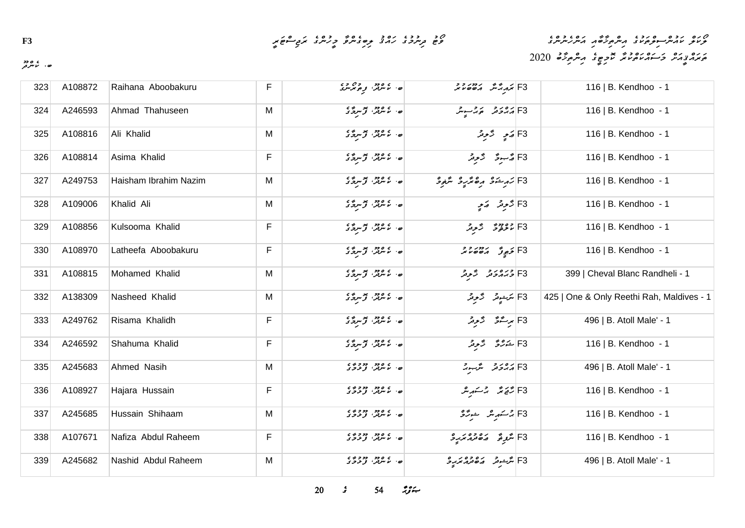| 323 | A108872 | Raihana Aboobakuru | F | ބ. ކެންދޫ، ފިތުރޯޒު | F3 ރައިހާނާ އަބޫބަކުރު | 116 \| B. Kendhoo - 1 |
|---|---|---|---|---|---|---|
| 324 | A246593 | Ahmad Thahuseen | M | ބ. ކެންދޫ، ފޯނިމާގެ | F3 އަހުމަދު ތަހުސީން | 116 \| B. Kendhoo - 1 |
| 325 | A108816 | Ali Khalid | M | ބ. ކެންދޫ، ފޯނިމާގެ | F3 އަލި ހާލިދު | 116 \| B. Kendhoo - 1 |
| 326 | A108814 | Asima Khalid | F | ބ. ކެންދޫ، ފޯނިމާގެ | F3 އާސިމާ ހާލިދު | 116 \| B. Kendhoo - 1 |
| 327 | A249753 | Haisham Ibrahim Nazim | M | ބ. ކެންދޫ، ފޯނިމާގެ | F3 ހައިޝަމް އިބްރާހީމް ނާޒިމް | 116 \| B. Kendhoo - 1 |
| 328 | A109006 | Khalid Ali | M | ބ. ކެންދޫ، ފޯނިމާގެ | F3 ހާލިދު އަލި | 116 \| B. Kendhoo - 1 |
| 329 | A108856 | Kulsooma Khalid | F | ބ. ކެންދޫ، ފޯނިމާގެ | F3 ކުލްސޫމާ ހާލިދު | 116 \| B. Kendhoo - 1 |
| 330 | A108970 | Latheefa Aboobakuru | F | ބ. ކެންދޫ، ފޯނިމާގެ | F3 ލަތީފާ އަބޫބަކުރު | 116 \| B. Kendhoo - 1 |
| 331 | A108815 | Mohamed Khalid | M | ބ. ކެންދޫ، ފޯނިމާގެ | F3 މުހައްމަދު ހާލިދު | 399 \| Cheval Blanc Randheli - 1 |
| 332 | A138309 | Nasheed Khalid | M | ބ. ކެންދޫ، ފޯނިމާގެ | F3 ނަޝީދު ހާލިދު | 425 \| One & Only Reethi Rah, Maldives - 1 |
| 333 | A249762 | Risama Khalidh | F | ބ. ކެންދޫ، ފޯނިމާގެ | F3 ރިސާމާ ހާލިދު | 496 \| B. Atoll Male' - 1 |
| 334 | A246592 | Shahuma Khalid | F | ބ. ކެންދޫ، ފޯނިމާގެ | F3 ޝަހުމާ ހާލިދު | 116 \| B. Kendhoo - 1 |
| 335 | A245683 | Ahmed Nasih | M | ބ. ކެންދޫ، ފުލުފާގެ | F3 އަހުމަދު ނާސިހު | 496 \| B. Atoll Male' - 1 |
| 336 | A108927 | Hajara Hussain | F | ބ. ކެންދޫ، ފުލުފާގެ | F3 ހާޖަރާ ހުސައިން | 116 \| B. Kendhoo - 1 |
| 337 | A245685 | Hussain Shihaam | M | ބ. ކެންދޫ، ފުލުފާގެ | F3 ހުސައިން ޝިހާމް | 116 \| B. Kendhoo - 1 |
| 338 | A107671 | Nafiza Abdul Raheem | F | ބ. ކެންދޫ، ފުލުފާގެ | F3 ނާފިޒާ އަބްދުއްރަހީމް | 116 \| B. Kendhoo - 1 |
| 339 | A245682 | Nashid Abdul Raheem | M | ބ. ކެންދޫ، ފުލުފާގެ | F3 ނާޝިދު އަބްދުއްރަހީމް | 496 \| B. Atoll Male' - 1 |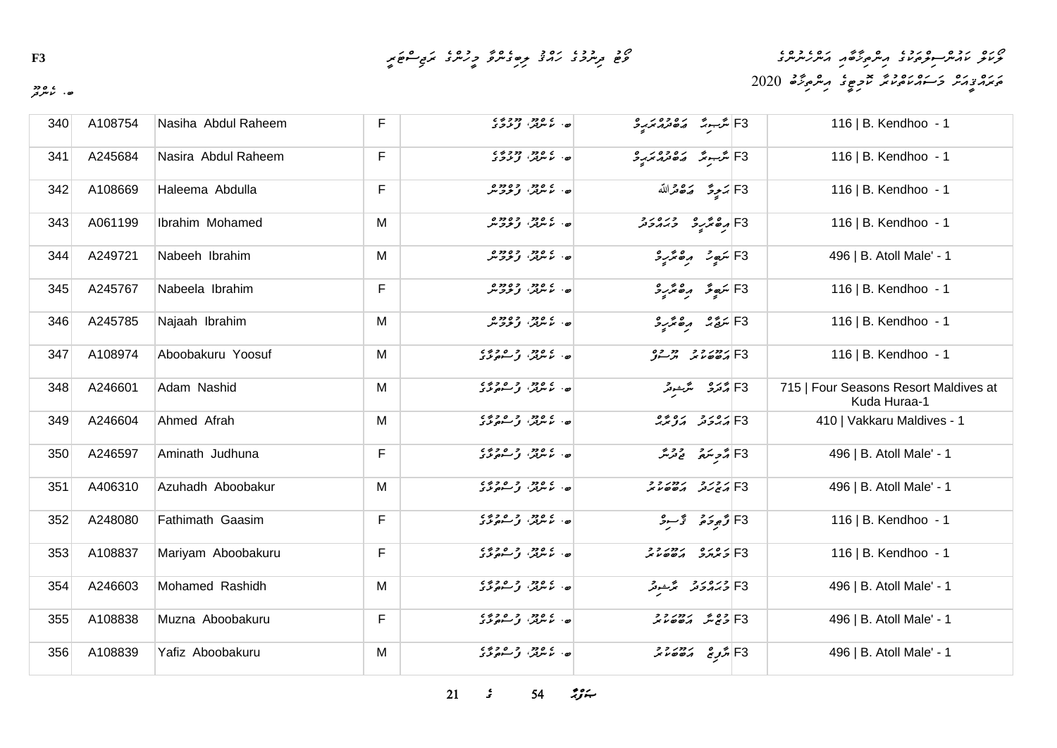| 340 | A108754 | Nasiha Abdul Raheem | F | ބ. ކެންދޫ، ފުރުމާގެ | F3 ނާސިހާ ޢަބްދުއްރަޙީމް | 116 \| B. Kendhoo - 1 |
|---|---|---|---|---|---|---|
| 341 | A245684 | Nasira Abdul Raheem | F | ބ. ކެންދޫ، ފުރުމާގެ | F3 ނާސިރާ ޢަބްދުއްރަޙީމް | 116 \| B. Kendhoo - 1 |
| 342 | A108669 | Haleema Abdulla | F | ބ. ކެންދޫ، ފުލުފުށް | F3 ހަލީމާ ޢަބްދުﷲ | 116 \| B. Kendhoo - 1 |
| 343 | A061199 | Ibrahim Mohamed | M | ބ. ކެންދޫ، ފުލުފުށް | F3 އިބްރާހީމް މުޙައްމަދު | 116 \| B. Kendhoo - 1 |
| 344 | A249721 | Nabeeh Ibrahim | M | ބ. ކެންދޫ، ފުލުފުށް | F3 ނަބީހް އިބްރާހީމް | 496 \| B. Atoll Male' - 1 |
| 345 | A245767 | Nabeela Ibrahim | F | ބ. ކެންދޫ، ފުލުފުށް | F3 ނަބީލާ އިބްރާހީމް | 116 \| B. Kendhoo - 1 |
| 346 | A245785 | Najaah Ibrahim | M | ބ. ކެންދޫ، ފުލުފުށް | F3 ނަޖާޙް އިބްރާހީމް | 116 \| B. Kendhoo - 1 |
| 347 | A108974 | Aboobakuru Yoosuf | M | ބ. ކެންދޫ، ފުސްމަގާގެ | F3 އަބޫބަކުރު ޔޫސުފް | 116 \| B. Kendhoo - 1 |
| 348 | A246601 | Adam Nashid | M | ބ. ކެންދޫ، ފުސްމަގާގެ | F3 އާދަމް ނާޝިދު | 715 \| Four Seasons Resort Maldives at Kuda Huraa-1 |
| 349 | A246604 | Ahmed Afrah | M | ބ. ކެންދޫ، ފުސްމަގާގެ | F3 އަޙްމަދު އަފްރާހް | 410 \| Vakkaru Maldives - 1 |
| 350 | A246597 | Aminath Judhuna | F | ބ. ކެންދޫ، ފުސްމަގާގެ | F3 އާމިނަތު ޖުދުނާ | 496 \| B. Atoll Male' - 1 |
| 351 | A406310 | Azuhadh Aboobakur | M | ބ. ކެންދޫ، ފުސްމަގާގެ | F3 އަޒުހަދު އަބޫބަކުރު | 496 \| B. Atoll Male' - 1 |
| 352 | A248080 | Fathimath Gaasim | F | ބ. ކެންދޫ، ފުސްމަގާގެ | F3 ފާތިމަތު ގާސިމް | 116 \| B. Kendhoo - 1 |
| 353 | A108837 | Mariyam Aboobakuru | F | ބ. ކެންދޫ، ފުސްމަގާގެ | F3 މަރިޔަމް އަބޫބަކުރު | 116 \| B. Kendhoo - 1 |
| 354 | A246603 | Mohamed Rashidh | M | ބ. ކެންދޫ، ފުސްމަގާގެ | F3 މުޙައްމަދު ރާޝިދު | 496 \| B. Atoll Male' - 1 |
| 355 | A108838 | Muzna Aboobakuru | F | ބ. ކެންދޫ، ފުސްމަގާގެ | F3 މުޒްނާ އަބޫބަކުރު | 496 \| B. Atoll Male' - 1 |
| 356 | A108839 | Yafiz Aboobakuru | M | ބ. ކެންދޫ، ފުސްމަގާގެ | F3 ޔާފިޒް އަބޫބަކުރު | 496 \| B. Atoll Male' - 1 |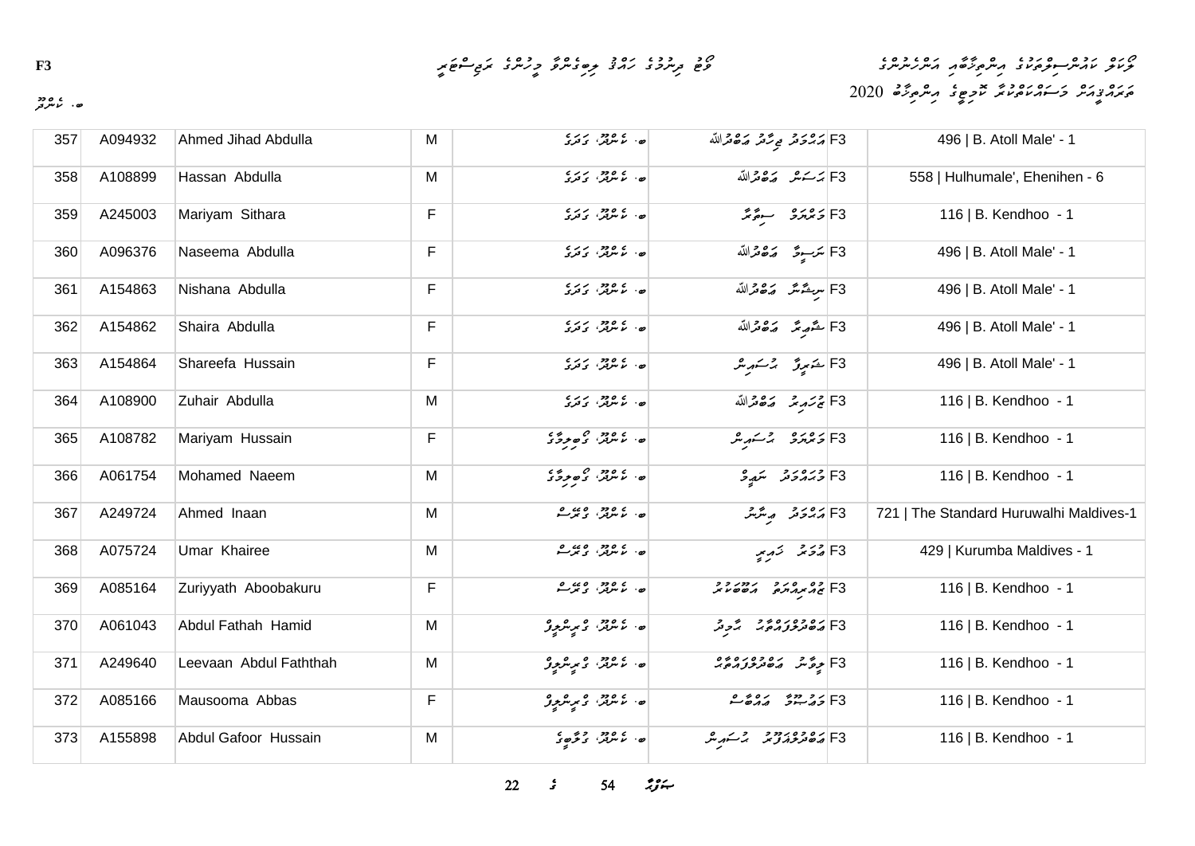| 357 | A094932 | Ahmed Jihad Abdulla | M | ބ. ކެންދޫ، ގަދަރު | F3 އަޙްމަދު ޖިހާދު އަބްދުاللہ | 496 \| B. Atoll Male' - 1 |
|---|---|---|---|---|---|---|
| 358 | A108899 | Hassan Abdulla | M | ބ. ކެންދޫ، ގަދަރު | F3 ޙަސަން އަބްދުاللہ | 558 \| Hulhumale', Ehenihen - 6 |
| 359 | A245003 | Mariyam Sithara | F | ބ. ކެންދޫ، ގަދަރު | F3 މަރިޔަމް ސިތާރާ | 116 \| B. Kendhoo - 1 |
| 360 | A096376 | Naseema Abdulla | F | ބ. ކެންދޫ، ގަދަރު | F3 ނަސީމާ އަބްދުاللہ | 496 \| B. Atoll Male' - 1 |
| 361 | A154863 | Nishana Abdulla | F | ބ. ކެންދޫ، ގަދަރު | F3 ނިޝާނާ އަބްދުاللہ | 496 \| B. Atoll Male' - 1 |
| 362 | A154862 | Shaira Abdulla | F | ބ. ކެންދޫ، ގަދަރު | F3 ޝާއިރާ އަބްދުاللہ | 496 \| B. Atoll Male' - 1 |
| 363 | A154864 | Shareefa Hussain | F | ބ. ކެންދޫ، ގަދަރު | F3 ޝަރީފާ ޙުސައިން | 496 \| B. Atoll Male' - 1 |
| 364 | A108900 | Zuhair Abdulla | M | ބ. ކެންދޫ، ގަދަރު | F3 ޒުހައިރު އަބްދުاللہ | 116 \| B. Kendhoo - 1 |
| 365 | A108782 | Mariyam Hussain | F | ބ. ކެންދޫ، ގުލްފިލާގެ | F3 މަރިޔަމް ޙުސައިން | 116 \| B. Kendhoo - 1 |
| 366 | A061754 | Mohamed Naeem | M | ބ. ކެންދޫ، ގުލްފިލާގެ | F3 މުޙައްމަދު ނައީމް | 116 \| B. Kendhoo - 1 |
| 367 | A249724 | Ahmed Inaan | M | ބ. ކެންދޫ، ގުރާސް | F3 އަޙްމަދު އިނާން | 721 \| The Standard Huruwalhi Maldives-1 |
| 368 | A075724 | Umar Khairee | M | ބ. ކެންދޫ، ގުރާސް | F3 ޢުމަރު ޚައިރީ | 429 \| Kurumba Maldives - 1 |
| 369 | A085164 | Zuriyyath Aboobakuru | F | ބ. ކެންދޫ، ގުރާސް | F3 ޒުރިއްޔަތު އަބޫބަކުރު | 116 \| B. Kendhoo - 1 |
| 370 | A061043 | Abdul Fathah Hamid | M | ބ. ކެންދޫ، ގުރީންލީފް | F3 އަބްދުލްފައްތާޙް ޙާމިދު | 116 \| B. Kendhoo - 1 |
| 371 | A249640 | Leevaan Abdul Faththah | M | ބ. ކެންދޫ، ގުރީންލީފް | F3 ލީވާން އަބްދުލްފައްތާޙް | 116 \| B. Kendhoo - 1 |
| 372 | A085166 | Mausooma Abbas | F | ބ. ކެންދޫ، ގުރީންލީފް | F3 މައުސޫމާ އައްބާސް | 116 \| B. Kendhoo - 1 |
| 373 | A155898 | Abdul Gafoor Hussain | M | ބ. ކެންދޫ، ގުލާބީގެ | F3 އަބްދުލްޣަފޫރު ޙުސައިން | 116 \| B. Kendhoo - 1 |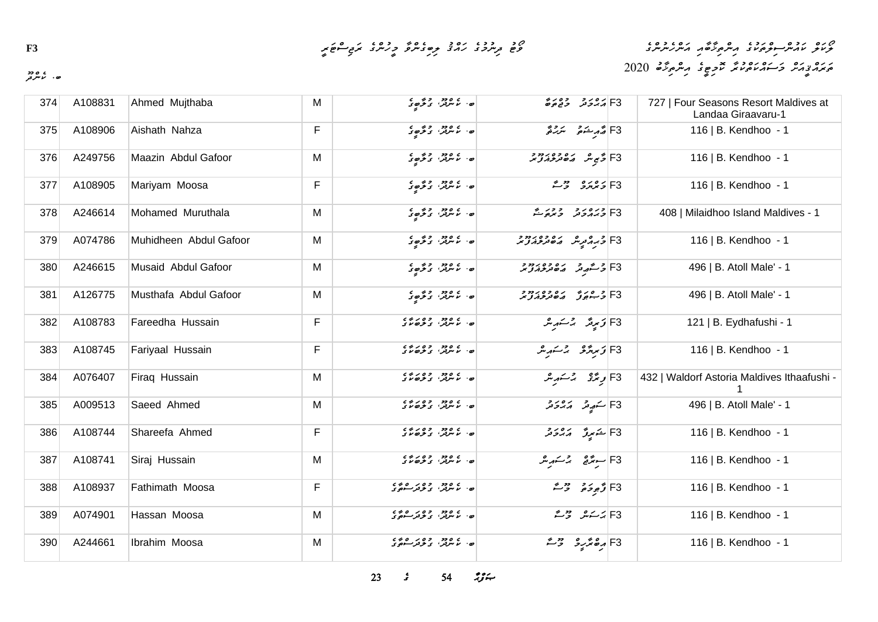| 374 | A108831 | Ahmed Mujthaba | M | ھ. ކެންދޫ، ގުލާބީގެ | F3 އަޙްމަދު މުޖްތަބާ | 727 \| Four Seasons Resort Maldives at Landaa Giraavaru-1 |
|---|---|---|---|---|---|---|
| 375 | A108906 | Aishath Nahza | F | ھ. ކެންދޫ، ގުލާބީގެ | F3 އާއިޝަތު ނަހްޒާ | 116 \| B. Kendhoo - 1 |
| 376 | A249756 | Maazin Abdul Gafoor | M | ھ. ކެންދޫ، ގުލާބީގެ | F3 މާޒިން އަބްދުލްޣަފޫރު | 116 \| B. Kendhoo - 1 |
| 377 | A108905 | Mariyam Moosa | F | ھ. ކެންދޫ، ގުލާބީގެ | F3 މަރިޔަމް މޫސާ | 116 \| B. Kendhoo - 1 |
| 378 | A246614 | Mohamed Muruthala | M | ھ. ކެންދޫ، ގުލާބީގެ | F3 މުޙައްމަދު މުރުތަލާ | 408 \| Milaidhoo Island Maldives - 1 |
| 379 | A074786 | Muhidheen Abdul Gafoor | M | ھ. ކެންދޫ، ގުލާބީގެ | F3 މުޙިއްދީން އަބްދުލްޣަފޫރު | 116 \| B. Kendhoo - 1 |
| 380 | A246615 | Musaid Abdul Gafoor | M | ھ. ކެންދޫ، ގުލާބީގެ | F3 މުސާޢިދު އަބްދުލްޣަފޫރު | 496 \| B. Atoll Male' - 1 |
| 381 | A126775 | Musthafa Abdul Gafoor | M | ھ. ކެންދޫ، ގުލާބީގެ | F3 މުސްތަފާ އަބްދުލްޣަފޫރު | 496 \| B. Atoll Male' - 1 |
| 382 | A108783 | Fareedha Hussain | F | ھ. ކެންދޫ، ގުލްބަހާރުގެ | F3 ފަރީދާ ހުސައިން | 121 \| B. Eydhafushi - 1 |
| 383 | A108745 | Fariyaal Hussain | F | ھ. ކެންދޫ، ގުލްބަހާރުގެ | F3 ފަރިޔާލް ހުސައިން | 116 \| B. Kendhoo - 1 |
| 384 | A076407 | Firaq Hussain | M | ھ. ކެންދޫ، ގުލްބަހާރުގެ | F3 ފިރާޤު ހުސައިން | 432 \| Waldorf Astoria Maldives Ithaafushi - 1 |
| 385 | A009513 | Saeed Ahmed | M | ھ. ކެންދޫ، ގުލްބަހާރުގެ | F3 ސައީދު އަޙްމަދު | 496 \| B. Atoll Male' - 1 |
| 386 | A108744 | Shareefa Ahmed | F | ھ. ކެންދޫ، ގުލްބަހާރުގެ | F3 ޝަރީފާ އަޙްމަދު | 116 \| B. Kendhoo - 1 |
| 387 | A108741 | Siraj Hussain | M | ھ. ކެންދޫ، ގުލްބަހާރުގެ | F3 ސިރާޖު ހުސައިން | 116 \| B. Kendhoo - 1 |
| 388 | A108937 | Fathimath Moosa | F | ھ. ކެންދޫ، ގުލުދަސްތާގެ | F3 ފާތިމަތު މޫސާ | 116 \| B. Kendhoo - 1 |
| 389 | A074901 | Hassan Moosa | M | ھ. ކެންދޫ، ގުލުދަސްތާގެ | F3 ހަސަން މޫސާ | 116 \| B. Kendhoo - 1 |
| 390 | A244661 | Ibrahim Moosa | M | ھ. ކެންދޫ، ގުލުދަސްތާގެ | F3 އިބްރާހީމް މޫސާ | 116 \| B. Kendhoo - 1 |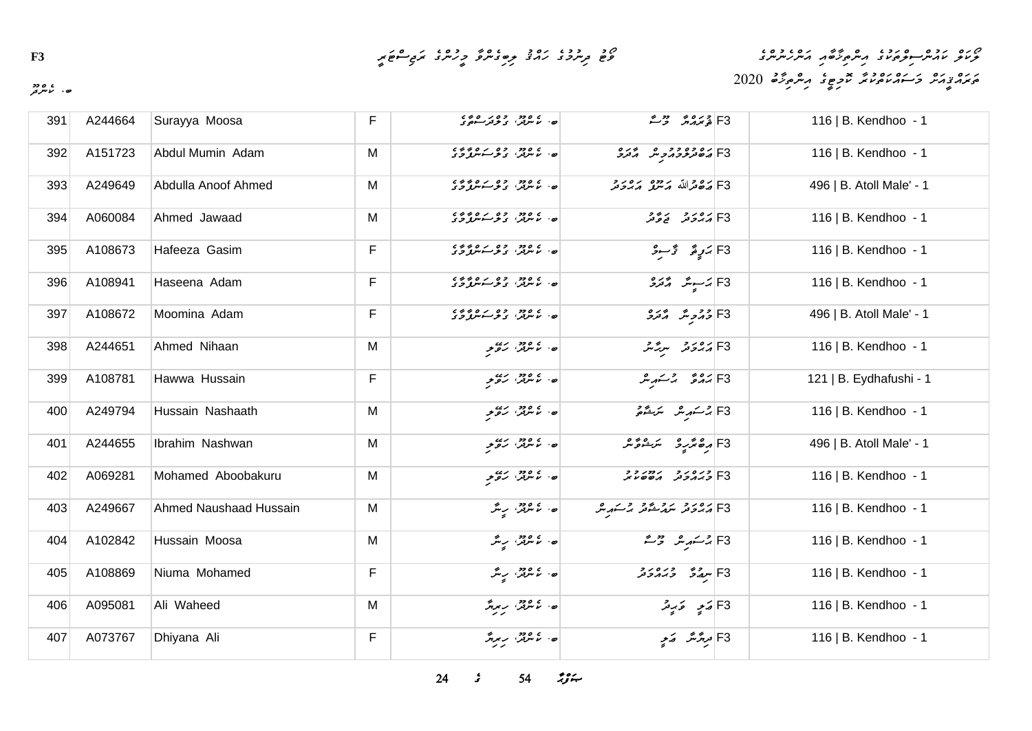| 391 | A244664 | Surayya Moosa | F | ޅ. ކެންދޫ، ގުލްޒާރުގެ | ސުރައްޔާ މޫސާ F3 | 116 \| B. Kendhoo - 1 |
|---|---|---|---|---|---|---|
| 392 | A151723 | Abdul Mumin Adam | M | ބ. ކެންދޫ، ގުލްސަންމާގެ | ޢަބްދުލްމުއުމިން އާދަމް F3 | 116 \| B. Kendhoo - 1 |
| 393 | A249649 | Abdulla Anoof Ahmed | M | ބ. ކެންދޫ، ގުލްސަންމާގެ | ޢަބްދުﷲ އަނޫފް އަޙްމަދު F3 | 496 \| B. Atoll Male' - 1 |
| 394 | A060084 | Ahmed Jawaad | M | ބ. ކެންދޫ، ގުލްސަންމާގެ | އަޙްމަދު ޖަވާދު F3 | 116 \| B. Kendhoo - 1 |
| 395 | A108673 | Hafeeza Gasim | F | ބ. ކެންދޫ، ގުލްސަންމާގެ | ހަފީޒާ ޤާސިމް F3 | 116 \| B. Kendhoo - 1 |
| 396 | A108941 | Haseena Adam | F | ބ. ކެންދޫ، ގުލްސަންމާގެ | ހަސީނާ އާދަމް F3 | 116 \| B. Kendhoo - 1 |
| 397 | A108672 | Moomina Adam | F | ބ. ކެންދޫ، ގުލްސަންމާގެ | މުއުމިނާ އާދަމް F3 | 496 \| B. Atoll Male' - 1 |
| 398 | A244651 | Ahmed Nihaan | M | ބ. ކެންދޫ، ހަވާ | އަޙްމަދު ނިހާން F3 | 116 \| B. Kendhoo - 1 |
| 399 | A108781 | Hawwa Hussain | F | ބ. ކެންދޫ، ހަވާ | ހައްވާ ހުސައިން F3 | 121 \| B. Eydhafushi - 1 |
| 400 | A249794 | Hussain Nashaath | M | ބ. ކެންދޫ، ހަވާ | ހުސައިން ނަޝާތު F3 | 116 \| B. Kendhoo - 1 |
| 401 | A244655 | Ibrahim Nashwan | M | ބ. ކެންދޫ، ހަވާ | އިބްރާހިމް ނަޝްވާން F3 | 496 \| B. Atoll Male' - 1 |
| 402 | A069281 | Mohamed Aboobakuru | M | ބ. ކެންދޫ، ހަވާ | މުޙައްމަދު އަބޫބަކުރު F3 | 116 \| B. Kendhoo - 1 |
| 403 | A249667 | Ahmed Naushaad Hussain | M | ބ. ކެންދޫ، ރިޝާ | އަޙްމަދު ނައުޝާދު ހުސައިން F3 | 116 \| B. Kendhoo - 1 |
| 404 | A102842 | Hussain Moosa | M | ބ. ކެންދޫ، ރިޝާ | ހުސައިން މޫސާ F3 | 116 \| B. Kendhoo - 1 |
| 405 | A108869 | Niuma Mohamed | F | ބ. ކެންދޫ، ރިޝާ | ނިއުމާ މުޙައްމަދު F3 | 116 \| B. Kendhoo - 1 |
| 406 | A095081 | Ali Waheed | M | ބ. ކެންދޫ، ރިރިޔާ | އަލި ވަޙީދު F3 | 116 \| B. Kendhoo - 1 |
| 407 | A073767 | Dhiyana Ali | F | ބ. ކެންދޫ، ރިރިޔާ | ދިޔާނާ އަލި F3 | 116 \| B. Kendhoo - 1 |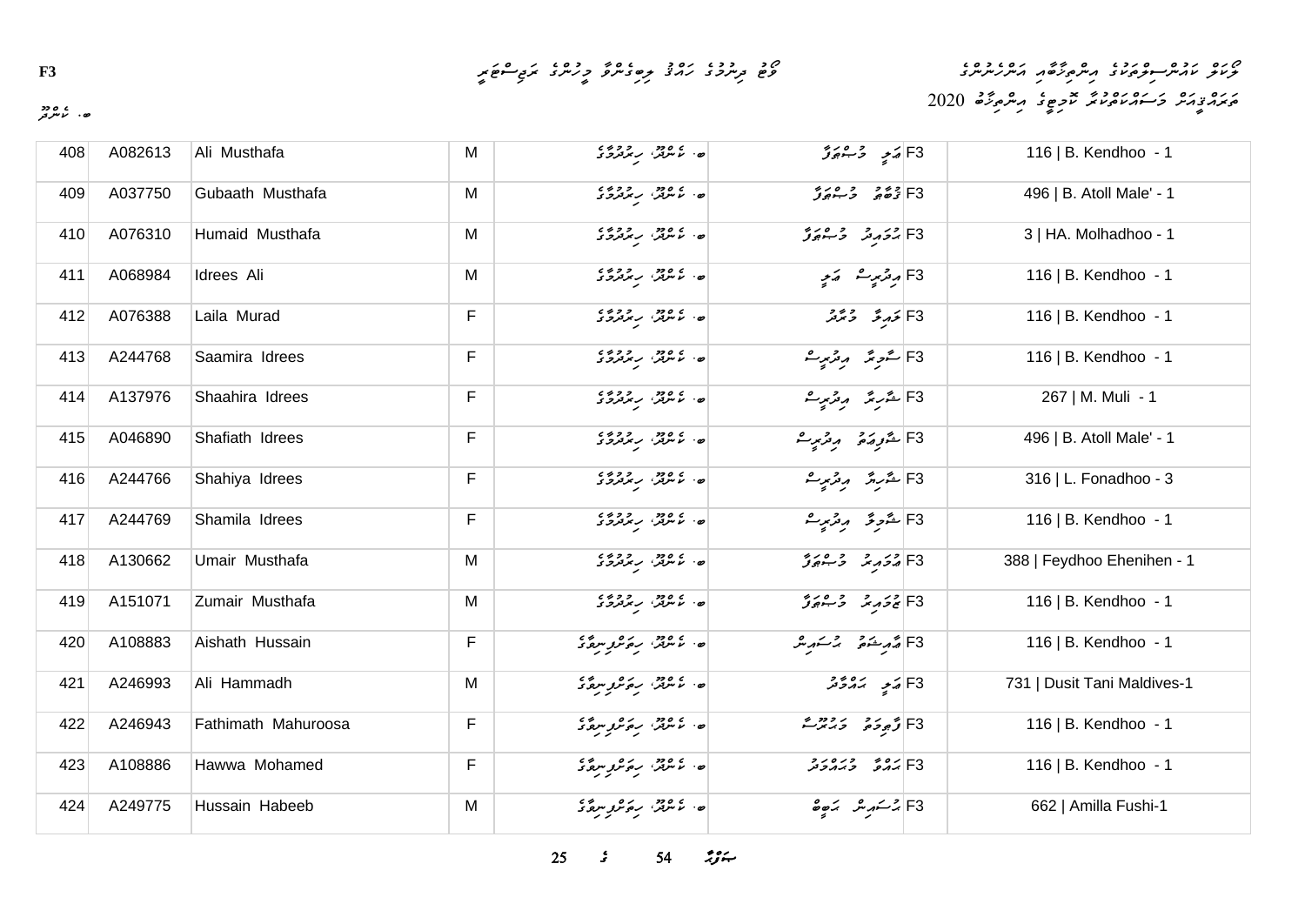| 408 | A082613 | Ali Musthafa | M | ھ. ކެންދޫ، ހިރުދުމާގެ | F3 އަލީ މުސްތަފާ | 116 \| B. Kendhoo - 1 |
|---|---|---|---|---|---|---|
| 409 | A037750 | Gubaath Musthafa | M | ھ. ކެންދޫ، ހިރުދުމާގެ | F3 ގުބާތު މުސްތަފާ | 496 \| B. Atoll Male' - 1 |
| 410 | A076310 | Humaid Musthafa | M | ھ. ކެންދޫ، ހިރުދުމާގެ | F3 ހުމައިދު މުސްތަފާ | 3 \| HA. Molhadhoo - 1 |
| 411 | A068984 | Idrees Ali | M | ھ. ކެންދޫ، ހިރުދުމާގެ | F3 އިދުރީސް އަލީ | 116 \| B. Kendhoo - 1 |
| 412 | A076388 | Laila Murad | F | ھ. ކެންދޫ، ހިރުދުމާގެ | F3 ލައިލާ މުރާދު | 116 \| B. Kendhoo - 1 |
| 413 | A244768 | Saamira Idrees | F | ھ. ކެންދޫ، ހިރުދުމާގެ | F3 ސާމިރާ އިދުރީސް | 116 \| B. Kendhoo - 1 |
| 414 | A137976 | Shaahira Idrees | F | ھ. ކެންދޫ، ހިރުދުމާގެ | F3 ޝާހިރާ އިދުރީސް | 267 \| M. Muli - 1 |
| 415 | A046890 | Shafiath Idrees | F | ھ. ކެންދޫ، ހިރުދުމާގެ | F3 ޝަފިއަތު އިދުރީސް | 496 \| B. Atoll Male' - 1 |
| 416 | A244766 | Shahiya Idrees | F | ھ. ކެންދޫ، ހިރުދުމާގެ | F3 ޝާހިޔާ އިދުރީސް | 316 \| L. Fonadhoo - 3 |
| 417 | A244769 | Shamila Idrees | F | ھ. ކެންދޫ، ހިރުދުމާގެ | F3 ޝާމިލާ އިދުރީސް | 116 \| B. Kendhoo - 1 |
| 418 | A130662 | Umair Musthafa | M | ھ. ކެންދޫ، ހިރުދުމާގެ | F3 އުމައިރު މުސްތަފާ | 388 \| Feydhoo Ehenihen - 1 |
| 419 | A151071 | Zumair Musthafa | M | ھ. ކެންދޫ، ހިރުދުމާގެ | F3 ޒުމައިރު މުސްތަފާ | 116 \| B. Kendhoo - 1 |
| 420 | A108883 | Aishath Hussain | F | ھ. ކެންދޫ، ހިޔާލުވިނދާގެ | F3 އާއިޝަތު ހުސައިން | 116 \| B. Kendhoo - 1 |
| 421 | A246993 | Ali Hammadh | M | ھ. ކެންދޫ، ހިޔާލުވިނދާގެ | F3 އަލީ ހައްމާދު | 731 \| Dusit Tani Maldives-1 |
| 422 | A246943 | Fathimath Mahuroosa | F | ھ. ކެންދޫ، ހިޔާލުވިނދާގެ | F3 ފާތިމަތު މަހުރޫސާ | 116 \| B. Kendhoo - 1 |
| 423 | A108886 | Hawwa Mohamed | F | ھ. ކެންދޫ، ހިޔާލުވިނދާގެ | F3 ހައްވާ މުހައްމަދު | 116 \| B. Kendhoo - 1 |
| 424 | A249775 | Hussain Habeeb | M | ھ. ކެންދޫ، ހިޔާލުވިނދާގެ | F3 ހުސައިން ހަބީބު | 662 \| Amilla Fushi-1 |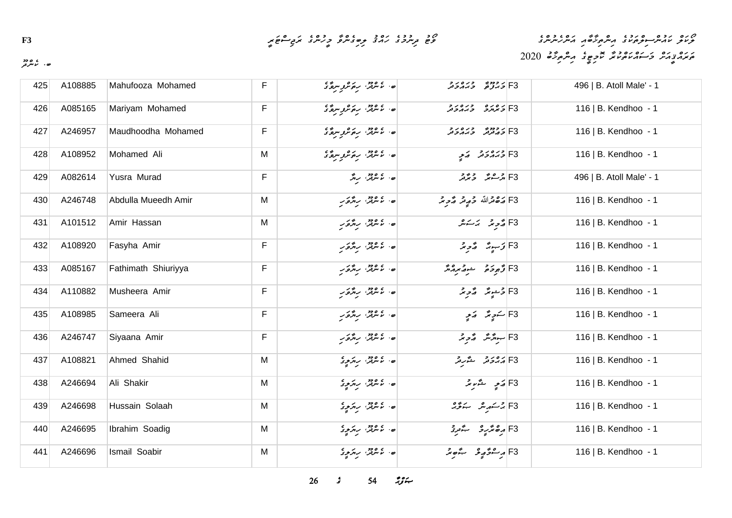| 425 | A108885 | Mahufooza Mohamed | F | ھ. ކެންދޫ، ހިތަދޫސިލްވާގެ | F3 މަހުފޫޒާ މުހައްމަދު | 496 \| B. Atoll Male' - 1 |
|---|---|---|---|---|---|---|
| 426 | A085165 | Mariyam Mohamed | F | ھ. ކެންދޫ، ހިތަދޫސިލްވާގެ | F3 މަރިޔަމް މުހައްމަދު | 116 \| B. Kendhoo - 1 |
| 427 | A246957 | Maudhoodha Mohamed | F | ھ. ކެންދޫ، ހިތަދޫސިލްވާގެ | F3 މައުދޫދާ މުހައްމަދު | 116 \| B. Kendhoo - 1 |
| 428 | A108952 | Mohamed Ali | M | ھ. ކެންދޫ، ހިތަދޫސިލްވާގެ | F3 މުހައްމަދު ޢަލީ | 116 \| B. Kendhoo - 1 |
| 429 | A082614 | Yusra Murad | F | ھ. ކެންދޫ، ހިޔާ | F3 ޔުސްރާ މުރާދު | 496 \| B. Atoll Male' - 1 |
| 430 | A246748 | Abdulla Mueedh Amir | M | ھ. ކެންދޫ، ހިލާލަރި | F3 އަބްދުﷲ މުޢީދު އާމިރު | 116 \| B. Kendhoo - 1 |
| 431 | A101512 | Amir Hassan | M | ھ. ކެންދޫ، ހިލާލަރި | F3 އާމިރު ހަސަން | 116 \| B. Kendhoo - 1 |
| 432 | A108920 | Fasyha Amir | F | ھ. ކެންދޫ، ހިލާލަރި | F3 ފަސީހާ އާމިރު | 116 \| B. Kendhoo - 1 |
| 433 | A085167 | Fathimath Shiuriyya | F | ھ. ކެންދޫ، ހިލާލަރި | F3 ފާތިމަތު ޝިއުރިއްޔާ | 116 \| B. Kendhoo - 1 |
| 434 | A110882 | Musheera Amir | F | ھ. ކެންދޫ، ހިލާލަރި | F3 މުޝީރާ އާމިރު | 116 \| B. Kendhoo - 1 |
| 435 | A108985 | Sameera Ali | F | ھ. ކެންދޫ، ހިލާލަރި | F3 ސަމީރާ ޢަލީ | 116 \| B. Kendhoo - 1 |
| 436 | A246747 | Siyaana Amir | F | ھ. ކެންދޫ، ހިލާލަރި | F3 ސިޔާނާ އާމިރު | 116 \| B. Kendhoo - 1 |
| 437 | A108821 | Ahmed Shahid | M | ھ. ކެންދޫ، ހިލަވިގެ | F3 އަހުމަދު ޝާހިދު | 116 \| B. Kendhoo - 1 |
| 438 | A246694 | Ali Shakir | M | ھ. ކެންދޫ، ހިލަވިގެ | F3 ޢަލީ ޝާކިރު | 116 \| B. Kendhoo - 1 |
| 439 | A246698 | Hussain Solaah | M | ھ. ކެންދޫ، ހިލަވިގެ | F3 ހުސައިން ޞަލާހް | 116 \| B. Kendhoo - 1 |
| 440 | A246695 | Ibrahim Soadig | M | ھ. ކެންދޫ، ހިލަވިގެ | F3 އިބްރާހީމް ޞާދިޤު | 116 \| B. Kendhoo - 1 |
| 441 | A246696 | Ismail Soabir | M | ھ. ކެންދޫ، ހިލަވިގެ | F3 އިސްމާޢީލް ޞާބިރު | 116 \| B. Kendhoo - 1 |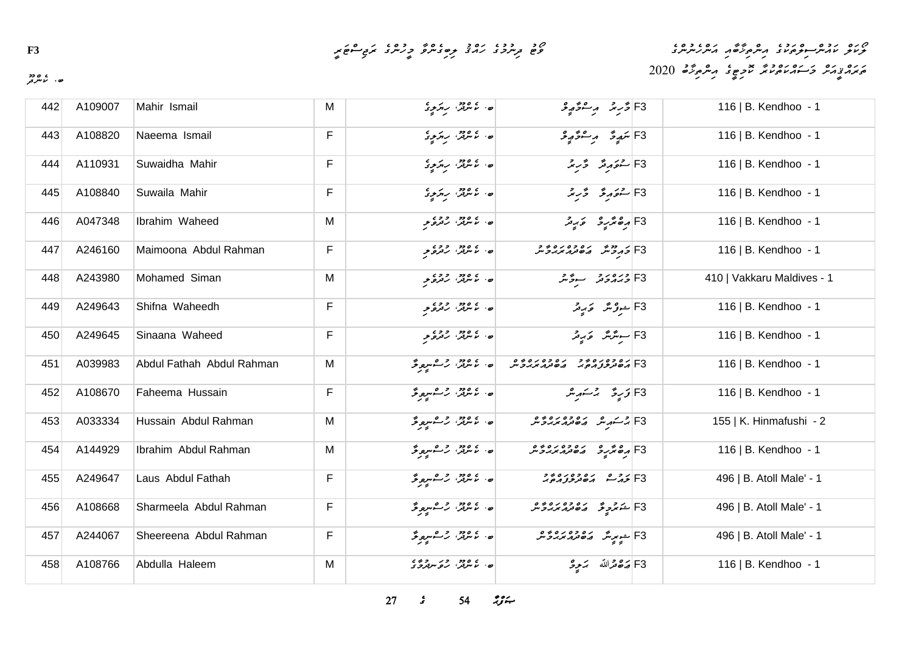| 442 | A109007 | Mahir Ismail | M | ھ. ކެންދޫ، ހިރަލިވާ | މާހިރު އިސްމާއިލް | F3 | 116 \| B. Kendhoo - 1 |
|---|---|---|---|---|---|---|---|
| 443 | A108820 | Naeema Ismail | F | ھ. ކެންދޫ، ހިރަލިވާ | ނައީމާ އިސްމާއިލް | F3 | 116 \| B. Kendhoo - 1 |
| 444 | A110931 | Suwaidha Mahir | F | ھ. ކެންދޫ، ހިރަލިވާ | ސުވައިދާ މާހިރު | F3 | 116 \| B. Kendhoo - 1 |
| 445 | A108840 | Suwaila Mahir | F | ھ. ކެންދޫ، ހިރަލިވާ | ސުވައިލާ މާހިރު | F3 | 116 \| B. Kendhoo - 1 |
| 446 | A047348 | Ibrahim Waheed | M | ھ. ކެންދޫ، ހުދުވެލި | އިބްރާހީމް ވަހީދު | F3 | 116 \| B. Kendhoo - 1 |
| 447 | A246160 | Maimoona Abdul Rahman | F | ھ. ކެންދޫ، ހުދުވެލި | މައިމޫނާ އަބްދުއްރަޙްމާން | F3 | 116 \| B. Kendhoo - 1 |
| 448 | A243980 | Mohamed Siman | M | ھ. ކެންދޫ، ހުދުވެލި | މުޙައްމަދު ސިމާން | F3 | 410 \| Vakkaru Maldives - 1 |
| 449 | A249643 | Shifna Waheedh | F | ھ. ކެންދޫ، ހުދުވެލި | ޝިފްނާ ވަހީދު | F3 | 116 \| B. Kendhoo - 1 |
| 450 | A249645 | Sinaana Waheed | F | ھ. ކެންދޫ، ހުދުވެލި | ސިނާނާ ވަހީދު | F3 | 116 \| B. Kendhoo - 1 |
| 451 | A039983 | Abdul Fathah Abdul Rahman | M | ھ. ކެންދޫ، ހުސްނިވާ | އަބްދުލްފައްތާޙް އަބްދުއްރަޙްމާން | F3 | 116 \| B. Kendhoo - 1 |
| 452 | A108670 | Faheema Hussain | F | ھ. ކެންދޫ، ހުސްނިވާ | ފަހީމާ ހުސައިން | F3 | 116 \| B. Kendhoo - 1 |
| 453 | A033334 | Hussain Abdul Rahman | M | ھ. ކެންދޫ، ހުސްނިވާ | ހުސައިން އަބްދުއްރަޙްމާން | F3 | 155 \| K. Hinmafushi - 2 |
| 454 | A144929 | Ibrahim Abdul Rahman | M | ھ. ކެންދޫ، ހުސްނިވާ | އިބްރާހީމް އަބްދުއްރަޙްމާން | F3 | 116 \| B. Kendhoo - 1 |
| 455 | A249647 | Laus Abdul Fathah | F | ھ. ކެންދޫ، ހުސްނިވާ | ލައުސް އަބްދުލްފައްތާޙް | F3 | 496 \| B. Atoll Male' - 1 |
| 456 | A108668 | Sharmeela Abdul Rahman | F | ھ. ކެންދޫ، ހުސްނިވާ | ޝަރްމީލާ އަބްދުއްރަޙްމާން | F3 | 496 \| B. Atoll Male' - 1 |
| 457 | A244067 | Sheereena Abdul Rahman | F | ھ. ކެންދޫ، ހުސްނިވާ | ޝީރީނާ އަބްދުއްރަޙްމާން | F3 | 496 \| B. Atoll Male' - 1 |
| 458 | A108766 | Abdulla Haleem | M | ھ. ކެންދޫ، ހުވަނދުމާގެ | އަބްދުﷲ ހަލީމް | F3 | 116 \| B. Kendhoo - 1 |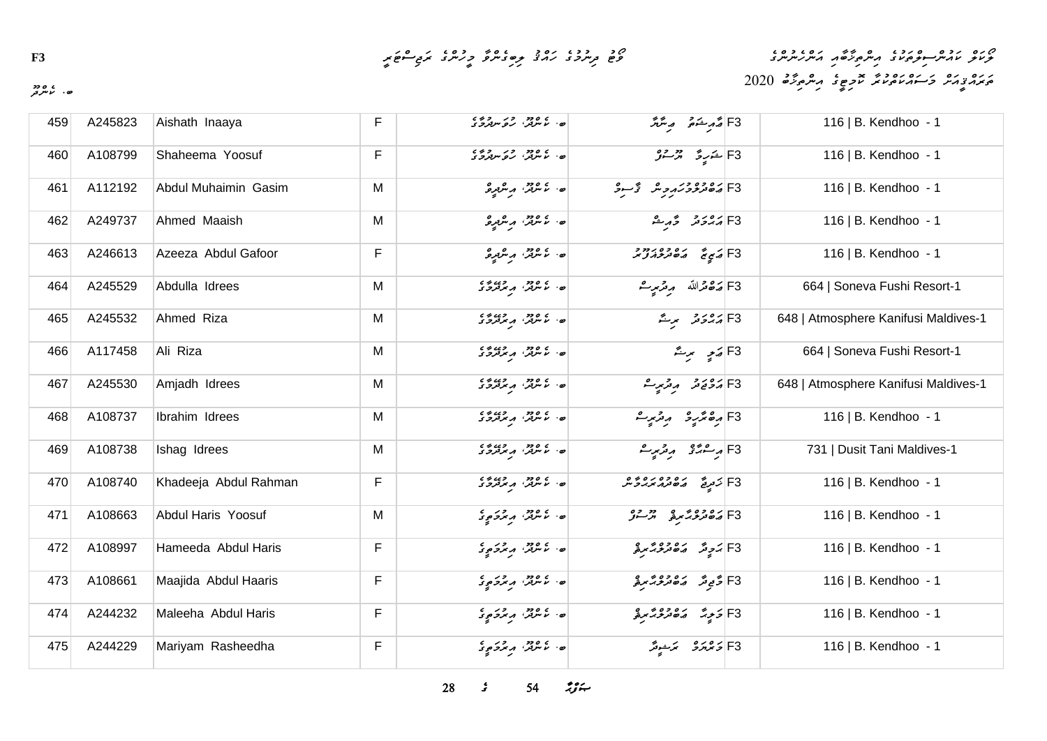| 459 | A245823 | Aishath Inaaya | F | ޅ. ކެންދޫ، ހުވަނދުމާގެ | ޢާއިޝަތު އިނާޔާ | F3 | 116 \| B. Kendhoo - 1 |
|---|---|---|---|---|---|---|---|
| 460 | A108799 | Shaheema Yoosuf | F | ޅ. ކެންދޫ، ހުވަނދުމާގެ | ޝަހީމާ ޔޫސުފް | F3 | 116 \| B. Kendhoo - 1 |
| 461 | A112192 | Abdul Muhaimin Gasim | M | ޅ. ކެންދޫ، އިންދިރާ | އަބްދުލްމުހައިމިން ޤާސިމް | F3 | 116 \| B. Kendhoo - 1 |
| 462 | A249737 | Ahmed Maaish | M | ޅ. ކެންދޫ، އިންދިރާ | އަޙްމަދު މާއިޝް | F3 | 116 \| B. Kendhoo - 1 |
| 463 | A246613 | Azeeza Abdul Gafoor | F | ޅ. ކެންދޫ، އިންދިރާ | އަޒީޒާ އަބްދުލްޣަފޫރު | F3 | 116 \| B. Kendhoo - 1 |
| 464 | A245529 | Abdulla Idrees | M | ޅ. ކެންދޫ، އިރުދޮށުގެ | އަބްދުﷲ އިދުރީސް | F3 | 664 \| Soneva Fushi Resort-1 |
| 465 | A245532 | Ahmed Riza | M | ޅ. ކެންދޫ، އިރުދޮށުގެ | އަޙްމަދު ރިޟާ | F3 | 648 \| Atmosphere Kanifusi Maldives-1 |
| 466 | A117458 | Ali Riza | M | ޅ. ކެންދޫ، އިރުދޮށުގެ | އަލި ރިޟާ | F3 | 664 \| Soneva Fushi Resort-1 |
| 467 | A245530 | Amjadh Idrees | M | ޅ. ކެންދޫ، އިރުދޮށުގެ | އަމްޖަދު އިދުރީސް | F3 | 648 \| Atmosphere Kanifusi Maldives-1 |
| 468 | A108737 | Ibrahim Idrees | M | ޅ. ކެންދޫ، އިރުދޮށުގެ | އިބްރާހީމް އިދުރީސް | F3 | 116 \| B. Kendhoo - 1 |
| 469 | A108738 | Ishag Idrees | M | ޅ. ކެންދޫ، އިރުދޮށުގެ | އިސްޙާޤު އިދުރީސް | F3 | 731 \| Dusit Tani Maldives-1 |
| 470 | A108740 | Khadeeja Abdul Rahman | F | ޅ. ކެންދޫ، އިރުދޮށުގެ | ޚަދީޖާ އަބްދުއްރަޙްމާން | F3 | 116 \| B. Kendhoo - 1 |
| 471 | A108663 | Abdul Haris Yoosuf | M | ޅ. ކެންދޫ، އިރުމަތީގެ | އަބްދުލްޙާރިޘް ޔޫސުފް | F3 | 116 \| B. Kendhoo - 1 |
| 472 | A108997 | Hameeda Abdul Haris | F | ޅ. ކެންދޫ، އިރުމަތީގެ | ހަމީދާ އަބްދުލްޙާރިޘް | F3 | 116 \| B. Kendhoo - 1 |
| 473 | A108661 | Maajida Abdul Haaris | F | ޅ. ކެންދޫ، އިރުމަތީގެ | މާޖިދާ އަބްދުލްޙާރިޘް | F3 | 116 \| B. Kendhoo - 1 |
| 474 | A244232 | Maleeha Abdul Haris | F | ޅ. ކެންދޫ، އިރުމަތީގެ | މަލީހާ އަބްދުލްޙާރިޘް | F3 | 116 \| B. Kendhoo - 1 |
| 475 | A244229 | Mariyam Rasheedha | F | ޅ. ކެންދޫ، އިރުމަތީގެ | މަރިޔަމް ރަޝީދާ | F3 | 116 \| B. Kendhoo - 1 |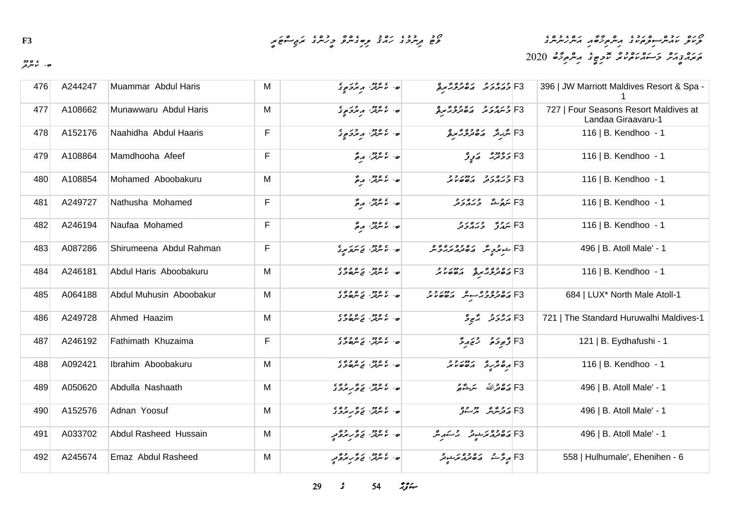| 476 | A244247 | Muammar Abdul Haris | M | ބ. ކެންދޫ، އިރުމަތީގެ | F3 މުޢައްމަރު އަބްދުލްހާރިޘް | 396 \| JW Marriott Maldives Resort & Spa - 1 |
|---|---|---|---|---|---|---|
| 477 | A108662 | Munawwaru Abdul Haris | M | ބ. ކެންދޫ، އިރުމަތީގެ | F3 މުނައްވަރު އަބްދުލްހާރިޘް | 727 \| Four Seasons Resort Maldives at Landaa Giraavaru-1 |
| 478 | A152176 | Naahidha Abdul Haaris | F | ބ. ކެންދޫ، އިރުމަތީގެ | F3 ނާހިދާ އަބްދުލްހާރިޘް | 116 \| B. Kendhoo - 1 |
| 479 | A108864 | Mamdhooha Afeef | F | ބ. ކެންދޫ، އިލާ | F3 މަމްދޫހާ އަފީފް | 116 \| B. Kendhoo - 1 |
| 480 | A108854 | Mohamed Aboobakuru | M | ބ. ކެންދޫ، އިލާ | F3 މުހައްމަދު އަބޫބަކުރު | 116 \| B. Kendhoo - 1 |
| 481 | A249727 | Nathusha Mohamed | F | ބ. ކެންދޫ، އިލާ | F3 ނަތޫޝާ މުހައްމަދު | 116 \| B. Kendhoo - 1 |
| 482 | A246194 | Naufaa Mohamed | F | ބ. ކެންދޫ، އިލާ | F3 ނައުފާ މުހައްމަދު | 116 \| B. Kendhoo - 1 |
| 483 | A087286 | Shirumeena Abdul Rahman | F | ބ. ކެންދޫ، ޖަނަވަރީގެ | F3 ޝިރުމީނާ އަބްދުއްރަޙްމާން | 496 \| B. Atoll Male' - 1 |
| 484 | A246181 | Abdul Haris Aboobakuru | M | ބ. ކެންދޫ، ޖަންބުމާގެ | F3 އަބްދުލްހާރިޘް އަބޫބަކުރު | 116 \| B. Kendhoo - 1 |
| 485 | A064188 | Abdul Muhusin Aboobakur | M | ބ. ކެންދޫ، ޖަންބުމާގެ | F3 އަބްދުލްމުޙްސިން އަބޫބަކުރު | 684 \| LUX* North Male Atoll-1 |
| 486 | A249728 | Ahmed Haazim | M | ބ. ކެންދޫ، ޖަންބުމާގެ | F3 އަޙްމަދު ހާޒިމް | 721 \| The Standard Huruwalhi Maldives-1 |
| 487 | A246192 | Fathimath Khuzaima | F | ބ. ކެންދޫ، ޖަންބުމާގެ | F3 ފާތިމަތު ޚުޒައިމާ | 121 \| B. Eydhafushi - 1 |
| 488 | A092421 | Ibrahim Aboobakuru | M | ބ. ކެންދޫ، ޖަންބުމާގެ | F3 އިބްރާހީމް އަބޫބަކުރު | 116 \| B. Kendhoo - 1 |
| 489 | A050620 | Abdulla Nashaath | M | ބ. ކެންދޫ، ޖަވާހިރުގެ | F3 އަބްދުﷲ ނަޝާތު | 496 \| B. Atoll Male' - 1 |
| 490 | A152576 | Adnan Yoosuf | M | ބ. ކެންދޫ، ޖަވާހިރުގެ | F3 އަދްނާން ޔޫސުފް | 496 \| B. Atoll Male' - 1 |
| 491 | A033702 | Abdul Rasheed Hussain | M | ބ. ކެންދޫ، ޖަވާހިރުވާދީ | F3 އަބްދުއްރަޝީދު ހުސައިން | 496 \| B. Atoll Male' - 1 |
| 492 | A245674 | Emaz Abdul Rasheed | M | ބ. ކެންދޫ، ޖަވާހިރުވާދީ | F3 އީމާޒް އަބްދުއްރަޝީދު | 558 \| Hulhumale', Ehenihen - 6 |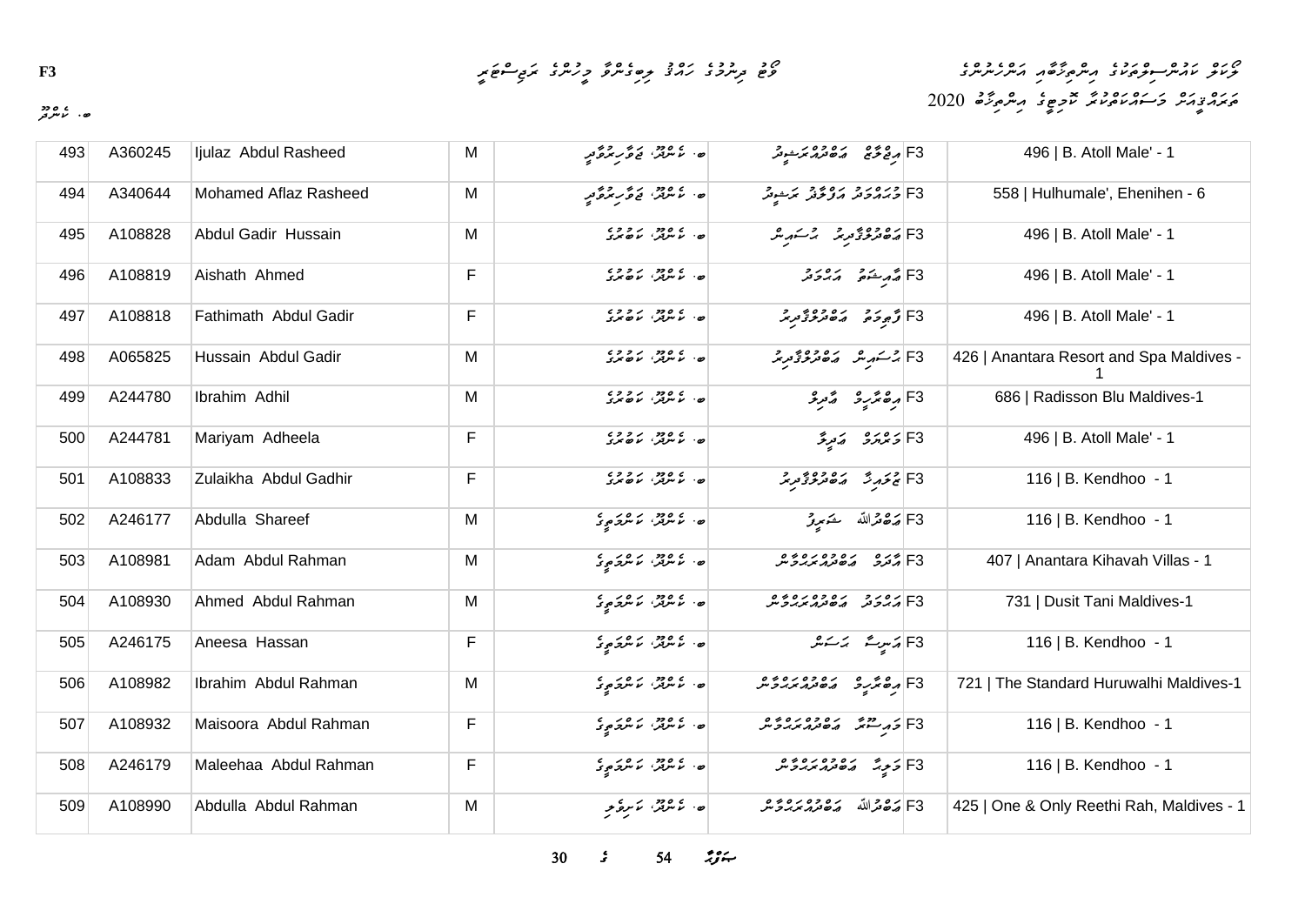| 493 | A360245 | Ijulaz Abdul Rasheed | M | ھ. ކެންދޫ، ޖަވާހިރުމާތި | F3 ތިޖުލާޒް ޢަބްދުއްރަޝީދު | 496 \| B. Atoll Male' - 1 |
|---|---|---|---|---|---|---|
| 494 | A340644 | Mohamed Aflaz Rasheed | M | ھ. ކެންދޫ، ޖަވާހިރުމާތި | F3 މުޙައްމަދު އަފްލާޒް ރަޝީދު | 558 \| Hulhumale', Ehenihen - 6 |
| 495 | A108828 | Abdul Gadir Hussain | M | ھ. ކެންދޫ، ކަޅުރޯ | F3 އަބްދުލްޤާދިރު ހުސައިން | 496 \| B. Atoll Male' - 1 |
| 496 | A108819 | Aishath Ahmed | F | ھ. ކެންދޫ، ކަޅުރޯ | F3 އާއިޝަތު އަޙްމަދު | 496 \| B. Atoll Male' - 1 |
| 497 | A108818 | Fathimath Abdul Gadir | F | ھ. ކެންދޫ، ކަޅުރޯ | F3 ފާތިމަތު އަބްދުލްޤާދިރު | 496 \| B. Atoll Male' - 1 |
| 498 | A065825 | Hussain Abdul Gadir | M | ھ. ކެންދޫ، ކަޅުރޯ | F3 ހުސައިން އަބްދުލްޤާދިރު | 426 \| Anantara Resort and Spa Maldives - 1 |
| 499 | A244780 | Ibrahim Adhil | M | ھ. ކެންދޫ، ކަޅުރޯ | F3 އިބްރާހީމް އާދިލް | 686 \| Radisson Blu Maldives-1 |
| 500 | A244781 | Mariyam Adheela | F | ھ. ކެންދޫ، ކަޅުރޯ | F3 މަރިޔަމް އަދީލާ | 496 \| B. Atoll Male' - 1 |
| 501 | A108833 | Zulaikha Abdul Gadhir | F | ھ. ކެންދޫ، ކަޅުރޯ | F3 ޒުލައިޚާ އަބްދުލްޤާދިރު | 116 \| B. Kendhoo - 1 |
| 502 | A246177 | Abdulla Shareef | M | ھ. ކެންދޫ، ކަންމަތިގެ | F3 އަބްދުﷲ ޝަރީފު | 116 \| B. Kendhoo - 1 |
| 503 | A108981 | Adam Abdul Rahman | M | ھ. ކެންދޫ، ކަންމަތިގެ | F3 އާދަމް އަބްދުއްރަޙްމާން | 407 \| Anantara Kihavah Villas - 1 |
| 504 | A108930 | Ahmed Abdul Rahman | M | ھ. ކެންދޫ، ކަންމަތިގެ | F3 އަޙްމަދު އަބްދުއްރަޙްމާން | 731 \| Dusit Tani Maldives-1 |
| 505 | A246175 | Aneesa Hassan | F | ھ. ކެންދޫ، ކަންމަތިގެ | F3 އަނީސާ ހަސަން | 116 \| B. Kendhoo - 1 |
| 506 | A108982 | Ibrahim Abdul Rahman | M | ھ. ކެންދޫ، ކަންމަތިގެ | F3 އިބްރާހީމް އަބްދުއްރަޙްމާން | 721 \| The Standard Huruwalhi Maldives-1 |
| 507 | A108932 | Maisoora Abdul Rahman | F | ھ. ކެންދޫ، ކަންމަތިގެ | F3 މައިސޫރާ އަބްދުއްރަޙްމާން | 116 \| B. Kendhoo - 1 |
| 508 | A246179 | Maleehaa Abdul Rahman | F | ھ. ކެންދޫ، ކަންމަތިގެ | F3 މަލީހާ އަބްދުއްރަޙްމާން | 116 \| B. Kendhoo - 1 |
| 509 | A108990 | Abdulla Abdul Rahman | M | ھ. ކެންދޫ، ކަނިމާލި | F3 އަބްދުﷲ އަބްދުއްރަޙްމާން | 425 \| One & Only Reethi Rah, Maldives - 1 |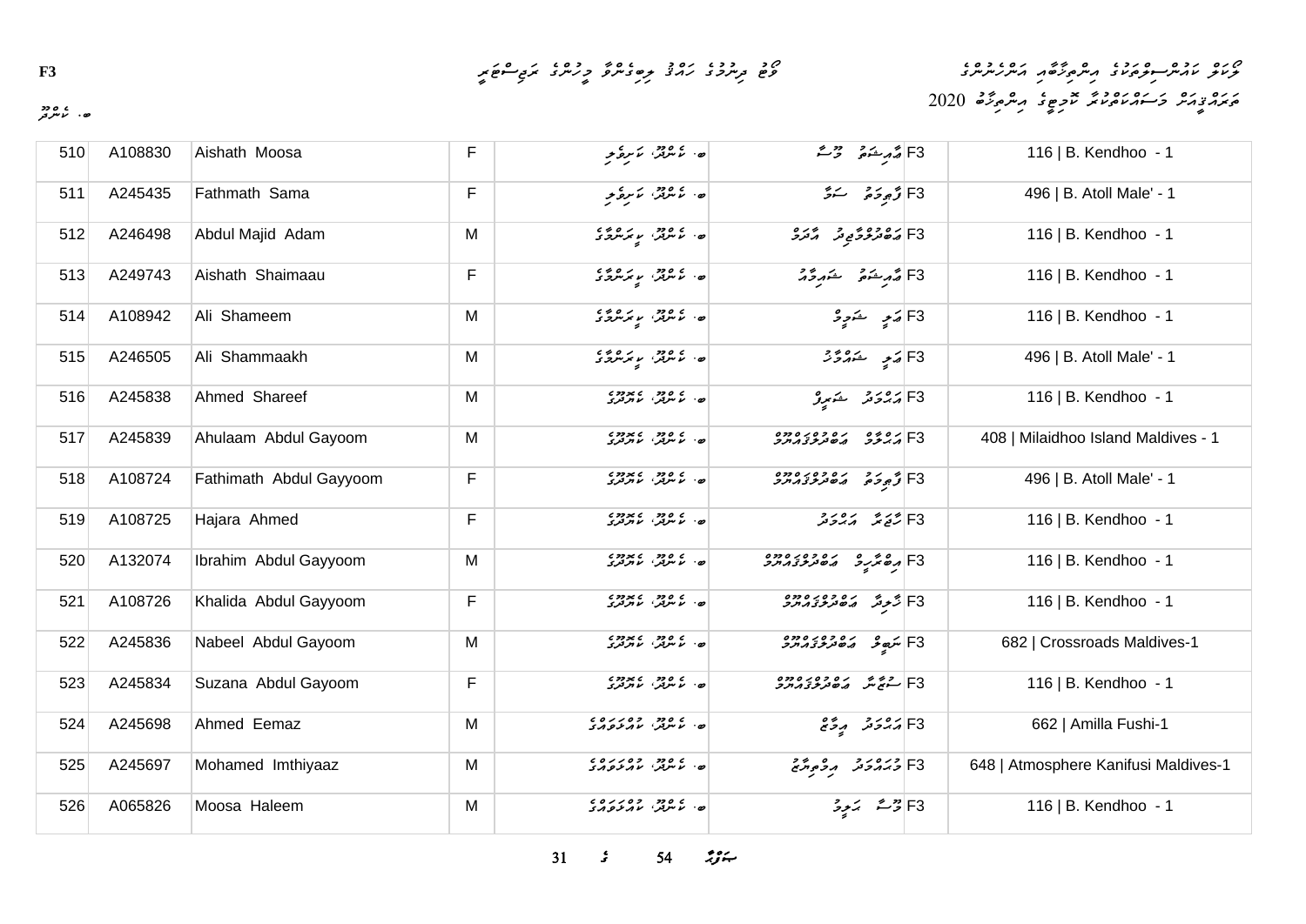| 510 | A108830 | Aishath Moosa | F | ޅ. ކެންދޫ، ކަރިވާލި | F3 ޢާއިޝަތު މޫސާ | 116 \| B. Kendhoo - 1 |
|---|---|---|---|---|---|---|
| 511 | A245435 | Fathmath Sama | F | ޅ. ކެންދޫ، ކަރިވާލި | F3 ފާތިމަތު ސަމާ | 496 \| B. Atoll Male' - 1 |
| 512 | A246498 | Abdul Majid Adam | M | ޅ. ކެންދޫ، ޙިރަނދޫގެ | F3 ޢަބްދުލްމާޖިދު އާދަމް | 116 \| B. Kendhoo - 1 |
| 513 | A249743 | Aishath Shaimaau | F | ޅ. ކެންދޫ، ޙިރަނދޫގެ | F3 ޢާއިޝަތު ޝައިމާއު | 116 \| B. Kendhoo - 1 |
| 514 | A108942 | Ali Shameem | M | ޅ. ކެންދޫ، ޙިރަނދޫގެ | F3 ޢަލީ ޝަމީމް | 116 \| B. Kendhoo - 1 |
| 515 | A246505 | Ali Shammaakh | M | ޅ. ކެންދޫ، ޙިރަނދޫގެ | F3 ޢަލީ ޝައްމާޚް | 496 \| B. Atoll Male' - 1 |
| 516 | A245838 | Ahmed Shareef | M | ޅ. ކެންދޫ، ކުރިދޫގެ | F3 އަޙްމަދު ޝަރީފް | 116 \| B. Kendhoo - 1 |
| 517 | A245839 | Ahulaam Abdul Gayoom | M | ޅ. ކެންދޫ، ކުރިދޫގެ | F3 އަހުލާމް ޢަބްދުލްޤައްޔޫމް | 408 \| Milaidhoo Island Maldives - 1 |
| 518 | A108724 | Fathimath Abdul Gayyoom | F | ޅ. ކެންދޫ، ކުރިދޫގެ | F3 ފާތިމަތު ޢަބްދުލްޤައްޔޫމް | 496 \| B. Atoll Male' - 1 |
| 519 | A108725 | Hajara Ahmed | F | ޅ. ކެންދޫ، ކުރިދޫގެ | F3 ހާޖަރާ އަޙްމަދު | 116 \| B. Kendhoo - 1 |
| 520 | A132074 | Ibrahim Abdul Gayyoom | M | ޅ. ކެންދޫ، ކުރިދޫގެ | F3 އިބްރާހީމް ޢަބްދުލްޤައްޔޫމް | 116 \| B. Kendhoo - 1 |
| 521 | A108726 | Khalida Abdul Gayyoom | F | ޅ. ކެންދޫ، ކުރިދޫގެ | F3 ޚާލިދާ ޢަބްދުލްޤައްޔޫމް | 116 \| B. Kendhoo - 1 |
| 522 | A245836 | Nabeel Abdul Gayoom | M | ޅ. ކެންދޫ، ކުރިދޫގެ | F3 ނަބީލް ޢަބްދުލްޤައްޔޫމް | 682 \| Crossroads Maldives-1 |
| 523 | A245834 | Suzana Abdul Gayoom | F | ޅ. ކެންދޫ، ކުރިދޫގެ | F3 ސުޒާނާ ޢަބްދުލްޤައްޔޫމް | 116 \| B. Kendhoo - 1 |
| 524 | A245698 | Ahmed Eemaz | M | ޅ. ކެންދޫ، ކުޅުދުއްފުށި | F3 އަޙްމަދު އީމާޒް | 662 \| Amilla Fushi-1 |
| 525 | A245697 | Mohamed Imthiyaaz | M | ޅ. ކެންދޫ، ކުޅުދުއްފުށި | F3 މުޙައްމަދު އިމްތިޔާޒް | 648 \| Atmosphere Kanifusi Maldives-1 |
| 526 | A065826 | Moosa Haleem | M | ޅ. ކެންދޫ، ކުޅުދުއްފުށި | F3 މޫސާ ހަލީމް | 116 \| B. Kendhoo - 1 |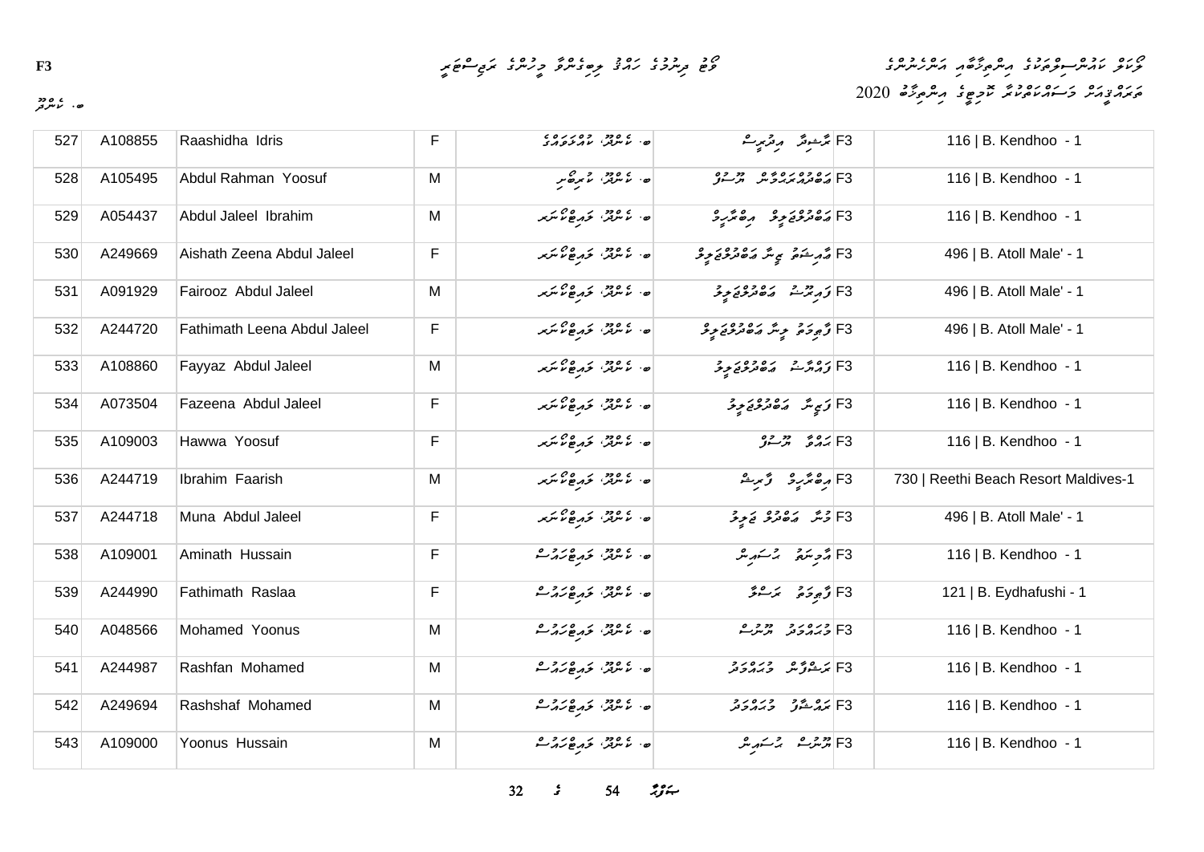| 527 | A108855 | Raashidha Idris | F | ބ. ކެންދޫ، ކެއުގަމާގެ | F3 ރާޝިދާ އިދްރީސް | 116 \| B. Kendhoo - 1 |
|---|---|---|---|---|---|---|
| 528 | A105495 | Abdul Rahman Yoosuf | M | ބ. ކެންދޫ، ކެރިބީނީ | F3 އަބްދުއްރަޙްމާން ޔޫސުފް | 116 \| B. Kendhoo - 1 |
| 529 | A054437 | Abdul Jaleel Ibrahim | M | ބ. ކެންދޫ، ދަރުބާރުގެ | F3 އަބްދުލްޖަލީލް އިބްރާހިމް | 116 \| B. Kendhoo - 1 |
| 530 | A249669 | Aishath Zeena Abdul Jaleel | F | ބ. ކެންދޫ، ދަރުބާރުގެ | F3 އައިޝަތު ޒީނާ އަބްދުލްޖަލީލް | 496 \| B. Atoll Male' - 1 |
| 531 | A091929 | Fairooz Abdul Jaleel | M | ބ. ކެންދޫ، ދަރުބާރުގެ | F3 ފައިރޫޒް އަބްދުލްޖަލީލް | 496 \| B. Atoll Male' - 1 |
| 532 | A244720 | Fathimath Leena Abdul Jaleel | F | ބ. ކެންދޫ، ދަރުބާރުގެ | F3 ފާތިމަތު ލީނާ އަބްދުލްޖަލީލް | 496 \| B. Atoll Male' - 1 |
| 533 | A108860 | Fayyaz Abdul Jaleel | M | ބ. ކެންދޫ، ދަރުބާރުގެ | F3 ފައްޔާޒް އަބްދުލްޖަލީލް | 116 \| B. Kendhoo - 1 |
| 534 | A073504 | Fazeena Abdul Jaleel | F | ބ. ކެންދޫ، ދަރުބާރުގެ | F3 ފަޒީނާ އަބްދުލްޖަލީލް | 116 \| B. Kendhoo - 1 |
| 535 | A109003 | Hawwa Yoosuf | F | ބ. ކެންދޫ، ދަރުބާރުގެ | F3 ހައްވާ ޔޫސުފް | 116 \| B. Kendhoo - 1 |
| 536 | A244719 | Ibrahim Faarish | M | ބ. ކެންދޫ، ދަރުބާރުގެ | F3 އިބްރާހިމް ފާރިޝް | 730 \| Reethi Beach Resort Maldives-1 |
| 537 | A244718 | Muna Abdul Jaleel | F | ބ. ކެންދޫ، ދަރުބާރުގެ | F3 މުނާ އަބްދުލް ޖަލީލް | 496 \| B. Atoll Male' - 1 |
| 538 | A109001 | Aminath Hussain | F | ބ. ކެންދޫ، ދަރުބާރުވެސް | F3 އާމިނަތު ހުސައިން | 116 \| B. Kendhoo - 1 |
| 539 | A244990 | Fathimath Raslaa | F | ބ. ކެންދޫ، ދަރުބާރުވެސް | F3 ފާތިމަތު ރަސްލާ | 121 \| B. Eydhafushi - 1 |
| 540 | A048566 | Mohamed Yoonus | M | ބ. ކެންދޫ، ދަރުބާރުވެސް | F3 މުޙައްމަދު ޔޫނުސް | 116 \| B. Kendhoo - 1 |
| 541 | A244987 | Rashfan Mohamed | M | ބ. ކެންދޫ، ދަރުބާރުވެސް | F3 ރަޝްފާން މުޙައްމަދު | 116 \| B. Kendhoo - 1 |
| 542 | A249694 | Rashshaf Mohamed | M | ބ. ކެންދޫ، ދަރުބާރުވެސް | F3 ރައްޝާފް މުޙައްމަދު | 116 \| B. Kendhoo - 1 |
| 543 | A109000 | Yoonus Hussain | M | ބ. ކެންދޫ، ދަރުބާރުވެސް | F3 ޔޫނުސް ހުސައިން | 116 \| B. Kendhoo - 1 |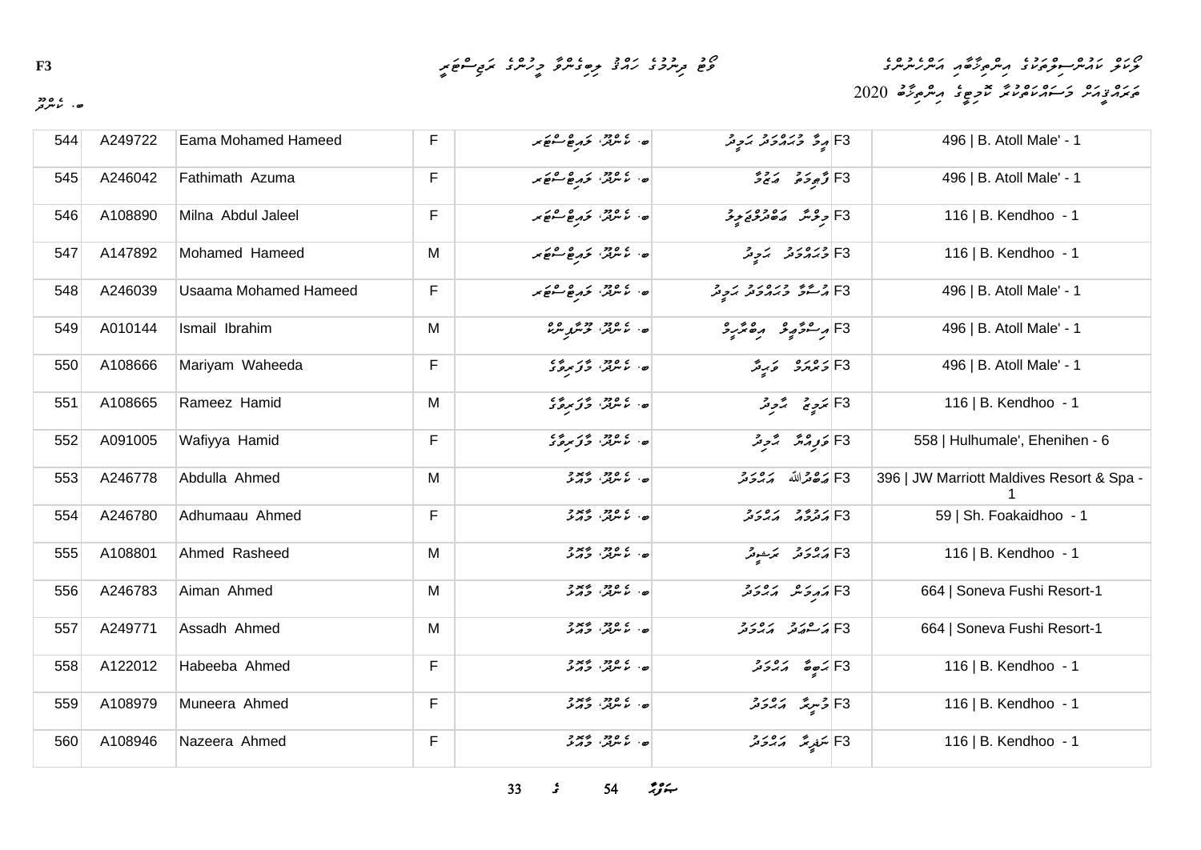| 544 | A249722 | Eama Mohamed Hameed | F | ޅ. ކެންދޫ، ވައިޓްސްޓަރ | F3 އީމާ މުޙައްމަދު ޙަމީދު | 496 \| B. Atoll Male' - 1 |
|---|---|---|---|---|---|---|
| 545 | A246042 | Fathimath Azuma | F | ޅ. ކެންދޫ، ވައިޓްސްޓަރ | F3 ފާތިމަތު އަޒުމާ | 496 \| B. Atoll Male' - 1 |
| 546 | A108890 | Milna Abdul Jaleel | F | ޅ. ކެންދޫ، ވައިޓްސްޓަރ | F3 މިލްނާ އަބްދުލްޖަލީލް | 116 \| B. Kendhoo - 1 |
| 547 | A147892 | Mohamed Hameed | M | ޅ. ކެންދޫ، ވައިޓްސްޓަރ | F3 މުޙައްމަދު ޙަމީދު | 116 \| B. Kendhoo - 1 |
| 548 | A246039 | Usaama Mohamed Hameed | F | ޅ. ކެންދޫ، ވައިޓްސްޓަރ | F3 އުސާމާ މުޙައްމަދު ޙަމީދު | 496 \| B. Atoll Male' - 1 |
| 549 | A010144 | Ismail Ibrahim | M | ޅ. ކެންދޫ، ދޫނިދޮށުގެ | F3 އިސްމާޢީލް އިބްރާހީމް | 496 \| B. Atoll Male' - 1 |
| 550 | A108666 | Mariyam Waheeda | F | ޅ. ކެންދޫ، މާފަރިވާގެ | F3 މަރިޔަމް ވަޙީދާ | 496 \| B. Atoll Male' - 1 |
| 551 | A108665 | Rameez Hamid | M | ޅ. ކެންދޫ، މާފަރިވާގެ | F3 ރަމީޒް ޙާމިދު | 116 \| B. Kendhoo - 1 |
| 552 | A091005 | Wafiyya Hamid | F | ޅ. ކެންދޫ، މާފަރިވާގެ | F3 ވަފިއްޔާ ޙާމިދު | 558 \| Hulhumale', Ehenihen - 6 |
| 553 | A246778 | Abdulla Ahmed | M | ޅ. ކެންދޫ، މާއުދު | F3 އަބްދުﷲ އަޙްމަދު | 396 \| JW Marriott Maldives Resort & Spa - 1 |
| 554 | A246780 | Adhumaau Ahmed | F | ޅ. ކެންދޫ، މާއުދު | F3 އަދުމާއު އަޙްމަދު | 59 \| Sh. Foakaidhoo - 1 |
| 555 | A108801 | Ahmed Rasheed | M | ޅ. ކެންދޫ، މާއުދު | F3 އަޙްމަދު ރަޝީދު | 116 \| B. Kendhoo - 1 |
| 556 | A246783 | Aiman Ahmed | M | ޅ. ކެންދޫ، މާއުދު | F3 އައިމަން އަޙްމަދު | 664 \| Soneva Fushi Resort-1 |
| 557 | A249771 | Assadh Ahmed | M | ޅ. ކެންދޫ، މާއުދު | F3 އައްސަދު އަޙްމަދު | 664 \| Soneva Fushi Resort-1 |
| 558 | A122012 | Habeeba Ahmed | F | ޅ. ކެންދޫ، މާއުދު | F3 ހަބީބާ އަޙްމަދު | 116 \| B. Kendhoo - 1 |
| 559 | A108979 | Muneera Ahmed | F | ޅ. ކެންދޫ، މާއުދު | F3 މުނީރާ އަޙްމަދު | 116 \| B. Kendhoo - 1 |
| 560 | A108946 | Nazeera Ahmed | F | ޅ. ކެންދޫ، މާއުދު | F3 ނަޒީރާ އަޙްމަދު | 116 \| B. Kendhoo - 1 |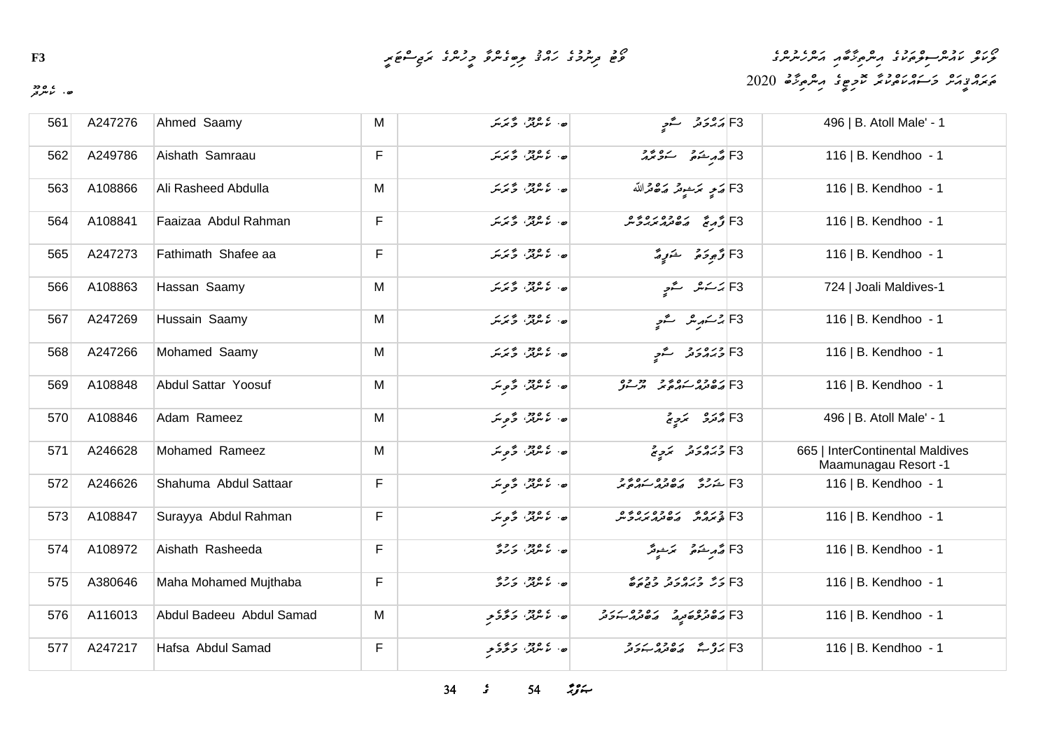| 561 | A247276 | Ahmed Saamy | M | ھ. ކެންދޫ، ވާރަނަ | F3 އަހުމަދު ސާމީ | 496 \| B. Atoll Male' - 1 |
|---|---|---|---|---|---|---|
| 562 | A249786 | Aishath Samraau | F | ھ. ކެންދޫ، ވާރަނަ | F3 އާއިޝަތު ސަމްރާއު | 116 \| B. Kendhoo - 1 |
| 563 | A108866 | Ali Rasheed Abdulla | M | ھ. ކެންދޫ، ވާރަނަ | F3 އަލި ރަޝީދު އަބްދުالله | 116 \| B. Kendhoo - 1 |
| 564 | A108841 | Faaizaa Abdul Rahman | F | ھ. ކެންދޫ، ވާރަނަ | F3 ފާއިޒާ އަބްދުއްރަޙްމާން | 116 \| B. Kendhoo - 1 |
| 565 | A247273 | Fathimath Shafee aa | F | ھ. ކެންދޫ، ވާރަނަ | F3 ފާތިމަތު ޝަފީޢާ | 116 \| B. Kendhoo - 1 |
| 566 | A108863 | Hassan Saamy | M | ھ. ކެންދޫ، ވާރަނަ | F3 ހަސަން ސާމީ | 724 \| Joali Maldives-1 |
| 567 | A247269 | Hussain Saamy | M | ھ. ކެންދޫ، ވާރަނަ | F3 ހުސައިން ސާމީ | 116 \| B. Kendhoo - 1 |
| 568 | A247266 | Mohamed Saamy | M | ھ. ކެންދޫ، ވާރަނަ | F3 މުހައްމަދު ސާމީ | 116 \| B. Kendhoo - 1 |
| 569 | A108848 | Abdul Sattar Yoosuf | M | ھ. ކެންދޫ، ވާލިނަ | F3 އަބްދުއްސައްތާރު ޔޫސުފު | 116 \| B. Kendhoo - 1 |
| 570 | A108846 | Adam Rameez | M | ھ. ކެންދޫ، ވާލިނަ | F3 އާދަމް ރަމީޒު | 496 \| B. Atoll Male' - 1 |
| 571 | A246628 | Mohamed Rameez | M | ھ. ކެންދޫ، ވާލިނަ | F3 މުހައްމަދު ރަމީޒު | 665 \| InterContinental Maldives Maamunagau Resort -1 |
| 572 | A246626 | Shahuma Abdul Sattaar | F | ھ. ކެންދޫ، ވާލިނަ | F3 ޝަހުމާ އަބްދުއްސައްތާރު | 116 \| B. Kendhoo - 1 |
| 573 | A108847 | Surayya Abdul Rahman | F | ھ. ކެންދޫ، ވާލިނަ | F3 ޘުރައްޔާ އަބްދުއްރަޙްމާން | 116 \| B. Kendhoo - 1 |
| 574 | A108972 | Aishath Rasheeda | F | ھ. ކެންދޫ، ވަހުމާ | F3 އާއިޝަތު ރަޝީދާ | 116 \| B. Kendhoo - 1 |
| 575 | A380646 | Maha Mohamed Mujthaba | F | ھ. ކެންދޫ، ވަހުމާ | F3 މަހާ މުހައްމަދު މުޖުތަބާ | 116 \| B. Kendhoo - 1 |
| 576 | A116013 | Abdul Badeeu Abdul Samad | M | ھ. ކެންދޫ، ވަވާމި | F3 އަބްދުލްބަދީއު އަބްދުއްސަމަދު | 116 \| B. Kendhoo - 1 |
| 577 | A247217 | Hafsa Abdul Samad | F | ھ. ކެންދޫ، ވަވާމި | F3 ހަފްސާ އަބްދުއްސަމަދު | 116 \| B. Kendhoo - 1 |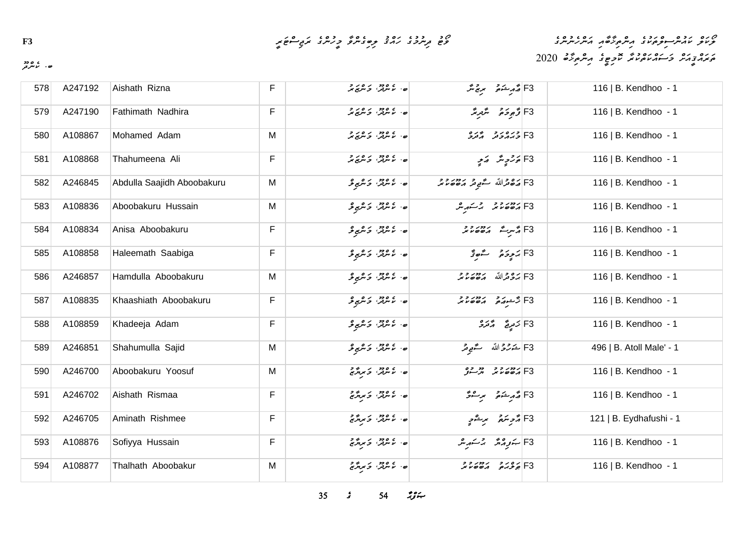| 578 | A247192 | Aishath Rizna | F | ބ. ކެންދޫ، ފަންސަވީރު | F3 އާއިޝަތު ރިޒްނާ | 116 \| B. Kendhoo - 1 |
|---|---|---|---|---|---|---|
| 579 | A247190 | Fathimath Nadhira | F | ބ. ކެންދޫ، ފަންސަވީރު | F3 ފާތިމަތު ނާދިރާ | 116 \| B. Kendhoo - 1 |
| 580 | A108867 | Mohamed Adam | M | ބ. ކެންދޫ، ފަންސަވީރު | F3 މުހައްމަދު އާދަމް | 116 \| B. Kendhoo - 1 |
| 581 | A108868 | Thahumeena Ali | F | ބ. ކެންދޫ، ފަންސަވީރު | F3 ތަހުމީނާ އަލި | 116 \| B. Kendhoo - 1 |
| 582 | A246845 | Abdulla Saajidh Aboobakuru | M | ބ. ކެންދޫ، ފަންސިވީ | F3 އަބްދުﷲ ސާޖިދު އަބޫބަކުރު | 116 \| B. Kendhoo - 1 |
| 583 | A108836 | Aboobakuru Hussain | M | ބ. ކެންދޫ، ފަންސިވީ | F3 އަބޫބަކުރު ހުސައިން | 116 \| B. Kendhoo - 1 |
| 584 | A108834 | Anisa Aboobakuru | F | ބ. ކެންދޫ، ފަންސިވީ | F3 އާނިސާ އަބޫބަކުރު | 116 \| B. Kendhoo - 1 |
| 585 | A108858 | Haleemath Saabiga | F | ބ. ކެންދޫ، ފަންސިވީ | F3 ހަލީމަތު ސާބިގާ | 116 \| B. Kendhoo - 1 |
| 586 | A246857 | Hamdulla Aboobakuru | M | ބ. ކެންދޫ، ފަންސިވީ | F3 ހަމްދުﷲ އަބޫބަކުރު | 116 \| B. Kendhoo - 1 |
| 587 | A108835 | Khaashiath Aboobakuru | F | ބ. ކެންދޫ، ފަންސިވީ | F3 ޚާޝިއަތު އަބޫބަކުރު | 116 \| B. Kendhoo - 1 |
| 588 | A108859 | Khadeeja Adam | F | ބ. ކެންދޫ، ފަންސިވީ | F3 ޚަދީޖާ އާދަމް | 116 \| B. Kendhoo - 1 |
| 589 | A246851 | Shahumulla Sajid | M | ބ. ކެންދޫ، ފަންސިވީ | F3 ޝަހުމުﷲ ސާޖިދު | 496 \| B. Atoll Male' - 1 |
| 590 | A246700 | Aboobakuru Yoosuf | M | ބ. ކެންދޫ، ފަރިދާޖު | F3 އަބޫބަކުރު ޔޫސުފް | 116 \| B. Kendhoo - 1 |
| 591 | A246702 | Aishath Rismaa | F | ބ. ކެންދޫ، ފަރިދާޖު | F3 އާއިޝަތު ރިސްމާ | 116 \| B. Kendhoo - 1 |
| 592 | A246705 | Aminath Rishmee | F | ބ. ކެންދޫ، ފަރިދާޖު | F3 އާމިނަތު ރިޝްމީ | 121 \| B. Eydhafushi - 1 |
| 593 | A108876 | Sofiyya Hussain | F | ބ. ކެންދޫ، ފަރިދާޖު | F3 ސޯފިއްޔާ ހުސައިން | 116 \| B. Kendhoo - 1 |
| 594 | A108877 | Thalhath Aboobakur | M | ބ. ކެންދޫ، ފަރިދާޖު | F3 ތަލްހަތު އަބޫބަކުރު | 116 \| B. Kendhoo - 1 |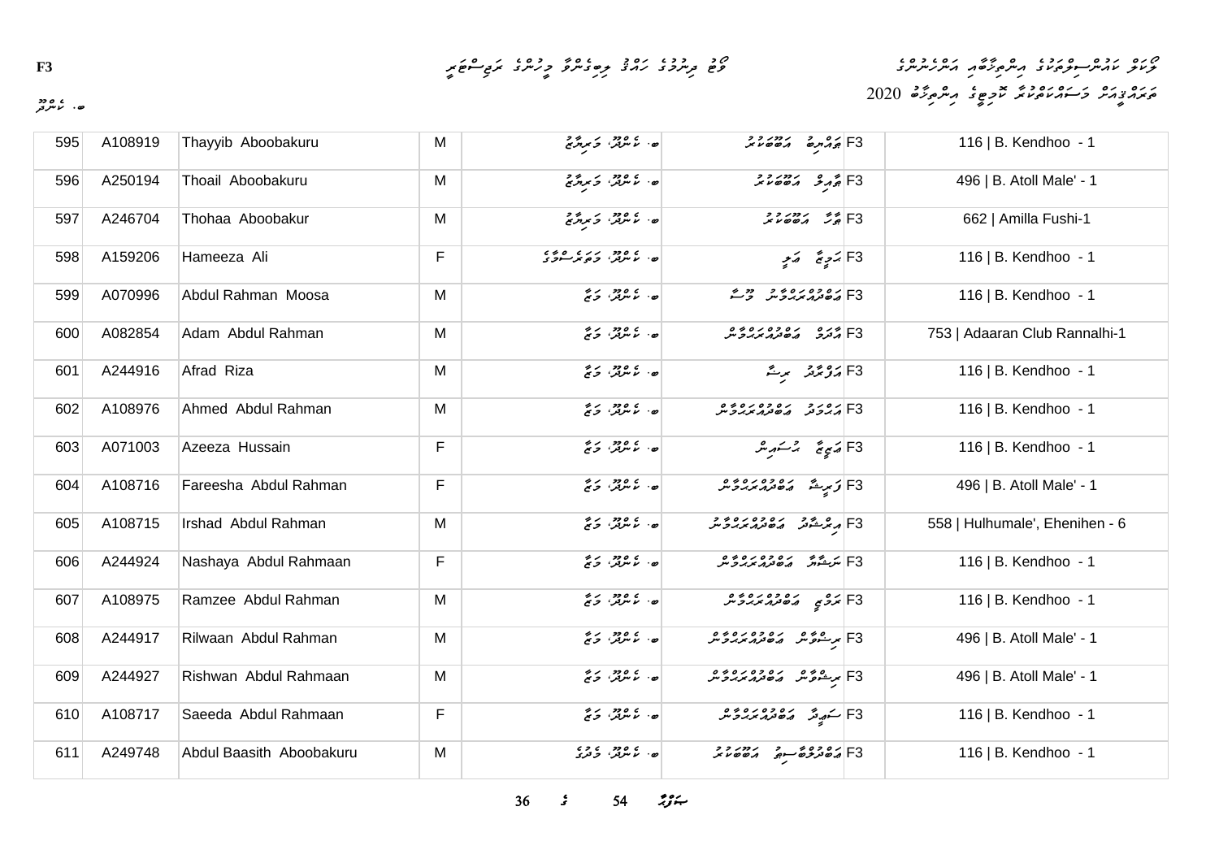| 595 | A108919 | Thayyib Aboobakuru | M | ބ. ކެންދޫ، ވަރިއްޖު | ތައްޔިބު އަބޫބަކުރު | F3 | 116 \| B. Kendhoo - 1 |
|---|---|---|---|---|---|---|---|
| 596 | A250194 | Thoail Aboobakuru | M | ބ. ކެންދޫ، ވަރިއްޖު | ތޯއިލް އަބޫބަކުރު | F3 | 496 \| B. Atoll Male' - 1 |
| 597 | A246704 | Thohaa Aboobakur | M | ބ. ކެންދޫ، ވަރިއްޖު | ތޯހާ އަބޫބަކުރު | F3 | 662 \| Amilla Fushi-1 |
| 598 | A159206 | Hameeza Ali | F | ބ. ކެންދޫ، ވަވަރުސްވާގެ | ހަމީޒާ އަލި | F3 | 116 \| B. Kendhoo - 1 |
| 599 | A070996 | Abdul Rahman Moosa | M | ބ. ކެންދޫ، ވަޖާ | އަބްދުއްރަޙްމާން މޫސާ | F3 | 116 \| B. Kendhoo - 1 |
| 600 | A082854 | Adam Abdul Rahman | M | ބ. ކެންދޫ، ވަޖާ | އާދަމް އަބްދުއްރަޙްމާން | F3 | 753 \| Adaaran Club Rannalhi-1 |
| 601 | A244916 | Afrad Riza | M | ބ. ކެންދޫ، ވަޖާ | އަފްރާދު ރިޟާ | F3 | 116 \| B. Kendhoo - 1 |
| 602 | A108976 | Ahmed Abdul Rahman | M | ބ. ކެންދޫ، ވަޖާ | އަޙްމަދު އަބްދުއްރަޙްމާން | F3 | 116 \| B. Kendhoo - 1 |
| 603 | A071003 | Azeeza Hussain | F | ބ. ކެންދޫ، ވަޖާ | އަޒީޒާ ހުސައިން | F3 | 116 \| B. Kendhoo - 1 |
| 604 | A108716 | Fareesha Abdul Rahman | F | ބ. ކެންދޫ، ވަޖާ | ފަރީޝާ އަބްދުއްރަޙްމާން | F3 | 496 \| B. Atoll Male' - 1 |
| 605 | A108715 | Irshad Abdul Rahman | M | ބ. ކެންދޫ، ވަޖާ | އިރްޝާދު އަބްދުއްރަޙްމާން | F3 | 558 \| Hulhumale', Ehenihen - 6 |
| 606 | A244924 | Nashaya Abdul Rahmaan | F | ބ. ކެންދޫ، ވަޖާ | ނަޝާޔާ އަބްދުއްރަޙްމާން | F3 | 116 \| B. Kendhoo - 1 |
| 607 | A108975 | Ramzee Abdul Rahman | M | ބ. ކެންދޫ، ވަޖާ | ރަމްޒީ އަބްދުއްރަޙްމާން | F3 | 116 \| B. Kendhoo - 1 |
| 608 | A244917 | Rilwaan Abdul Rahman | M | ބ. ކެންދޫ، ވަޖާ | ރިލްވާން އަބްދުއްރަޙްމާން | F3 | 496 \| B. Atoll Male' - 1 |
| 609 | A244927 | Rishwan Abdul Rahmaan | M | ބ. ކެންދޫ، ވަޖާ | ރިޝްވާން އަބްދުއްރަޙްމާން | F3 | 496 \| B. Atoll Male' - 1 |
| 610 | A108717 | Saeeda Abdul Rahmaan | F | ބ. ކެންދޫ، ވަޖާ | ސައީދާ އަބްދުއްރަޙްމާން | F3 | 116 \| B. Kendhoo - 1 |
| 611 | A249748 | Abdul Baasith Aboobakuru | M | ބ. ކެންދޫ، ވެދުރު | އަބްދުލްބާސިތު އަބޫބަކުރު | F3 | 116 \| B. Kendhoo - 1 |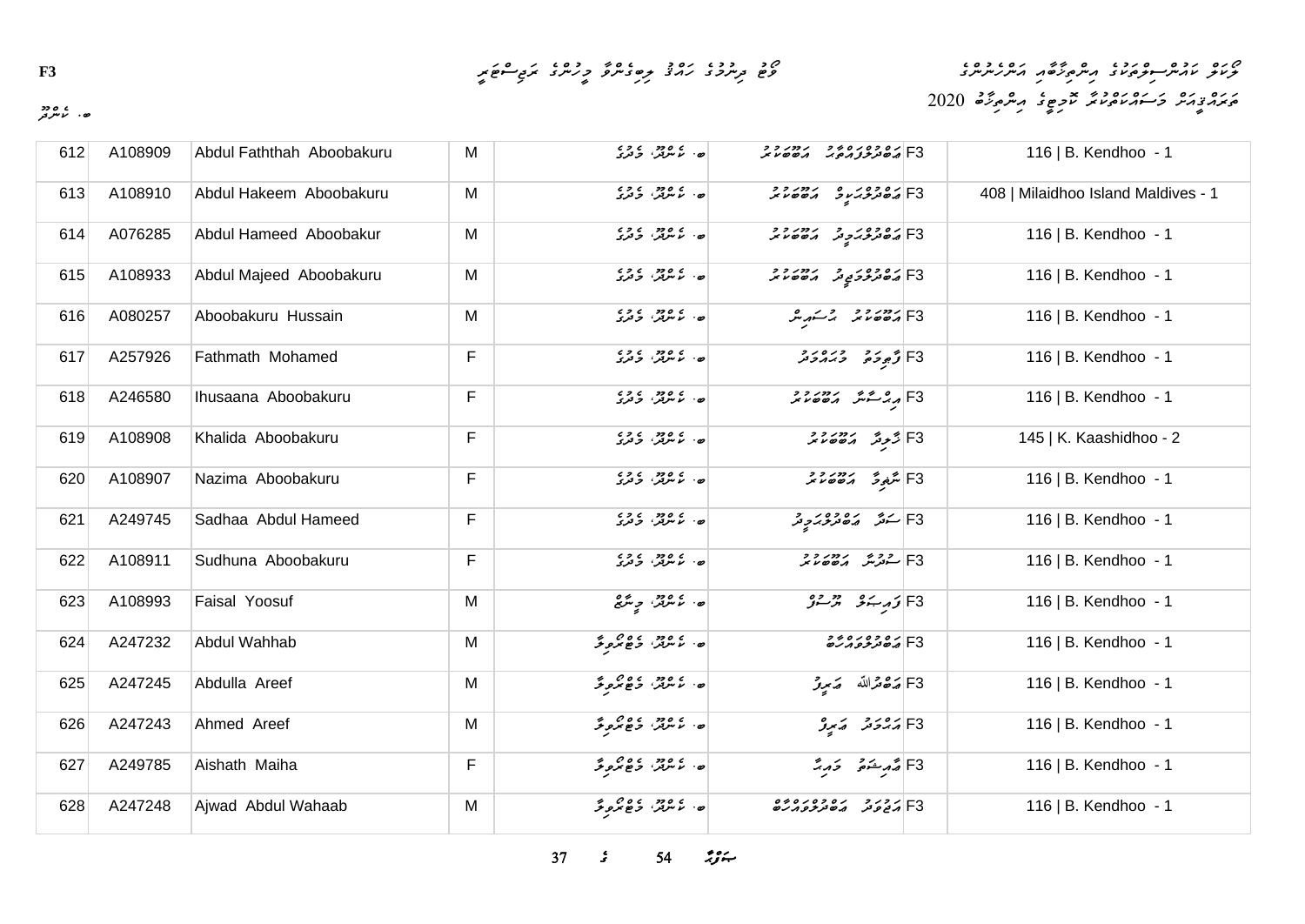| 612 | A108909 | Abdul Faththah Aboobakuru | M | ބ. ކެންދޫ، ގުދުރު | F3 އަބްދުލްފައްތާހް އަބޫބަކުރު | 116 \| B. Kendhoo - 1 |
|---|---|---|---|---|---|---|
| 613 | A108910 | Abdul Hakeem Aboobakuru | M | ބ. ކެންދޫ، ގުދުރު | F3 އަބްދުލްހަކީމް އަބޫބަކުރު | 408 \| Milaidhoo Island Maldives - 1 |
| 614 | A076285 | Abdul Hameed Aboobakur | M | ބ. ކެންދޫ، ގުދުރު | F3 އަބްދުލްހަމީދު އަބޫބަކުރު | 116 \| B. Kendhoo - 1 |
| 615 | A108933 | Abdul Majeed Aboobakuru | M | ބ. ކެންދޫ، ގުދުރު | F3 އަބްދުލްމަޖީދު އަބޫބަކުރު | 116 \| B. Kendhoo - 1 |
| 616 | A080257 | Aboobakuru Hussain | M | ބ. ކެންދޫ، ގުދުރު | F3 އަބޫބަކުރު ހުސައިން | 116 \| B. Kendhoo - 1 |
| 617 | A257926 | Fathmath Mohamed | F | ބ. ކެންދޫ، ގުދުރު | F3 ފާތިމަތު މުހައްމަދު | 116 \| B. Kendhoo - 1 |
| 618 | A246580 | Ihusaana Aboobakuru | F | ބ. ކެންދޫ، ގުދުރު | F3 އިހުސާނާ އަބޫބަކުރު | 116 \| B. Kendhoo - 1 |
| 619 | A108908 | Khalida Aboobakuru | F | ބ. ކެންދޫ، ގުދުރު | F3 ޚާލިދާ އަބޫބަކުރު | 145 \| K. Kaashidhoo - 2 |
| 620 | A108907 | Nazima Aboobakuru | F | ބ. ކެންދޫ، ގުދުރު | F3 ނާޒިމާ އަބޫބަކުރު | 116 \| B. Kendhoo - 1 |
| 621 | A249745 | Sadhaa Abdul Hameed | F | ބ. ކެންދޫ، ގުދުރު | F3 ސަދާ އަބްދުލްހަމީދު | 116 \| B. Kendhoo - 1 |
| 622 | A108911 | Sudhuna Aboobakuru | F | ބ. ކެންދޫ، ގުދުރު | F3 ސުދުނާ އަބޫބަކުރު | 116 \| B. Kendhoo - 1 |
| 623 | A108993 | Faisal Yoosuf | M | ބ. ކެންދޫ، ޖީނާޒު | F3 ފައިސަލް ޔޫސުފު | 116 \| B. Kendhoo - 1 |
| 624 | A247232 | Abdul Wahhab | M | ބ. ކެންދޫ، ގުލްނާރުވިލާ | F3 އަބްދުލްވައްހާބު | 116 \| B. Kendhoo - 1 |
| 625 | A247245 | Abdulla Areef | M | ބ. ކެންދޫ، ގުލްނާރުވިލާ | F3 އަބްދުﷲ އަރީފު | 116 \| B. Kendhoo - 1 |
| 626 | A247243 | Ahmed Areef | M | ބ. ކެންދޫ، ގުލްނާރުވިލާ | F3 އަހްމަދު އަރީފު | 116 \| B. Kendhoo - 1 |
| 627 | A249785 | Aishath Maiha | F | ބ. ކެންދޫ، ގުލްނާރުވިލާ | F3 އައިޝަތު މައިހާ | 116 \| B. Kendhoo - 1 |
| 628 | A247248 | Ajwad Abdul Wahaab | M | ބ. ކެންދޫ، ގުލްނާރުވިލާ | F3 އަޖްވަދު އަބްދުލްވަހާބު | 116 \| B. Kendhoo - 1 |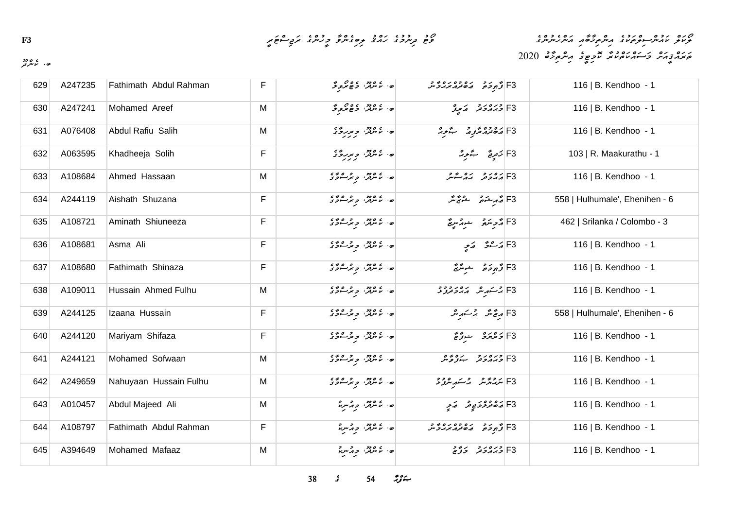| 629 | A247235 | Fathimath Abdul Rahman | F | ބ. ކެންދޫ، ޤަޞްރުވިލާ | ފާތިމަތު އަބްދުއްރަޙްމާން F3 | 116 \| B. Kendhoo - 1 |
|---|---|---|---|---|---|---|
| 630 | A247241 | Mohamed Areef | M | ބ. ކެންދޫ، ޤަޞްރުވިލާ | މުޙައްމަދު އަރީފް F3 | 116 \| B. Kendhoo - 1 |
| 631 | A076408 | Abdul Rafiu Salih | M | ބ. ކެންދޫ، މިރިކިލާގެ | އަބްދުއްރަފީއު ސާލިހް F3 | 116 \| B. Kendhoo - 1 |
| 632 | A063595 | Khadheeja Solih | F | ބ. ކެންދޫ، މިރިކިލާގެ | ޚަދީޖާ ސާލިހް F3 | 103 \| R. Maakurathu - 1 |
| 633 | A108684 | Ahmed Hassaan | M | ބ. ކެންދޫ، މިރުސްމާގެ | އަޙްމަދު ޙައްސާން F3 | 116 \| B. Kendhoo - 1 |
| 634 | A244119 | Aishath Shuzana | F | ބ. ކެންދޫ، މިރުސްމާގެ | އާއިޝަތު ޝުޒާނާ F3 | 558 \| Hulhumale', Ehenihen - 6 |
| 635 | A108721 | Aminath Shiuneeza | F | ބ. ކެންދޫ، މިރުސްމާގެ | އާމިނަތު ޝިއުނީޒާ F3 | 462 \| Srilanka / Colombo - 3 |
| 636 | A108681 | Asma Ali | F | ބ. ކެންދޫ، މިރުސްމާގެ | އަސްމާ ޢަލީ F3 | 116 \| B. Kendhoo - 1 |
| 637 | A108680 | Fathimath Shinaza | F | ބ. ކެންދޫ، މިރުސްމާގެ | ފާތިމަތު ޝިނާޒާ F3 | 116 \| B. Kendhoo - 1 |
| 638 | A109011 | Hussain Ahmed Fulhu | M | ބ. ކެންދޫ، މިރުސްމާގެ | ޙުސައިން އަޙްމަދުފުޅު F3 | 116 \| B. Kendhoo - 1 |
| 639 | A244125 | Izaana Hussain | F | ބ. ކެންދޫ، މިރުސްމާގެ | އިޒާނާ ޙުސައިން F3 | 558 \| Hulhumale', Ehenihen - 6 |
| 640 | A244120 | Mariyam Shifaza | F | ބ. ކެންދޫ، މިރުސްމާގެ | މަރިޔަމް ޝިފާޒާ F3 | 116 \| B. Kendhoo - 1 |
| 641 | A244121 | Mohamed Sofwaan | M | ބ. ކެންދޫ، މިރުސްމާގެ | މުޙައްމަދު ޞަފްވާން F3 | 116 \| B. Kendhoo - 1 |
| 642 | A249659 | Nahuyaan Hussain Fulhu | M | ބ. ކެންދޫ، މިރުސްމާގެ | ނަހުޔާން ޙުސައިންފުޅު F3 | 116 \| B. Kendhoo - 1 |
| 643 | A010457 | Abdul Majeed Ali | M | ބ. ކެންދޫ، މިއުނިމާ | އަބްދުލްމަޖީދު ޢަލީ F3 | 116 \| B. Kendhoo - 1 |
| 644 | A108797 | Fathimath Abdul Rahman | F | ބ. ކެންދޫ، މިއުނިމާ | ފާތިމަތު އަބްދުއްރަޙްމާން F3 | 116 \| B. Kendhoo - 1 |
| 645 | A394649 | Mohamed Mafaaz | M | ބ. ކެންދޫ، މިއުނިމާ | މުޙައްމަދު މަފާޒު F3 | 116 \| B. Kendhoo - 1 |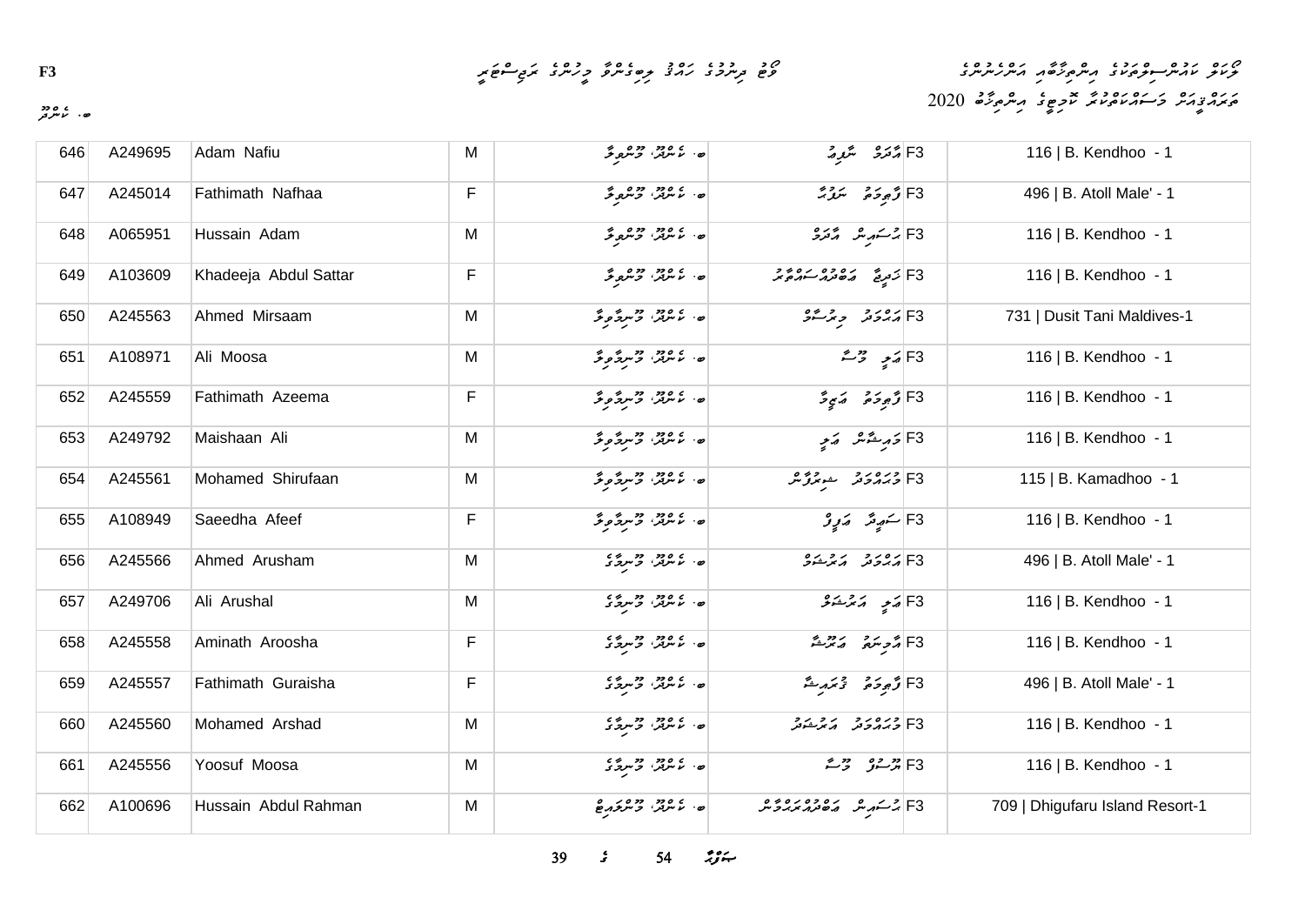| 646 | A249695 | Adam Nafiu | M | ބ. ކެންދޫ، މޫންލިލާ | F3 އާދަމް ނާފިއު | 116 \| B. Kendhoo - 1 |
|---|---|---|---|---|---|---|
| 647 | A245014 | Fathimath Nafhaa | F | ބ. ކެންދޫ، މޫންލިލާ | F3 ފާތިމަތު ނަފްހާ | 496 \| B. Atoll Male' - 1 |
| 648 | A065951 | Hussain Adam | M | ބ. ކެންދޫ، މޫންލިލާ | F3 ހުސައިން އާދަމް | 116 \| B. Kendhoo - 1 |
| 649 | A103609 | Khadeeja Abdul Sattar | F | ބ. ކެންދޫ، މޫންލިލާ | F3 ހަދީޖާ އަބްދުއްސައްތާރު | 116 \| B. Kendhoo - 1 |
| 650 | A245563 | Ahmed Mirsaam | M | ބ. ކެންދޫ، މޫނިމާލިލާ | F3 އަހްމަދު މިރްސާމް | 731 \| Dusit Tani Maldives-1 |
| 651 | A108971 | Ali Moosa | M | ބ. ކެންދޫ، މޫނިމާލިލާ | F3 އަލި މޫސާ | 116 \| B. Kendhoo - 1 |
| 652 | A245559 | Fathimath Azeema | F | ބ. ކެންދޫ، މޫނިމާލިލާ | F3 ފާތިމަތު އަޒީމާ | 116 \| B. Kendhoo - 1 |
| 653 | A249792 | Maishaan Ali | M | ބ. ކެންދޫ، މޫނިމާލިލާ | F3 މައިޝާން އަލި | 116 \| B. Kendhoo - 1 |
| 654 | A245561 | Mohamed Shirufaan | M | ބ. ކެންދޫ، މޫނިމާލިލާ | F3 މުހައްމަދު ޝިރުފާން | 115 \| B. Kamadhoo - 1 |
| 655 | A108949 | Saeedha Afeef | F | ބ. ކެންދޫ، މޫނިމާލިލާ | F3 ސަޢީދާ އަފީފް | 116 \| B. Kendhoo - 1 |
| 656 | A245566 | Ahmed Arusham | M | ބ. ކެންދޫ، މޫނިމާގެ | F3 އަހްމަދު އަރުޝަމް | 496 \| B. Atoll Male' - 1 |
| 657 | A249706 | Ali Arushal | M | ބ. ކެންދޫ، މޫނިމާގެ | F3 އަލި އަރުޝަލް | 116 \| B. Kendhoo - 1 |
| 658 | A245558 | Aminath Aroosha | F | ބ. ކެންދޫ، މޫނިމާގެ | F3 އާމިނަތު އަރޫޝާ | 116 \| B. Kendhoo - 1 |
| 659 | A245557 | Fathimath Guraisha | F | ބ. ކެންދޫ، މޫނިމާގެ | F3 ފާތިމަތު ގުރައިޝާ | 496 \| B. Atoll Male' - 1 |
| 660 | A245560 | Mohamed Arshad | M | ބ. ކެންދޫ، މޫނިމާގެ | F3 މުހައްމަދު އަރުޝަދު | 116 \| B. Kendhoo - 1 |
| 661 | A245556 | Yoosuf Moosa | M | ބ. ކެންދޫ، މޫނިމާގެ | F3 ޔޫސުފް މޫސާ | 116 \| B. Kendhoo - 1 |
| 662 | A100696 | Hussain Abdul Rahman | M | ބ. ކެންދޫ، މޫންރައިޒް | F3 ހުސައިން އަބްދުއްރަޙްމާން | 709 \| Dhigufaru Island Resort-1 |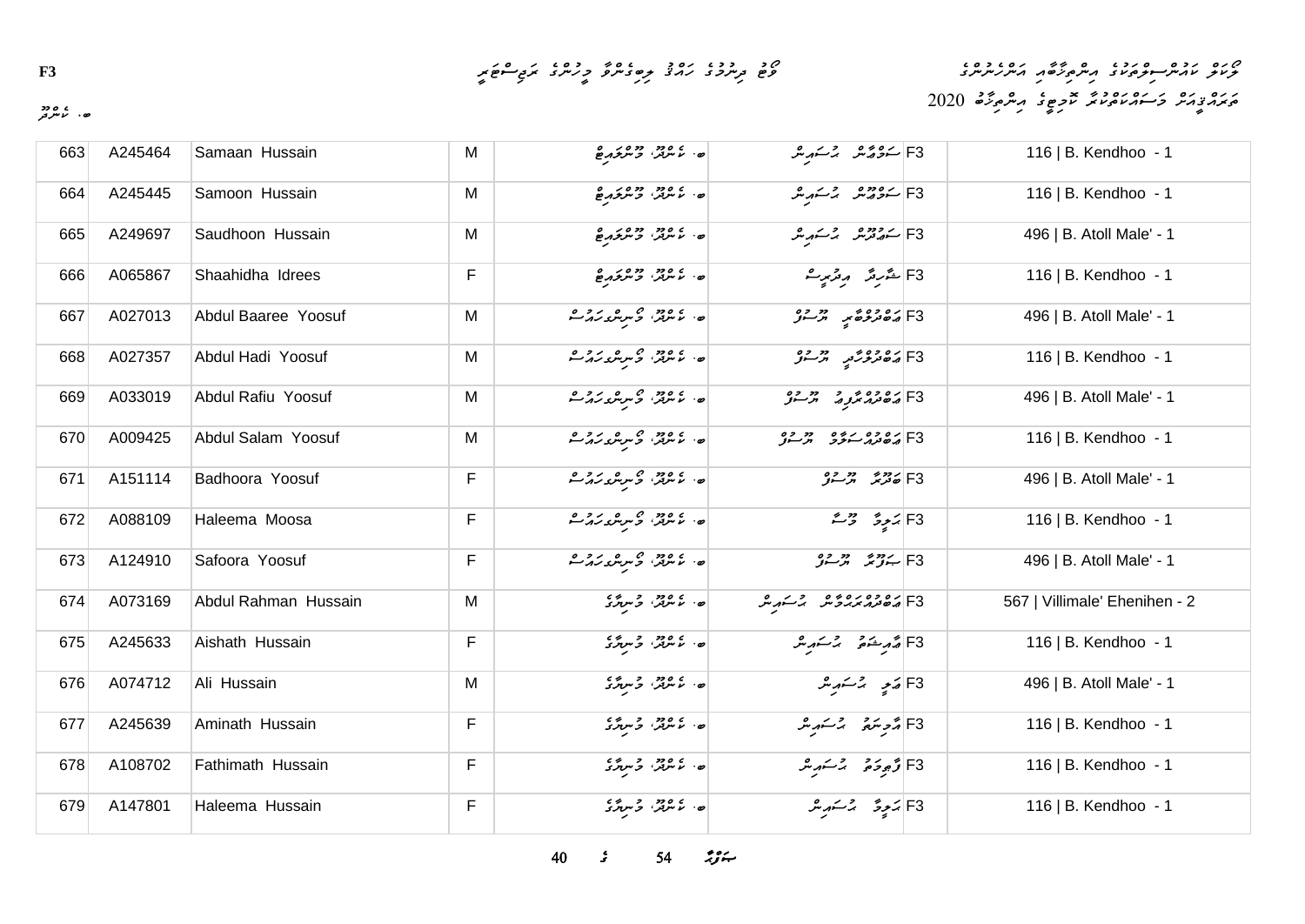| 663 | A245464 | Samaan Hussain | M | ބ. ކެންދޫ، މޫންލައިޓް | ސަމާން ހުސައިން F3 | 116 \| B. Kendhoo - 1 |
|---|---|---|---|---|---|---|
| 664 | A245445 | Samoon Hussain | M | ބ. ކެންދޫ، މޫންލައިޓް | ސަމޫން ހުސައިން F3 | 116 \| B. Kendhoo - 1 |
| 665 | A249697 | Saudhoon Hussain | M | ބ. ކެންދޫ، މޫންލައިޓް | ސައުދޫން ހުސައިން F3 | 496 \| B. Atoll Male' - 1 |
| 666 | A065867 | Shaahidha Idrees | F | ބ. ކެންދޫ، މޫންލައިޓް | ޝާހިދާ އިދުރީސް F3 | 116 \| B. Kendhoo - 1 |
| 667 | A027013 | Abdul Baaree Yoosuf | M | ބ. ކެންދޫ، މެރިންޓަވަރސް | އަބްދުލްބާރީ ޔޫސުފް F3 | 496 \| B. Atoll Male' - 1 |
| 668 | A027357 | Abdul Hadi Yoosuf | M | ބ. ކެންދޫ، މެރިންޓަވަރސް | އަބްދުލްހާދީ ޔޫސުފް F3 | 116 \| B. Kendhoo - 1 |
| 669 | A033019 | Abdul Rafiu Yoosuf | M | ބ. ކެންދޫ، މެރިންޓަވަރސް | އަބްދުއްރަފީއު ޔޫސުފް F3 | 496 \| B. Atoll Male' - 1 |
| 670 | A009425 | Abdul Salam Yoosuf | M | ބ. ކެންދޫ، މެރިންޓަވަރސް | އަބްދުއްސަލާމް ޔޫސުފް F3 | 116 \| B. Kendhoo - 1 |
| 671 | A151114 | Badhoora Yoosuf | F | ބ. ކެންދޫ، މެރިންޓަވަރސް | ބަދޫރާ ޔޫސުފް F3 | 496 \| B. Atoll Male' - 1 |
| 672 | A088109 | Haleema Moosa | F | ބ. ކެންދޫ، މެރިންޓަވަރސް | ހަލީމާ މޫސާ F3 | 116 \| B. Kendhoo - 1 |
| 673 | A124910 | Safoora Yoosuf | F | ބ. ކެންދޫ، މެރިންޓަވަރސް | ސަފޫރާ ޔޫސުފް F3 | 496 \| B. Atoll Male' - 1 |
| 674 | A073169 | Abdul Rahman Hussain | M | ބ. ކެންދޫ، މެނިއާގެ | އަބްދުއްރަޙްމާން ހުސައިން F3 | 567 \| Villimale' Ehenihen - 2 |
| 675 | A245633 | Aishath Hussain | F | ބ. ކެންދޫ، މެނިއާގެ | އާއިޝަތު ހުސައިން F3 | 116 \| B. Kendhoo - 1 |
| 676 | A074712 | Ali Hussain | M | ބ. ކެންދޫ، މެނިއާގެ | އަލި ހުސައިން F3 | 496 \| B. Atoll Male' - 1 |
| 677 | A245639 | Aminath Hussain | F | ބ. ކެންދޫ، މެނިއާގެ | އާމިނަތު ހުސައިން F3 | 116 \| B. Kendhoo - 1 |
| 678 | A108702 | Fathimath Hussain | F | ބ. ކެންދޫ، މެނިއާގެ | ފާތިމަތު ހުސައިން F3 | 116 \| B. Kendhoo - 1 |
| 679 | A147801 | Haleema Hussain | F | ބ. ކެންދޫ، މެނިއާގެ | ހަލީމާ ހުސައިން F3 | 116 \| B. Kendhoo - 1 |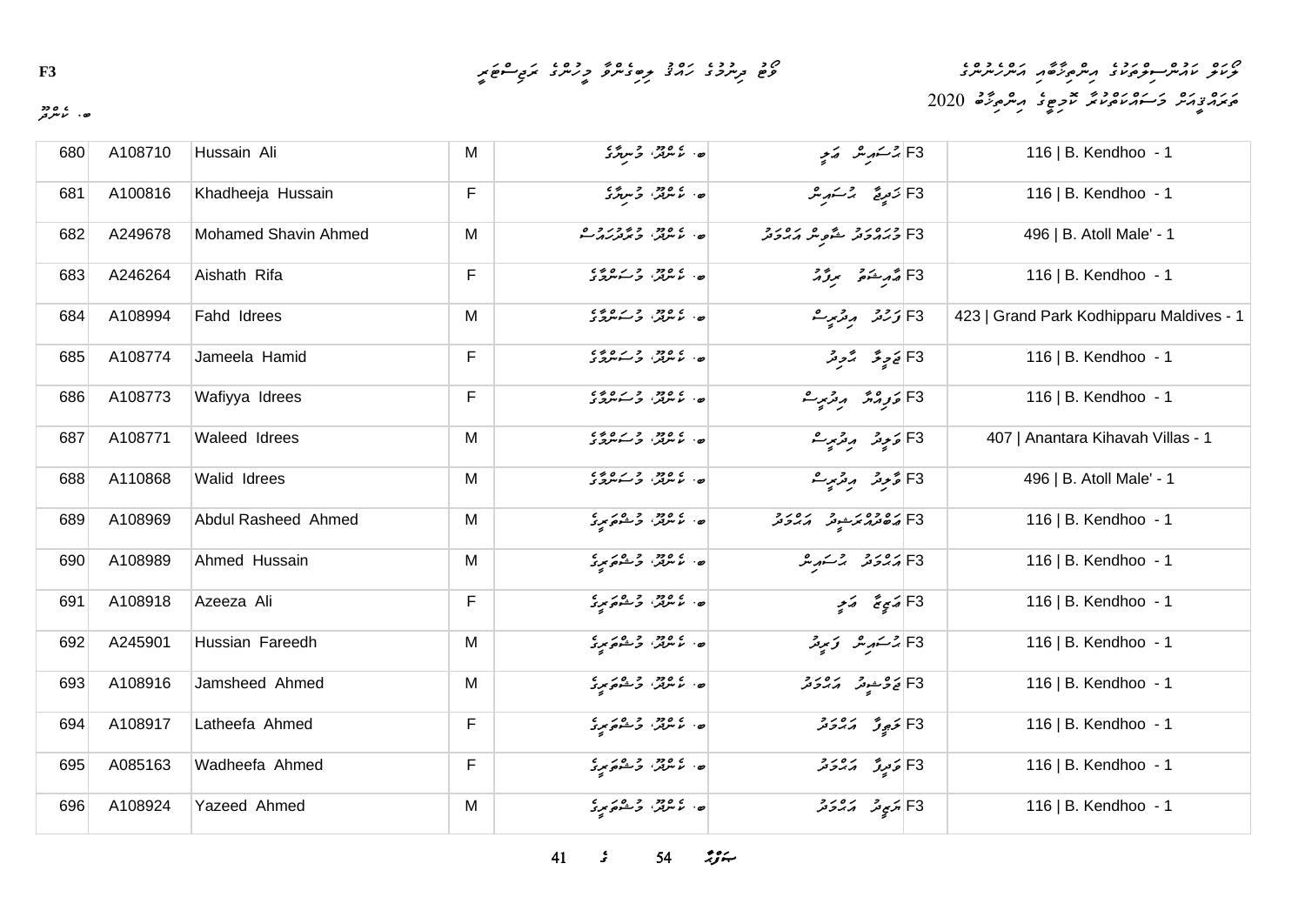| 680 | A108710 | Hussain Ali | M | ބ. ކެންދޫ، މުނިފާގެ | ހުސައިން ޢަލީ | F3 | 116 \| B. Kendhoo - 1 |
|---|---|---|---|---|---|---|---|
| 681 | A100816 | Khadheeja Hussain | F | ބ. ކެންދޫ، މުނިފާގެ | ޚަދީޖާ ހުސައިން | F3 | 116 \| B. Kendhoo - 1 |
| 682 | A249678 | Mohamed Shavin Ahmed | M | ބ. ކެންދޫ، މުރަދުހައުސް | މުޙައްމަދު ޝާވިން އަޙްމަދު | F3 | 496 \| B. Atoll Male' - 1 |
| 683 | A246264 | Aishath Rifa | F | ބ. ކެންދޫ، މުސްކުރާގެ | އާއިޝަތު ރިފާ | F3 | 116 \| B. Kendhoo - 1 |
| 684 | A108994 | Fahd Idrees | M | ބ. ކެންދޫ، މުސްކުރާގެ | ފަހުދު އިދުރީސް | F3 | 423 \| Grand Park Kodhipparu Maldives - 1 |
| 685 | A108774 | Jameela Hamid | F | ބ. ކެންދޫ، މުސްކުރާގެ | ޖަމީލާ ހާމިދު | F3 | 116 \| B. Kendhoo - 1 |
| 686 | A108773 | Wafiyya Idrees | F | ބ. ކެންދޫ، މުސްކުރާގެ | ވަފިއްޔާ އިދުރީސް | F3 | 116 \| B. Kendhoo - 1 |
| 687 | A108771 | Waleed Idrees | M | ބ. ކެންދޫ، މުސްކުރާގެ | ވަލީދު އިދުރީސް | F3 | 407 \| Anantara Kihavah Villas - 1 |
| 688 | A110868 | Walid Idrees | M | ބ. ކެންދޫ، މުސްކުރާގެ | ވާލިދު އިދުރީސް | F3 | 496 \| B. Atoll Male' - 1 |
| 689 | A108969 | Abdul Rasheed Ahmed | M | ބ. ކެންދޫ، މުޝްތަރީގެ | އަބްދުއްރަޝީދު އަޙްމަދު | F3 | 116 \| B. Kendhoo - 1 |
| 690 | A108989 | Ahmed Hussain | M | ބ. ކެންދޫ، މުޝްތަރީގެ | އަޙްމަދު ހުސައިން | F3 | 116 \| B. Kendhoo - 1 |
| 691 | A108918 | Azeeza Ali | F | ބ. ކެންދޫ، މުޝްތަރީގެ | އަޒީޒާ ޢަލީ | F3 | 116 \| B. Kendhoo - 1 |
| 692 | A245901 | Hussian Fareedh | M | ބ. ކެންދޫ، މުޝްތަރީގެ | ހުސައިން ފަރީދު | F3 | 116 \| B. Kendhoo - 1 |
| 693 | A108916 | Jamsheed Ahmed | M | ބ. ކެންދޫ، މުޝްތަރީގެ | ޖަމްޝީދު އަޙްމަދު | F3 | 116 \| B. Kendhoo - 1 |
| 694 | A108917 | Latheefa Ahmed | F | ބ. ކެންދޫ، މުޝްތަރީގެ | ލަތީފާ އަޙްމަދު | F3 | 116 \| B. Kendhoo - 1 |
| 695 | A085163 | Wadheefa Ahmed | F | ބ. ކެންދޫ، މުޝްތަރީގެ | ވަދީފާ އަޙްމަދު | F3 | 116 \| B. Kendhoo - 1 |
| 696 | A108924 | Yazeed Ahmed | M | ބ. ކެންދޫ، މުޝްތަރީގެ | ޔަޒީދު އަޙްމަދު | F3 | 116 \| B. Kendhoo - 1 |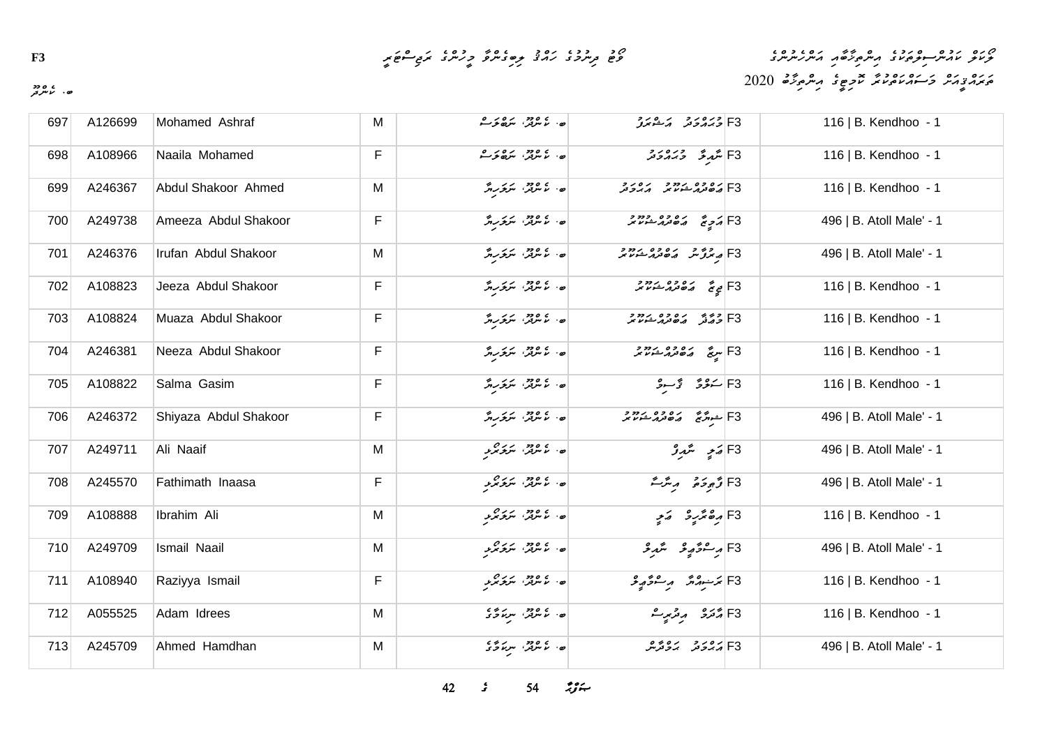| 697 | A126699 | Mohamed Ashraf | M | ھ. ކެންދޫ، ނަޒްމަސް | F3 މުހައްމަދު އަޝްރަފް | 116 \| B. Kendhoo - 1 |
|---|---|---|---|---|---|---|
| 698 | A108966 | Naaila Mohamed | F | ھ. ކެންދޫ، ނަޒްމަސް | F3 ނާއިލާ މުހައްމަދު | 116 \| B. Kendhoo - 1 |
| 699 | A246367 | Abdul Shakoor Ahmed | M | ھ. ކެންދޫ، ނަވަރިއާ | F3 އަބްދުލްޝަކޫރު އަހްމަދު | 116 \| B. Kendhoo - 1 |
| 700 | A249738 | Ameeza Abdul Shakoor | F | ھ. ކެންދޫ، ނަވަރިއާ | F3 އަމީޒާ އަބްދުލްޝަކޫރު | 496 \| B. Atoll Male' - 1 |
| 701 | A246376 | Irufan Abdul Shakoor | M | ھ. ކެންދޫ، ނަވަރިއާ | F3 އިރުފާން އަބްދުލްޝަކޫރު | 496 \| B. Atoll Male' - 1 |
| 702 | A108823 | Jeeza Abdul Shakoor | F | ھ. ކެންދޫ، ނަވަރިއާ | F3 ޖީޒާ އަބްދުލްޝަކޫރު | 116 \| B. Kendhoo - 1 |
| 703 | A108824 | Muaza Abdul Shakoor | F | ھ. ކެންދޫ، ނަވަރިއާ | F3 މުއާޒާ އަބްދުލްޝަކޫރު | 116 \| B. Kendhoo - 1 |
| 704 | A246381 | Neeza Abdul Shakoor | F | ھ. ކެންދޫ، ނަވަރިއާ | F3 ނީޒާ އަބްދުލްޝަކޫރު | 116 \| B. Kendhoo - 1 |
| 705 | A108822 | Salma Gasim | F | ھ. ކެންދޫ، ނަވަރިއާ | F3 ސަލްމާ ގާސިމް | 116 \| B. Kendhoo - 1 |
| 706 | A246372 | Shiyaza Abdul Shakoor | F | ھ. ކެންދޫ، ނަވަރިއާ | F3 ޝިޔާޒާ އަބްދުލްޝަކޫރު | 496 \| B. Atoll Male' - 1 |
| 707 | A249711 | Ali Naaif | M | ھ. ކެންދޫ، ނަވަރޯދި | F3 އަލި ނާއިފު | 496 \| B. Atoll Male' - 1 |
| 708 | A245570 | Fathimath Inaasa | F | ھ. ކެންދޫ، ނަވަރޯދި | F3 ފާތިމަތު އިނާސާ | 496 \| B. Atoll Male' - 1 |
| 709 | A108888 | Ibrahim Ali | M | ھ. ކެންދޫ، ނަވަރޯދި | F3 އިބްރާހީމް އަލި | 116 \| B. Kendhoo - 1 |
| 710 | A249709 | Ismail Naail | M | ھ. ކެންދޫ، ނަވަރޯދި | F3 އިސްމާއީލް ނާއިލް | 496 \| B. Atoll Male' - 1 |
| 711 | A108940 | Raziyya Ismail | F | ھ. ކެންދޫ، ނަވަރޯދި | F3 ރަޒިއްޔާ އިސްމާއީލް | 116 \| B. Kendhoo - 1 |
| 712 | A055525 | Adam Idrees | M | ھ. ކެންދޫ، ނިކަގާގެ | F3 އާދަމް އިދްރީސް | 116 \| B. Kendhoo - 1 |
| 713 | A245709 | Ahmed Hamdhan | M | ھ. ކެންދޫ، ނިކަގާގެ | F3 އަހްމަދު ހަމްދާން | 496 \| B. Atoll Male' - 1 |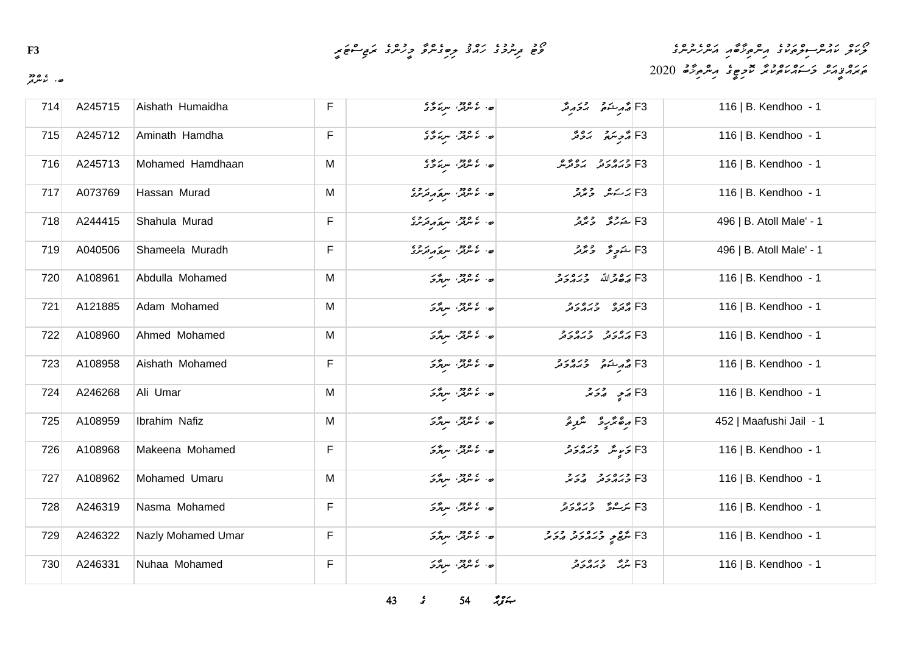| 714 | A245715 | Aishath Humaidha | F | ބ. ކެންދޫ، ނިޔަމާގެ | އައިޝަތު ހުމައިދާ F3 | 116 \| B. Kendhoo - 1 |
|---|---|---|---|---|---|---|
| 715 | A245712 | Aminath Hamdha | F | ބ. ކެންދޫ، ނިޔަމާގެ | އާމިނަތު ހަމްދާ F3 | 116 \| B. Kendhoo - 1 |
| 716 | A245713 | Mohamed Hamdhaan | M | ބ. ކެންދޫ، ނިޔަމާގެ | މުހައްމަދު ހަމްދާން F3 | 116 \| B. Kendhoo - 1 |
| 717 | A073769 | Hassan Murad | M | ބ. ކެންދޫ، ނިލަމިދަރުގެ | ހަސަން މުރާދު F3 | 116 \| B. Kendhoo - 1 |
| 718 | A244415 | Shahula Murad | F | ބ. ކެންދޫ، ނިލަމިދަރުގެ | ޝަހުލާ މުރާދު F3 | 496 \| B. Atoll Male' - 1 |
| 719 | A040506 | Shameela Muradh | F | ބ. ކެންދޫ، ނިލަމިދަރުގެ | ޝަމީލާ މުރާދު F3 | 496 \| B. Atoll Male' - 1 |
| 720 | A108961 | Abdulla Mohamed | M | ބ. ކެންދޫ، ނިއުމަ | އަބްދުﷲ މުހައްމަދު F3 | 116 \| B. Kendhoo - 1 |
| 721 | A121885 | Adam Mohamed | M | ބ. ކެންދޫ، ނިއުމަ | އާދަމް މުހައްމަދު F3 | 116 \| B. Kendhoo - 1 |
| 722 | A108960 | Ahmed Mohamed | M | ބ. ކެންދޫ، ނިއުމަ | އަހްމަދު މުހައްމަދު F3 | 116 \| B. Kendhoo - 1 |
| 723 | A108958 | Aishath Mohamed | F | ބ. ކެންދޫ، ނިއުމަ | އައިޝަތު މުހައްމަދު F3 | 116 \| B. Kendhoo - 1 |
| 724 | A246268 | Ali Umar | M | ބ. ކެންދޫ، ނިއުމަ | އަލި އުމަރު F3 | 116 \| B. Kendhoo - 1 |
| 725 | A108959 | Ibrahim Nafiz | M | ބ. ކެންދޫ، ނިއުމަ | އިބްރާހީމް ނާފިޒު F3 | 452 \| Maafushi Jail - 1 |
| 726 | A108968 | Makeena Mohamed | F | ބ. ކެންދޫ، ނިއުމަ | މަކީނާ މުހައްމަދު F3 | 116 \| B. Kendhoo - 1 |
| 727 | A108962 | Mohamed Umaru | M | ބ. ކެންދޫ، ނިއުމަ | މުހައްމަދު އުމަރު F3 | 116 \| B. Kendhoo - 1 |
| 728 | A246319 | Nasma Mohamed | F | ބ. ކެންދޫ، ނިއުމަ | ނަސްމާ މުހައްމަދު F3 | 116 \| B. Kendhoo - 1 |
| 729 | A246322 | Nazly Mohamed Umar | F | ބ. ކެންދޫ، ނިއުމަ | ނާޒްލީ މުހައްމަދު އުމަރު F3 | 116 \| B. Kendhoo - 1 |
| 730 | A246331 | Nuhaa Mohamed | F | ބ. ކެންދޫ، ނިއުމަ | ނުހާ މުހައްމަދު F3 | 116 \| B. Kendhoo - 1 |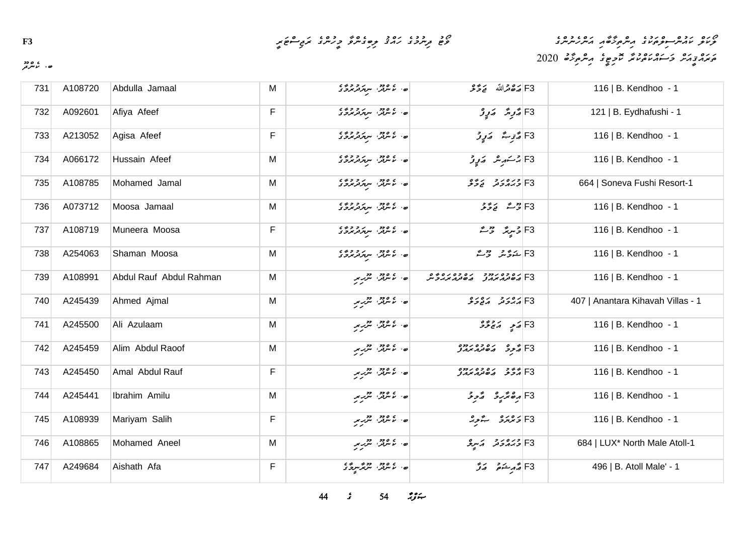| 731 | A108720 | Abdulla Jamaal | M | ޅ. ކެންދޫ، ނިޔަދުރުގެ | F3 އަބްދުﷲ ޖަމާލް | 116 \| B. Kendhoo - 1 |
|---|---|---|---|---|---|---|
| 732 | A092601 | Afiya Afeef | F | ޅ. ކެންދޫ، ނިޔަދުރުގެ | F3 އާފިޔާ އަފީފް | 121 \| B. Eydhafushi - 1 |
| 733 | A213052 | Agisa Afeef | F | ޅ. ކެންދޫ، ނިޔަދުރުގެ | F3 އާގިސާ އަފީފް | 116 \| B. Kendhoo - 1 |
| 734 | A066172 | Hussain Afeef | M | ޅ. ކެންދޫ، ނިޔަދުރުގެ | F3 ހުސައިން އަފީފް | 116 \| B. Kendhoo - 1 |
| 735 | A108785 | Mohamed Jamal | M | ޅ. ކެންދޫ، ނިޔަދުރުގެ | F3 މުހައްމަދު ޖަމާލް | 664 \| Soneva Fushi Resort-1 |
| 736 | A073712 | Moosa Jamaal | M | ޅ. ކެންދޫ، ނިޔަދުރުގެ | F3 މޫސާ ޖަމާލް | 116 \| B. Kendhoo - 1 |
| 737 | A108719 | Muneera Moosa | F | ޅ. ކެންދޫ، ނިޔަދުރުގެ | F3 މުނީރާ މޫސާ | 116 \| B. Kendhoo - 1 |
| 738 | A254063 | Shaman Moosa | M | ޅ. ކެންދޫ، ނިޔަދުރުގެ | F3 ޝަމާން މޫސާ | 116 \| B. Kendhoo - 1 |
| 739 | A108991 | Abdul Rauf Abdul Rahman | M | ޅ. ކެންދޫ، ނޫރީނި | F3 އަބްދުލްރަޢޫފް އަބްދުލްރަޙްމާން | 116 \| B. Kendhoo - 1 |
| 740 | A245439 | Ahmed Ajmal | M | ޅ. ކެންދޫ، ނޫރީނި | F3 އަޙްމަދު އަޖްމަލް | 407 \| Anantara Kihavah Villas - 1 |
| 741 | A245500 | Ali Azulaam | M | ޅ. ކެންދޫ، ނޫރީނި | F3 އަލި އަޒުލާމް | 116 \| B. Kendhoo - 1 |
| 742 | A245459 | Alim Abdul Raoof | M | ޅ. ކެންދޫ، ނޫރީނި | F3 އާލިމް އަބްދުލްރަޢޫފް | 116 \| B. Kendhoo - 1 |
| 743 | A245450 | Amal Abdul Rauf | F | ޅ. ކެންދޫ، ނޫރީނި | F3 އާމާލް އަބްދުލްރަޢޫފް | 116 \| B. Kendhoo - 1 |
| 744 | A245441 | Ibrahim Amilu | M | ޅ. ކެންދޫ، ނޫރީނި | F3 އިބްރާހީމް އާމިލު | 116 \| B. Kendhoo - 1 |
| 745 | A108939 | Mariyam Salih | F | ޅ. ކެންދޫ، ނޫރީނި | F3 މަރިޔަމް ސާލިހް | 116 \| B. Kendhoo - 1 |
| 746 | A108865 | Mohamed Aneel | M | ޅ. ކެންދޫ، ނޫރީނި | F3 މުހައްމަދު އަނީލް | 684 \| LUX* North Male Atoll-1 |
| 747 | A249684 | Aishath Afa | F | ޅ. ކެންދޫ، ނޫރާނިޔާގެ | F3 އާއިޝަތު އަފާ | 496 \| B. Atoll Male' - 1 |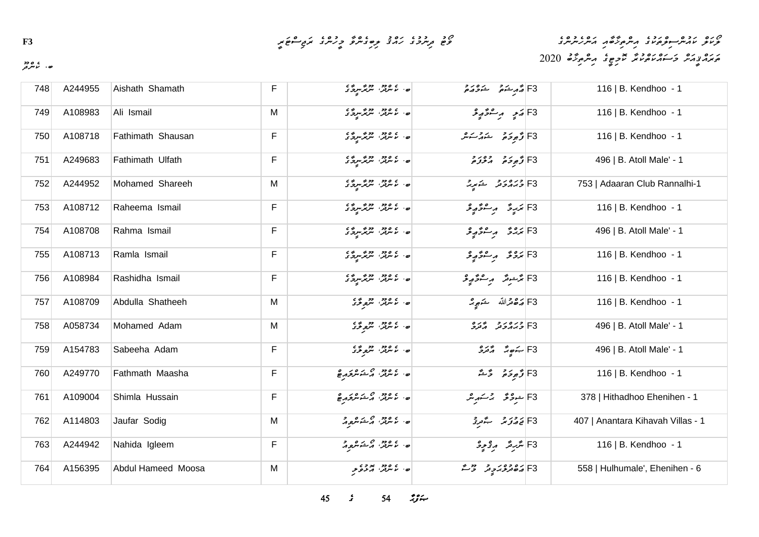ބ. ކެންދޫ

| 748 | A244955 | Aishath Shamath | F | ބ. ކެންދޫ، ނޫރާނީމާގެ | F3 އައިޝަތު ޝަމްއަތު | 116 \| B. Kendhoo - 1 |
|---|---|---|---|---|---|---|
| 749 | A108983 | Ali Ismail | M | ބ. ކެންދޫ، ނޫރާނީމާގެ | F3 އަލި އިސްމާޢީލް | 116 \| B. Kendhoo - 1 |
| 750 | A108718 | Fathimath Shausan | F | ބ. ކެންދޫ، ނޫރާނީމާގެ | F3 ފާތިމަތު ޝައުސަން | 116 \| B. Kendhoo - 1 |
| 751 | A249683 | Fathimath Ulfath | F | ބ. ކެންދޫ، ނޫރާނީމާގެ | F3 ފާތިމަތު އުލްފަތު | 496 \| B. Atoll Male' - 1 |
| 752 | A244952 | Mohamed Shareeh | M | ބ. ކެންދޫ، ނޫރާނީމާގެ | F3 މުހައްމަދު ޝަރީހު | 753 \| Adaaran Club Rannalhi-1 |
| 753 | A108712 | Raheema Ismail | F | ބ. ކެންދޫ، ނޫރާނީމާގެ | F3 ރަޙީމާ އިސްމާޢީލް | 116 \| B. Kendhoo - 1 |
| 754 | A108708 | Rahma Ismail | F | ބ. ކެންދޫ، ނޫރާނީމާގެ | F3 ރަޙްމާ އިސްމާޢީލް | 496 \| B. Atoll Male' - 1 |
| 755 | A108713 | Ramla Ismail | F | ބ. ކެންދޫ، ނޫރާނީމާގެ | F3 ރަމްލާ އިސްމާޢީލް | 116 \| B. Kendhoo - 1 |
| 756 | A108984 | Rashidha Ismail | F | ބ. ކެންދޫ، ނޫރާނީމާގެ | F3 ރަޝީދާ އިސްމާޢީލް | 116 \| B. Kendhoo - 1 |
| 757 | A108709 | Abdulla Shatheeh | M | ބ. ކެންދޫ، ނޫރުވާގެ | F3 އަބްދުﷲ ޝަތީހު | 116 \| B. Kendhoo - 1 |
| 758 | A058734 | Mohamed Adam | M | ބ. ކެންދޫ، ނޫރުވާގެ | F3 މުހައްމަދު އާދަމް | 496 \| B. Atoll Male' - 1 |
| 759 | A154783 | Sabeeha Adam | F | ބ. ކެންދޫ، ނޫރުވާގެ | F3 ސަބީހާ އާދަމް | 496 \| B. Atoll Male' - 1 |
| 760 | A249770 | Fathmath Maasha | F | ބ. ކެންދޫ، އޯޝަންވިއު | F3 ފާތިމަތު މާޝާ | 116 \| B. Kendhoo - 1 |
| 761 | A109004 | Shimla Hussain | F | ބ. ކެންދޫ، އޯޝަންވިއު | F3 ޝިމްލާ ހުސައިން | 378 \| Hithadhoo Ehenihen - 1 |
| 762 | A114803 | Jaufar Sodig | M | ބ. ކެންދޫ، އޯޝަންވިލާ | F3 ޖައުފަރު ޞާދިޤު | 407 \| Anantara Kihavah Villas - 1 |
| 763 | A244942 | Nahida Igleem | F | ބ. ކެންދޫ، އޯޝަންވިލާ | F3 ނާހިދާ އިގްލީމް | 116 \| B. Kendhoo - 1 |
| 764 | A156395 | Abdul Hameed Moosa | M | ބ. ކެންދޫ، އޯކިޑް | F3 އަބްދުލްޙަމީދު މޫސާ | 558 \| Hulhumale', Ehenihen - 6 |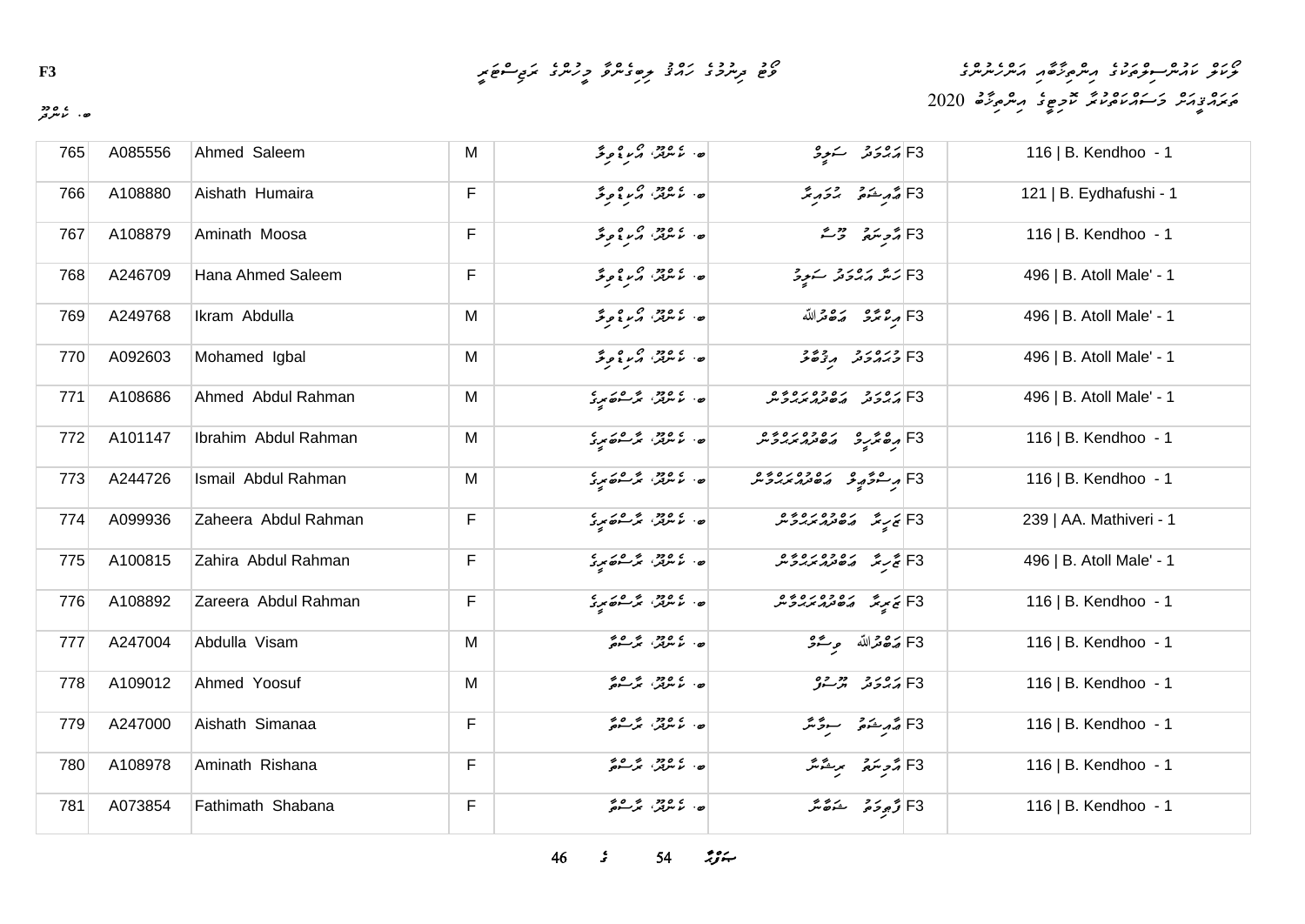| 765 | A085556 | Ahmed Saleem | M | ھ. ކެންދޫ، އާރިޔާވިލާ | F3 އަހުމަދު ސަލީމް | 116 \| B. Kendhoo - 1 |
|---|---|---|---|---|---|---|
| 766 | A108880 | Aishath Humaira | F | ھ. ކެންދޫ، އާރިޔާވިލާ | F3 އާއިޝަތު ހުމައިރާ | 121 \| B. Eydhafushi - 1 |
| 767 | A108879 | Aminath Moosa | F | ھ. ކެންދޫ، އާރިޔާވިލާ | F3 އާމިނަތު މޫސާ | 116 \| B. Kendhoo - 1 |
| 768 | A246709 | Hana Ahmed Saleem | F | ھ. ކެންދޫ، އާރިޔާވިލާ | F3 ހަނާ އަހުމަދު ސަލީމް | 496 \| B. Atoll Male' - 1 |
| 769 | A249768 | Ikram Abdulla | M | ھ. ކެންދޫ، އާރިޔާވިލާ | F3 އިކްރާމް އަބްދުﷲ | 496 \| B. Atoll Male' - 1 |
| 770 | A092603 | Mohamed Igbal | M | ھ. ކެންދޫ، އާރިޔާވިލާ | F3 މުހައްމަދު އިގުބާލު | 496 \| B. Atoll Male' - 1 |
| 771 | A108686 | Ahmed Abdul Rahman | M | ھ. ކެންދޫ، ރާސްބަރީ | F3 އަހުމަދު އަބްދުއްރަޙްމާން | 496 \| B. Atoll Male' - 1 |
| 772 | A101147 | Ibrahim Abdul Rahman | M | ھ. ކެންދޫ، ރާސްބަރީ | F3 އިބްރާހީމް އަބްދުއްރަޙްމާން | 116 \| B. Kendhoo - 1 |
| 773 | A244726 | Ismail Abdul Rahman | M | ھ. ކެންދޫ، ރާސްބަރީ | F3 އިސްމާޢީލް އަބްދުއްރަޙްމާން | 116 \| B. Kendhoo - 1 |
| 774 | A099936 | Zaheera Abdul Rahman | F | ھ. ކެންދޫ، ރާސްބަރީ | F3 ޒަހީރާ އަބްދުއްރަޙްމާން | 239 \| AA. Mathiveri - 1 |
| 775 | A100815 | Zahira Abdul Rahman | F | ھ. ކެންދޫ، ރާސްބަރީ | F3 ޒާހިރާ އަބްދުއްރަޙްމާން | 496 \| B. Atoll Male' - 1 |
| 776 | A108892 | Zareera Abdul Rahman | F | ھ. ކެންދޫ، ރާސްބަރީ | F3 ޒަރީރާ އަބްދުއްރަޙްމާން | 116 \| B. Kendhoo - 1 |
| 777 | A247004 | Abdulla Visam | M | ھ. ކެންދޫ، ރާސްޓޯ | F3 އަބްދުﷲ ވިސާމް | 116 \| B. Kendhoo - 1 |
| 778 | A109012 | Ahmed Yoosuf | M | ھ. ކެންދޫ، ރާސްޓޯ | F3 އަހުމަދު ޔޫސުފް | 116 \| B. Kendhoo - 1 |
| 779 | A247000 | Aishath Simanaa | F | ھ. ކެންދޫ، ރާސްޓޯ | F3 އާއިޝަތު ސިމާނާ | 116 \| B. Kendhoo - 1 |
| 780 | A108978 | Aminath Rishana | F | ھ. ކެންދޫ، ރާސްޓޯ | F3 އާމިނަތު ރިޝާނާ | 116 \| B. Kendhoo - 1 |
| 781 | A073854 | Fathimath Shabana | F | ھ. ކެންދޫ، ރާސްޓޯ | F3 ފާތިމަތު ޝަބާނާ | 116 \| B. Kendhoo - 1 |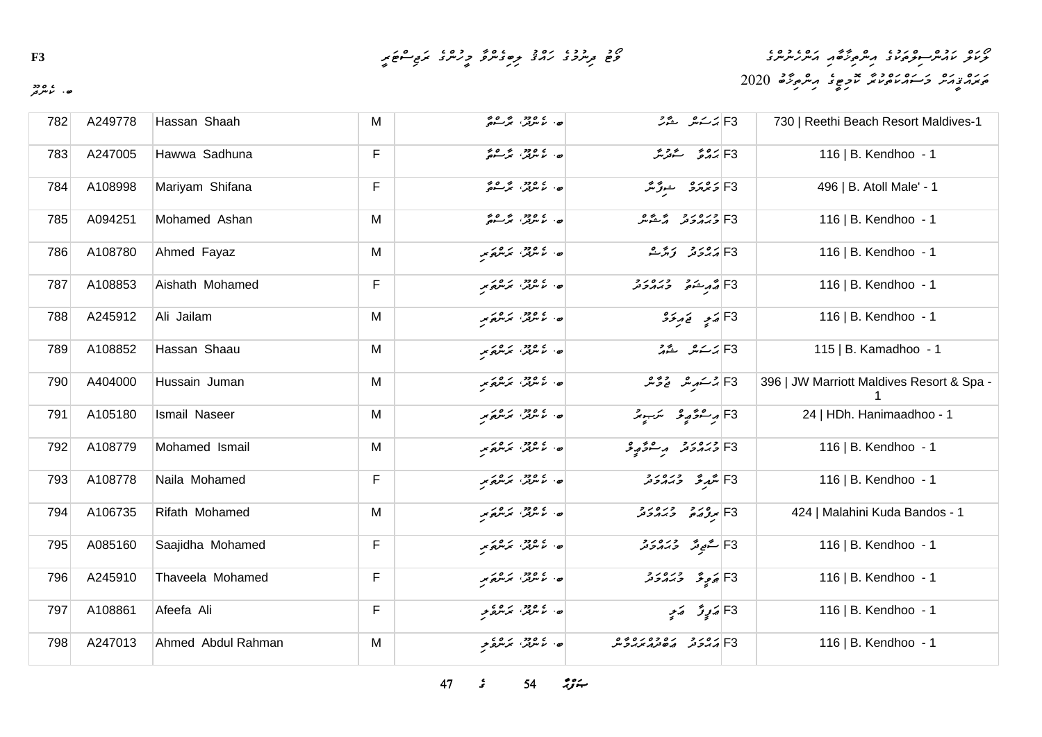| 782 | A249778 | Hassan Shaah | M | ھ. ކެންދޫ، ނޫސުބާ | F3 ހަސަން ޝާހު | 730 \| Reethi Beach Resort Maldives-1 |
|---|---|---|---|---|---|---|
| 783 | A247005 | Hawwa Sadhuna | F | ھ. ކެންދޫ، ނޫސުބާ | F3 ހައްވާ ސާދުނާ | 116 \| B. Kendhoo - 1 |
| 784 | A108998 | Mariyam Shifana | F | ھ. ކެންދޫ، ނޫސުބާ | F3 މަރިޔަމް ޝިފާނާ | 496 \| B. Atoll Male' - 1 |
| 785 | A094251 | Mohamed Ashan | M | ھ. ކެންދޫ، ނޫސުބާ | F3 މުޙައްމަދު އާޝާން | 116 \| B. Kendhoo - 1 |
| 786 | A108780 | Ahmed Fayaz | M | ھ. ކެންދޫ، ރަންބަރި | F3 އަޙްމަދު ފައްޔާޟް | 116 \| B. Kendhoo - 1 |
| 787 | A108853 | Aishath Mohamed | F | ھ. ކެންދޫ، ރަންބަރި | F3 އާއިޝަތު މުޙައްމަދު | 116 \| B. Kendhoo - 1 |
| 788 | A245912 | Ali Jailam | M | ھ. ކެންދޫ، ރަންބަރި | F3 އަލީ ޖައިލަމް | 116 \| B. Kendhoo - 1 |
| 789 | A108852 | Hassan Shaau | M | ھ. ކެންދޫ، ރަންބަރި | F3 ހަސަން ޝާއު | 115 \| B. Kamadhoo - 1 |
| 790 | A404000 | Hussain Juman | M | ھ. ކެންދޫ، ރަންބަރި | F3 ހުސައިން ޖުމާން | 396 \| JW Marriott Maldives Resort & Spa - 1 |
| 791 | A105180 | Ismail Naseer | M | ھ. ކެންދޫ، ރަންބަރި | F3 އިސްމާއީލް ނަސީރު | 24 \| HDh. Hanimaadhoo - 1 |
| 792 | A108779 | Mohamed Ismail | M | ھ. ކެންދޫ، ރަންބަރި | F3 މުޙައްމަދު އިސްމާއީލް | 116 \| B. Kendhoo - 1 |
| 793 | A108778 | Naila Mohamed | F | ھ. ކެންދޫ، ރަންބަރި | F3 ނާއިލާ މުޙައްމަދު | 116 \| B. Kendhoo - 1 |
| 794 | A106735 | Rifath Mohamed | M | ھ. ކެންދޫ، ރަންބަރި | F3 ރިފްއަތު މުޙައްމަދު | 424 \| Malahini Kuda Bandos - 1 |
| 795 | A085160 | Saajidha Mohamed | F | ھ. ކެންދޫ، ރަންބަރި | F3 ސާޖިދާ މުޙައްމަދު | 116 \| B. Kendhoo - 1 |
| 796 | A245910 | Thaveela Mohamed | F | ھ. ކެންދޫ، ރަންބަރި | F3 ތަވީލާ މުޙައްމަދު | 116 \| B. Kendhoo - 1 |
| 797 | A108861 | Afeefa Ali | F | ھ. ކެންދޫ، ރަންގޮލި | F3 އަފީފާ އަލީ | 116 \| B. Kendhoo - 1 |
| 798 | A247013 | Ahmed Abdul Rahman | M | ھ. ކެންދޫ، ރަންގޮލި | F3 އަޙްމަދު އަބްދުއްރަޙްމާން | 116 \| B. Kendhoo - 1 |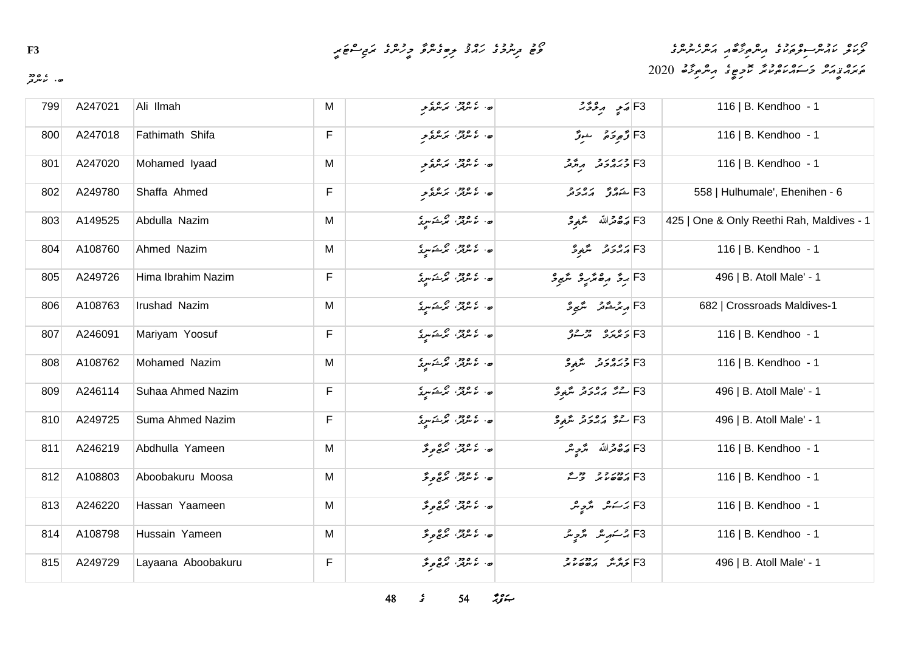| 799 | A247021 | Ali Ilmah | M | ބ. ކެންދޫ، ރަންޓެލި | F3 | 116 \| B. Kendhoo - 1 |
|---|---|---|---|---|---|---|
| 800 | A247018 | Fathimath Shifa | F | ބ. ކެންދޫ، ރަންޓެލި | F3 | 116 \| B. Kendhoo - 1 |
| 801 | A247020 | Mohamed Iyaad | M | ބ. ކެންދޫ، ރަންޓެލި | F3 | 116 \| B. Kendhoo - 1 |
| 802 | A249780 | Shaffa Ahmed | F | ބ. ކެންދޫ، ރަންޓެލި | F3 | 558 \| Hulhumale', Ehenihen - 6 |
| 803 | A149525 | Abdulla Nazim | M | ބ. ކެންދޫ، ރޮޝަނީގެ | F3 | 425 \| One & Only Reethi Rah, Maldives - 1 |
| 804 | A108760 | Ahmed Nazim | M | ބ. ކެންދޫ، ރޮޝަނީގެ | F3 | 116 \| B. Kendhoo - 1 |
| 805 | A249726 | Hima Ibrahim Nazim | F | ބ. ކެންދޫ، ރޮޝަނީގެ | F3 | 496 \| B. Atoll Male' - 1 |
| 806 | A108763 | Irushad Nazim | M | ބ. ކެންދޫ، ރޮޝަނީގެ | F3 | 682 \| Crossroads Maldives-1 |
| 807 | A246091 | Mariyam Yoosuf | F | ބ. ކެންދޫ، ރޮޝަނީގެ | F3 | 116 \| B. Kendhoo - 1 |
| 808 | A108762 | Mohamed Nazim | M | ބ. ކެންދޫ، ރޮޝަނީގެ | F3 | 116 \| B. Kendhoo - 1 |
| 809 | A246114 | Suhaa Ahmed Nazim | F | ބ. ކެންދޫ، ރޮޝަނީގެ | F3 | 496 \| B. Atoll Male' - 1 |
| 810 | A249725 | Suma Ahmed Nazim | F | ބ. ކެންދޫ، ރޮޝަނީގެ | F3 | 496 \| B. Atoll Male' - 1 |
| 811 | A246219 | Abdhulla Yameen | M | ބ. ކެންދޫ، ރޯޒްވިލާ | F3 | 116 \| B. Kendhoo - 1 |
| 812 | A108803 | Aboobakuru Moosa | M | ބ. ކެންދޫ، ރޯޒްވިލާ | F3 | 116 \| B. Kendhoo - 1 |
| 813 | A246220 | Hassan Yaameen | M | ބ. ކެންދޫ، ރޯޒްވިލާ | F3 | 116 \| B. Kendhoo - 1 |
| 814 | A108798 | Hussain Yameen | M | ބ. ކެންދޫ، ރޯޒްވިލާ | F3 | 116 \| B. Kendhoo - 1 |
| 815 | A249729 | Layaana Aboobakuru | F | ބ. ކެންދޫ، ރޯޒްވިލާ | F3 | 496 \| B. Atoll Male' - 1 |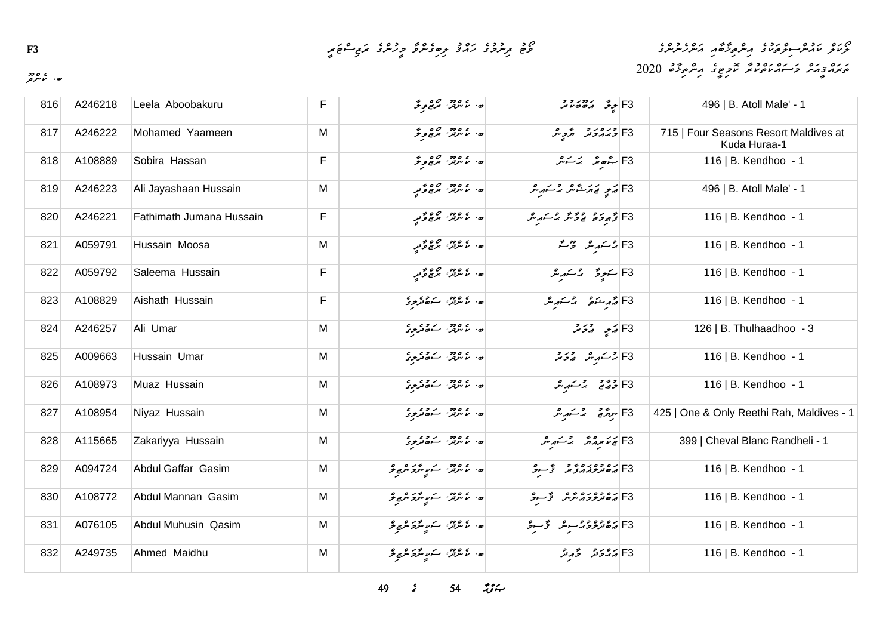| 816 | A246218 | Leela Aboobakuru | F | ބ. ކެންދޫ، ރޮޒްވިލާ | F3 ލީލާ އަބޫބަކުރު | 496 \| B. Atoll Male' - 1 |
|---|---|---|---|---|---|---|
| 817 | A246222 | Mohamed Yaameen | M | ބ. ކެންދޫ، ރޮޒްވިލާ | F3 މުޙައްމަދު ޔާމީން | 715 \| Four Seasons Resort Maldives at Kuda Huraa-1 |
| 818 | A108889 | Sobira Hassan | F | ބ. ކެންދޫ، ރޮޒްވިލާ | F3 ޞާބިރާ ޙަސަން | 116 \| B. Kendhoo - 1 |
| 819 | A246223 | Ali Jayashaan Hussain | M | ބ. ކެންދޫ، ރޮޒްވާދީ | F3 ޢަލީ ޖަޔަޝާން ޙުސައިން | 496 \| B. Atoll Male' - 1 |
| 820 | A246221 | Fathimath Jumana Hussain | F | ބ. ކެންދޫ، ރޮޒްވާދީ | F3 ފާތިމަތު ޖުމާނާ ޙުސައިން | 116 \| B. Kendhoo - 1 |
| 821 | A059791 | Hussain Moosa | M | ބ. ކެންދޫ، ރޮޒްވާދީ | F3 ޙުސައިން މޫސާ | 116 \| B. Kendhoo - 1 |
| 822 | A059792 | Saleema Hussain | F | ބ. ކެންދޫ، ރޮޒްވާދީ | F3 ސަލީމާ ޙުސައިން | 116 \| B. Kendhoo - 1 |
| 823 | A108829 | Aishath Hussain | F | ބ. ކެންދޫ، ސަބްނަމީގެ | F3 އާއިޝަތު ޙުސައިން | 116 \| B. Kendhoo - 1 |
| 824 | A246257 | Ali Umar | M | ބ. ކެންދޫ، ސަބްނަމީގެ | F3 ޢަލީ ޢުމަރު | 126 \| B. Thulhaadhoo - 3 |
| 825 | A009663 | Hussain Umar | M | ބ. ކެންދޫ، ސަބްނަމީގެ | F3 ޙުސައިން ޢުމަރު | 116 \| B. Kendhoo - 1 |
| 826 | A108973 | Muaz Hussain | M | ބ. ކެންދޫ، ސަބްނަމީގެ | F3 މުޢާޛު ޙުސައިން | 116 \| B. Kendhoo - 1 |
| 827 | A108954 | Niyaz Hussain | M | ބ. ކެންދޫ، ސަބްނަމީގެ | F3 ނިޔާޒު ޙުސައިން | 425 \| One & Only Reethi Rah, Maldives - 1 |
| 828 | A115665 | Zakariyya Hussain | M | ބ. ކެންދޫ، ސަބްނަމީގެ | F3 ޒަކަރިއްޔާ ޙުސައިން | 399 \| Cheval Blanc Randheli - 1 |
| 829 | A094724 | Abdul Gaffar Gasim | M | ބ. ކެންދޫ، ސަރިންދަރުމާގެ | F3 އަބްދުލްޣައްފާރު ޤާސިމް | 116 \| B. Kendhoo - 1 |
| 830 | A108772 | Abdul Mannan Gasim | M | ބ. ކެންދޫ، ސަރިންދަރުމާގެ | F3 އަބްދުލްމަންނާން ޤާސިމް | 116 \| B. Kendhoo - 1 |
| 831 | A076105 | Abdul Muhusin Qasim | M | ބ. ކެންދޫ، ސަރިންދަރުމާގެ | F3 އަބްދުލްމުޙުސިން ޤާސިމް | 116 \| B. Kendhoo - 1 |
| 832 | A249735 | Ahmed Maidhu | M | ބ. ކެންދޫ، ސަރިންދަރުމާގެ | F3 އަޙްމަދު މާއިދު | 116 \| B. Kendhoo - 1 |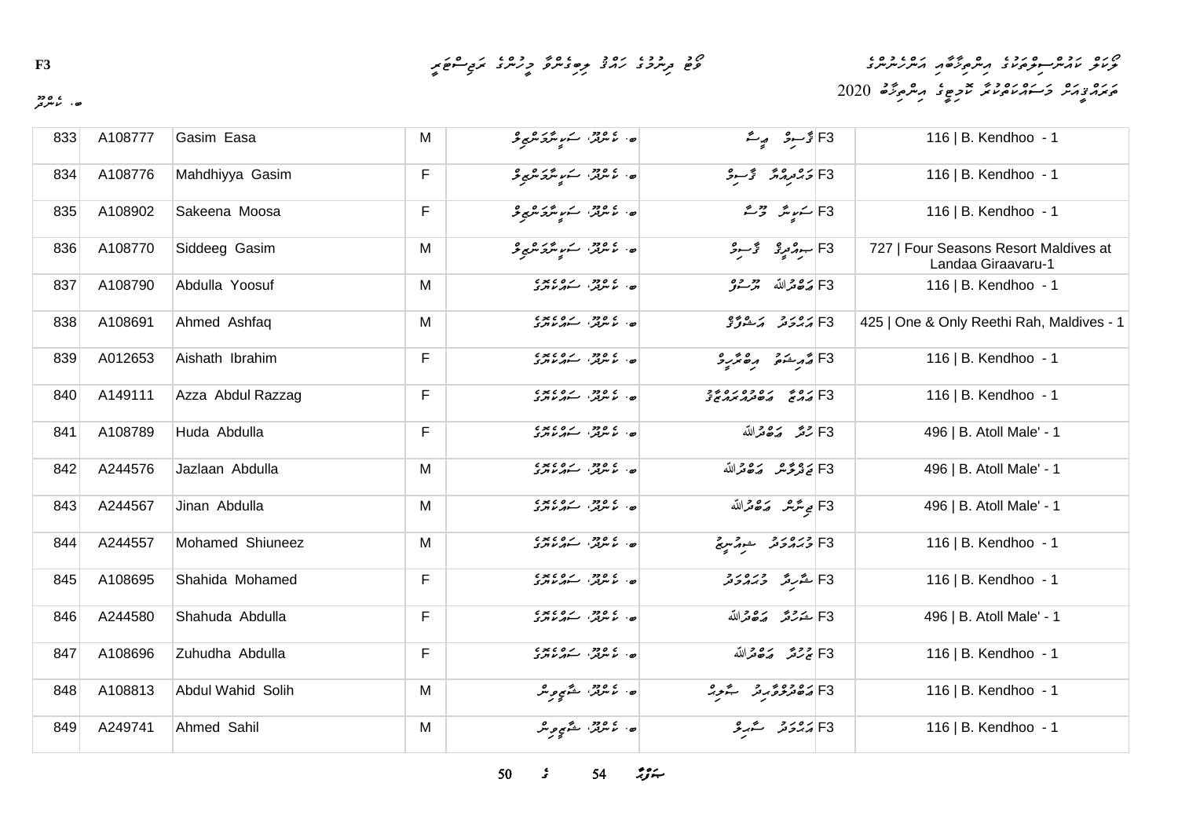| 833 | A108777 | Gasim Easa | M | ބ. ކެންދޫ، ސަނީނާފުށިގެ | F3 ޤާސިމް ޢީސާ | 116 \| B. Kendhoo - 1 |
|---|---|---|---|---|---|---|
| 834 | A108776 | Mahdhiyya Gasim | F | ބ. ކެންދޫ، ސަނީނާފުށިގެ | F3 މަހްދިއްޔާ ޤާސިމް | 116 \| B. Kendhoo - 1 |
| 835 | A108902 | Sakeena Moosa | F | ބ. ކެންދޫ، ސަނީނާފުށިގެ | F3 ސަކީނާ މޫސާ | 116 \| B. Kendhoo - 1 |
| 836 | A108770 | Siddeeg Gasim | M | ބ. ކެންދޫ، ސަނީނާފުށިގެ | F3 ސިއްދީގު ޤާސިމް | 727 \| Four Seasons Resort Maldives at Landaa Giraavaru-1 |
| 837 | A108790 | Abdulla Yoosuf | M | ބ. ކެންދޫ، ސައުކަރީ | F3 އަބްދުاللہ ޔޫސުފް | 116 \| B. Kendhoo - 1 |
| 838 | A108691 | Ahmed Ashfaq | M | ބ. ކެންދޫ، ސައުކަރީ | F3 އަޙްމަދު އަޝްފާޤު | 425 \| One & Only Reethi Rah, Maldives - 1 |
| 839 | A012653 | Aishath Ibrahim | F | ބ. ކެންދޫ، ސައުކަރީ | F3 އާއިޝަތު އިބްރާހީމް | 116 \| B. Kendhoo - 1 |
| 840 | A149111 | Azza Abdul Razzag | F | ބ. ކެންދޫ، ސައުކަރީ | F3 އައްޒާ އަބްދުއްރައްޒާޤު | 116 \| B. Kendhoo - 1 |
| 841 | A108789 | Huda Abdulla | F | ބ. ކެންދޫ، ސައުކަރީ | F3 ހުދާ އަބްދުاللہ | 496 \| B. Atoll Male' - 1 |
| 842 | A244576 | Jazlaan Abdulla | M | ބ. ކެންދޫ، ސައުކަރީ | F3 ޖަޒްލާން އަބްދުاللہ | 496 \| B. Atoll Male' - 1 |
| 843 | A244567 | Jinan Abdulla | M | ބ. ކެންދޫ، ސައުކަރީ | F3 ޖިނާން އަބްދުاللہ | 496 \| B. Atoll Male' - 1 |
| 844 | A244557 | Mohamed Shiuneez | M | ބ. ކެންދޫ، ސައުކަރީ | F3 މުޙައްމަދު ޝިއުނީޒު | 116 \| B. Kendhoo - 1 |
| 845 | A108695 | Shahida Mohamed | F | ބ. ކެންދޫ، ސައުކަރީ | F3 ޝާހިދާ މުޙައްމަދު | 116 \| B. Kendhoo - 1 |
| 846 | A244580 | Shahuda Abdulla | F | ބ. ކެންދޫ، ސައުކަރީ | F3 ޝަހުދާ އަބްދުاللہ | 496 \| B. Atoll Male' - 1 |
| 847 | A108696 | Zuhudha Abdulla | F | ބ. ކެންދޫ، ސައުކަރީ | F3 ޒުހުދާ އަބްދުاللہ | 116 \| B. Kendhoo - 1 |
| 848 | A108813 | Abdul Wahid Solih | M | ބ. ކެންދޫ، ޝާހީވިން | F3 އަބްދުލްވާހިދު ސާލިހު | 116 \| B. Kendhoo - 1 |
| 849 | A249741 | Ahmed Sahil | M | ބ. ކެންދޫ، ޝާހީވިން | F3 އަޙްމަދު ސާހިލް | 116 \| B. Kendhoo - 1 |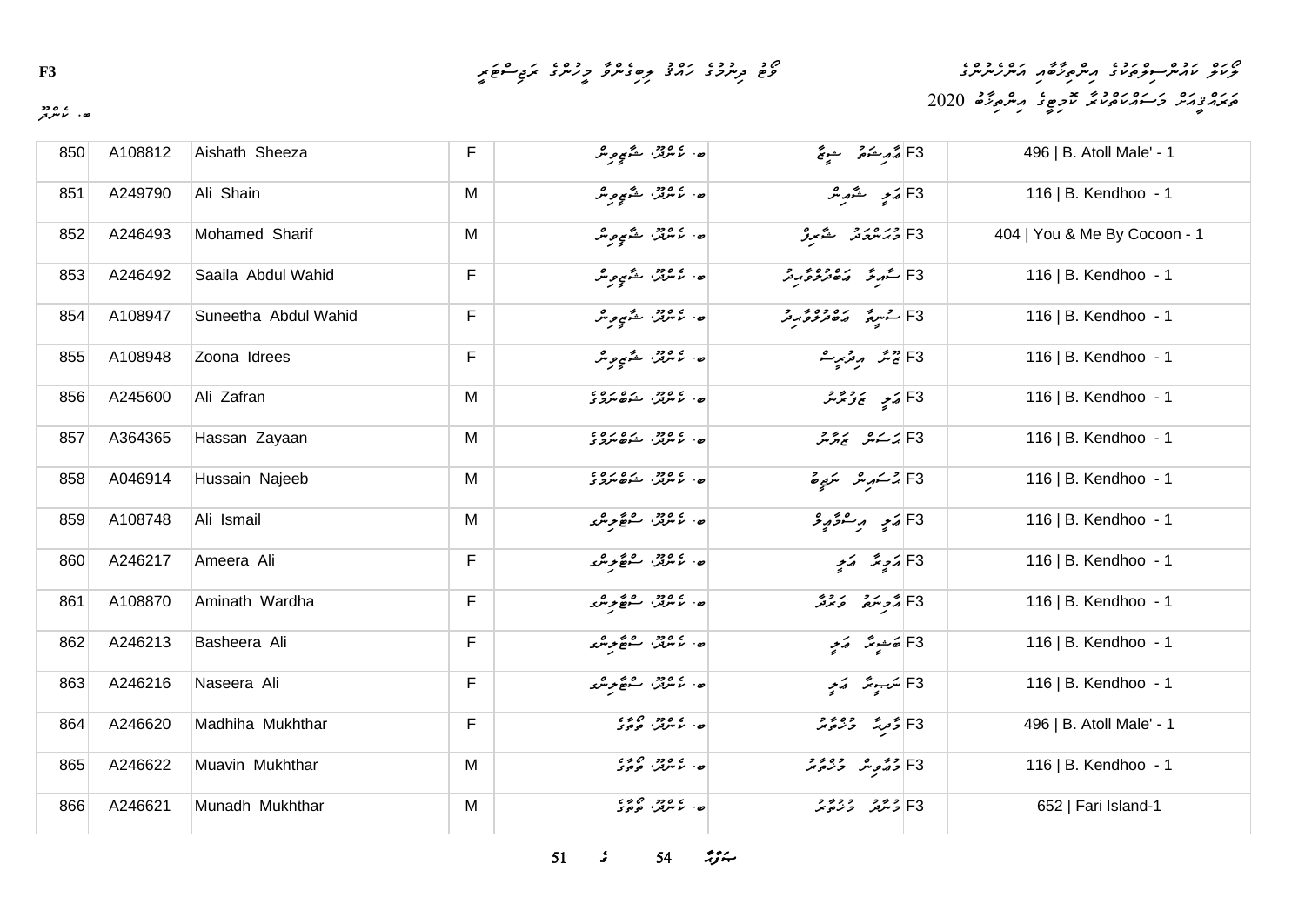| 850 | A108812 | Aishath Sheeza | F | ޅ. ކެންދޫ، ޝާހީވިލާ | F3 އައިޝަތު ޝީޒާ | 496 \| B. Atoll Male' - 1 |
|---|---|---|---|---|---|---|
| 851 | A249790 | Ali Shain | M | ޅ. ކެންދޫ، ޝާހީވިލާ | F3 އަލި ޝާއިން | 116 \| B. Kendhoo - 1 |
| 852 | A246493 | Mohamed Sharif | M | ޅ. ކެންދޫ، ޝާހީވިލާ | F3 މުހައްމަދު ޝާރިފް | 404 \| You & Me By Cocoon - 1 |
| 853 | A246492 | Saaila Abdul Wahid | F | ޅ. ކެންދޫ، ޝާހީވިލާ | F3 ސާއިލާ އަބްދުލްވާހިދު | 116 \| B. Kendhoo - 1 |
| 854 | A108947 | Suneetha Abdul Wahid | F | ޅ. ކެންދޫ، ޝާހީވިލާ | F3 ސުނީތާ އަބްދުލްވާހިދު | 116 \| B. Kendhoo - 1 |
| 855 | A108948 | Zoona Idrees | F | ޅ. ކެންދޫ، ޝާހީވިލާ | F3 ޒޫނާ އިދްރީސް | 116 \| B. Kendhoo - 1 |
| 856 | A245600 | Ali Zafran | M | ޅ. ކެންދޫ، ޝަބްނަމްގެ | F3 އަލި ޒަފްރާން | 116 \| B. Kendhoo - 1 |
| 857 | A364365 | Hassan Zayaan | M | ޅ. ކެންދޫ، ޝަބްނަމްގެ | F3 ހަސަން ޒަޔާން | 116 \| B. Kendhoo - 1 |
| 858 | A046914 | Hussain Najeeb | M | ޅ. ކެންދޫ، ޝަބްނަމްގެ | F3 ހުސައިން ނަޖީބު | 116 \| B. Kendhoo - 1 |
| 859 | A108748 | Ali Ismail | M | ޅ. ކެންދޫ، ސޮބާވިނާ | F3 އަލި އިސްމާއީލް | 116 \| B. Kendhoo - 1 |
| 860 | A246217 | Ameera Ali | F | ޅ. ކެންދޫ، ސޮބާވިނާ | F3 އަމީރާ އަލި | 116 \| B. Kendhoo - 1 |
| 861 | A108870 | Aminath Wardha | F | ޅ. ކެންދޫ، ސޮބާވިނާ | F3 އާމިނަތު ވަރުދާ | 116 \| B. Kendhoo - 1 |
| 862 | A246213 | Basheera Ali | F | ޅ. ކެންދޫ، ސޮބާވިނާ | F3 ބަޝީރާ އަލި | 116 \| B. Kendhoo - 1 |
| 863 | A246216 | Naseera Ali | F | ޅ. ކެންދޫ، ސޮބާވިނާ | F3 ނަސީރާ އަލި | 116 \| B. Kendhoo - 1 |
| 864 | A246620 | Madhiha Mukhthar | F | ޅ. ކެންދޫ، ތަރަގީ | F3 މާދިހާ މުޚްތާރު | 496 \| B. Atoll Male' - 1 |
| 865 | A246622 | Muavin Mukhthar | M | ޅ. ކެންދޫ، ތަރަގީ | F3 މުޢާވިން މުޚްތާރު | 116 \| B. Kendhoo - 1 |
| 866 | A246621 | Munadh Mukhthar | M | ޅ. ކެންދޫ، ތަރަގީ | F3 މުނާދު މުޚްތާރު | 652 \| Fari Island-1 |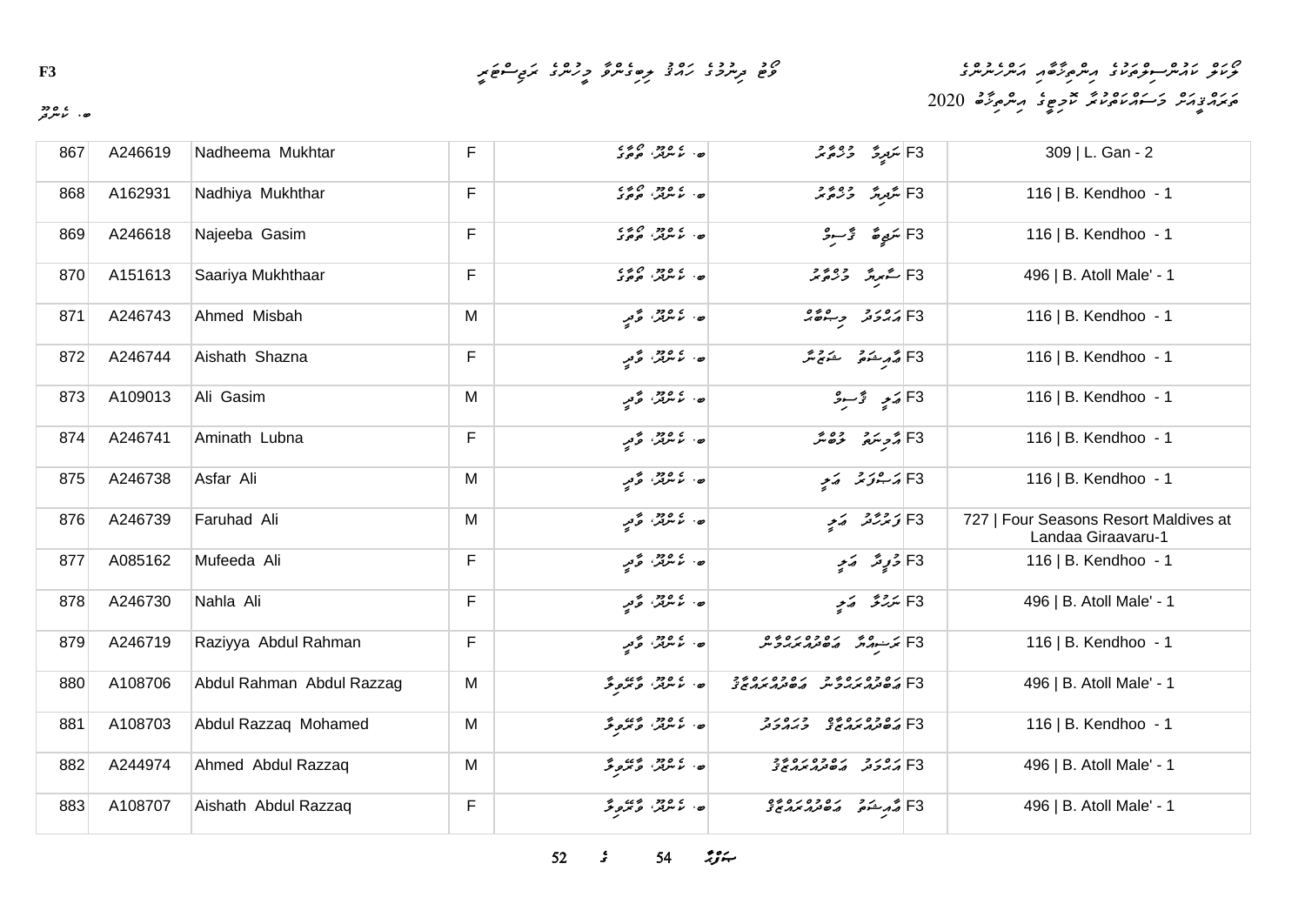| 867 | A246619 | Nadheema Mukhtar | F | ޅ. ގަން، ތޮތޯގެ | F3 ނަދީމާ މުޚްތާރު | 309 \| L. Gan - 2 |
|---|---|---|---|---|---|---|
| 868 | A162931 | Nadhiya Mukhthar | F | ޅ. ގަން، ތޮތޯގެ | F3 ނާދިޔާ މުޚްތާރު | 116 \| B. Kendhoo - 1 |
| 869 | A246618 | Najeeba Gasim | F | ޅ. ގަން، ތޮތޯގެ | F3 ނަޖީބާ ޤާސިމް | 116 \| B. Kendhoo - 1 |
| 870 | A151613 | Saariya Mukhthaar | F | ޅ. ގަން، ތޮތޯގެ | F3 ސާރިޔާ މުޚްތާރު | 496 \| B. Atoll Male' - 1 |
| 871 | A246743 | Ahmed Misbah | M | ޅ. ގަން، ވާދީ | F3 އަޙްމަދު މިޞްބާޙް | 116 \| B. Kendhoo - 1 |
| 872 | A246744 | Aishath Shazna | F | ޅ. ގަން، ވާދީ | F3 އާއިޝަތު ޝަޒްނާ | 116 \| B. Kendhoo - 1 |
| 873 | A109013 | Ali Gasim | M | ޅ. ގަން، ވާދީ | F3 އަލީ ޤާސިމް | 116 \| B. Kendhoo - 1 |
| 874 | A246741 | Aminath Lubna | F | ޅ. ގަން، ވާދީ | F3 އާމިނަތު ލުބްނާ | 116 \| B. Kendhoo - 1 |
| 875 | A246738 | Asfar Ali | M | ޅ. ގަން، ވާދީ | F3 އަސްފަރު އަލީ | 116 \| B. Kendhoo - 1 |
| 876 | A246739 | Faruhad Ali | M | ޅ. ގަން، ވާދީ | F3 ފަރުހާދު އަލީ | 727 \| Four Seasons Resort Maldives at Landaa Giraavaru-1 |
| 877 | A085162 | Mufeeda Ali | F | ޅ. ގަން، ވާދީ | F3 މުފީދާ އަލީ | 116 \| B. Kendhoo - 1 |
| 878 | A246730 | Nahla Ali | F | ޅ. ގަން، ވާދީ | F3 ނަހްލާ އަލީ | 496 \| B. Atoll Male' - 1 |
| 879 | A246719 | Raziyya Abdul Rahman | F | ޅ. ގަން، ވާދީ | F3 ރަޒިއްޔާ އަބްދުއްރަޙްމާން | 116 \| B. Kendhoo - 1 |
| 880 | A108706 | Abdul Rahman Abdul Razzag | M | ޅ. ގަން، ވާރޭވިލާ | F3 އަބްދުއްރަޙްމާން އަބްދުއްރައްޒާޤު | 496 \| B. Atoll Male' - 1 |
| 881 | A108703 | Abdul Razzaq Mohamed | M | ޅ. ގަން، ވާރޭވިލާ | F3 އަބްދުއްރައްޒާޤު މުޙައްމަދު | 116 \| B. Kendhoo - 1 |
| 882 | A244974 | Ahmed Abdul Razzaq | M | ޅ. ގަން، ވާރޭވިލާ | F3 އަޙްމަދު އަބްދުއްރައްޒާޤު | 496 \| B. Atoll Male' - 1 |
| 883 | A108707 | Aishath Abdul Razzaq | F | ޅ. ގަން، ވާރޭވިލާ | F3 އާއިޝަތު އަބްދުއްރައްޒާޤު | 496 \| B. Atoll Male' - 1 |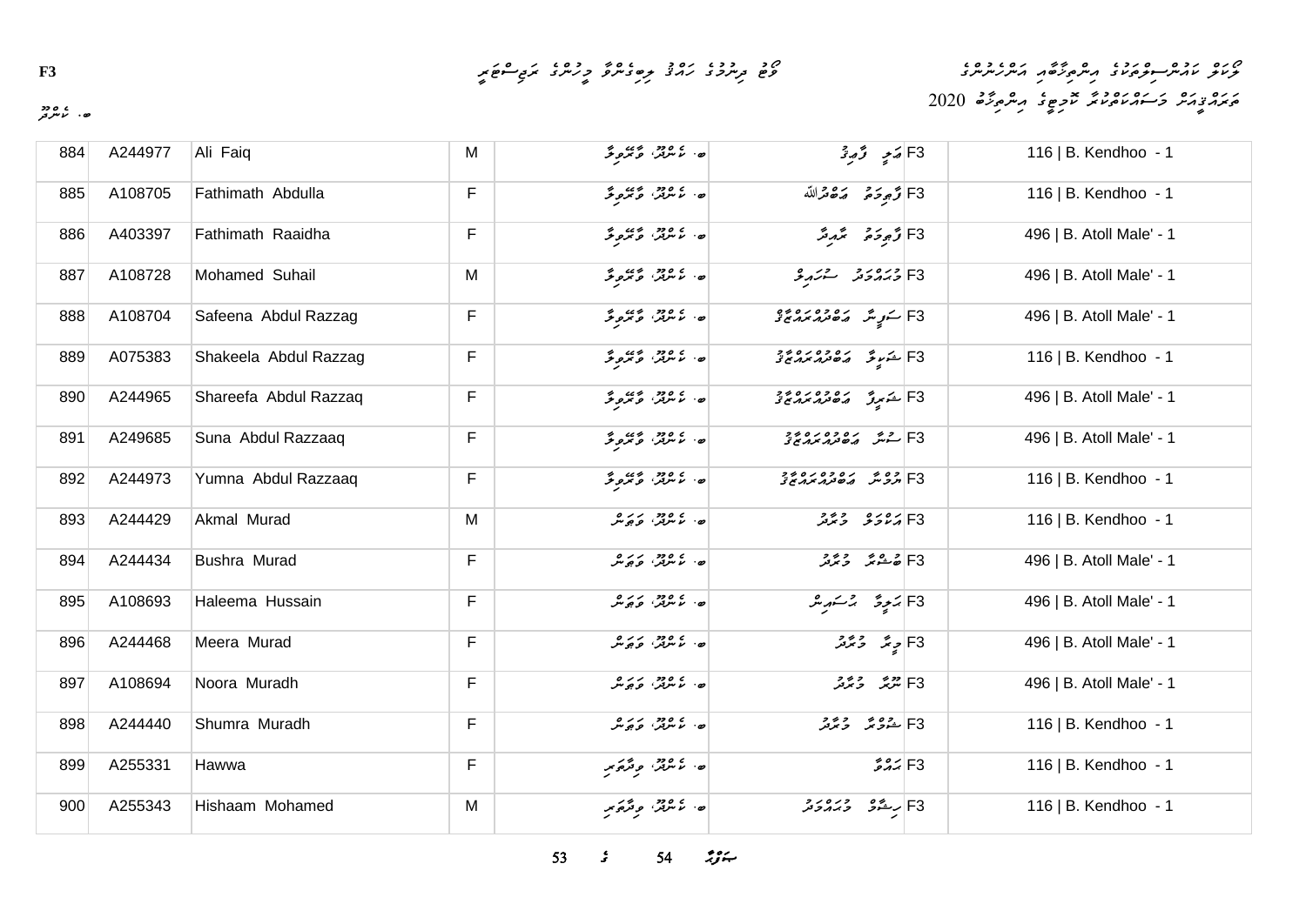| 884 | A244977 | Ali Faiq | M | ބ. ކެންދޫ، ވާރޮވާ | F3 | 116 \| B. Kendhoo - 1 |
|---|---|---|---|---|---|---|
| 885 | A108705 | Fathimath Abdulla | F | ބ. ކެންދޫ، ވާރޮވާ | F3 | 116 \| B. Kendhoo - 1 |
| 886 | A403397 | Fathimath Raaidha | F | ބ. ކެންދޫ، ވާރޮވާ | F3 | 496 \| B. Atoll Male' - 1 |
| 887 | A108728 | Mohamed Suhail | M | ބ. ކެންދޫ، ވާރޮވާ | F3 | 496 \| B. Atoll Male' - 1 |
| 888 | A108704 | Safeena Abdul Razzag | F | ބ. ކެންދޫ، ވާރޮވާ | F3 | 496 \| B. Atoll Male' - 1 |
| 889 | A075383 | Shakeela Abdul Razzag | F | ބ. ކެންދޫ، ވާރޮވާ | F3 | 116 \| B. Kendhoo - 1 |
| 890 | A244965 | Shareefa Abdul Razzaq | F | ބ. ކެންދޫ، ވާރޮވާ | F3 | 496 \| B. Atoll Male' - 1 |
| 891 | A249685 | Suna Abdul Razzaaq | F | ބ. ކެންދޫ، ވާރޮވާ | F3 | 496 \| B. Atoll Male' - 1 |
| 892 | A244973 | Yumna Abdul Razzaaq | F | ބ. ކެންދޫ، ވާރޮވާ | F3 | 116 \| B. Kendhoo - 1 |
| 893 | A244429 | Akmal Murad | M | ބ. ކެންދޫ، ވަތަން | F3 | 116 \| B. Kendhoo - 1 |
| 894 | A244434 | Bushra Murad | F | ބ. ކެންދޫ، ވަތަން | F3 | 496 \| B. Atoll Male' - 1 |
| 895 | A108693 | Haleema Hussain | F | ބ. ކެންދޫ، ވަތަން | F3 | 496 \| B. Atoll Male' - 1 |
| 896 | A244468 | Meera Murad | F | ބ. ކެންދޫ، ވަތަން | F3 | 496 \| B. Atoll Male' - 1 |
| 897 | A108694 | Noora Muradh | F | ބ. ކެންދޫ، ވަތަން | F3 | 496 \| B. Atoll Male' - 1 |
| 898 | A244440 | Shumra Muradh | F | ބ. ކެންދޫ، ވަތަން | F3 | 116 \| B. Kendhoo - 1 |
| 899 | A255331 | Hawwa | F | ބ. ކެންދޫ، ވިލާވަށި | F3 | 116 \| B. Kendhoo - 1 |
| 900 | A255343 | Hishaam Mohamed | M | ބ. ކެންދޫ، ވިލާވަށި | F3 | 116 \| B. Kendhoo - 1 |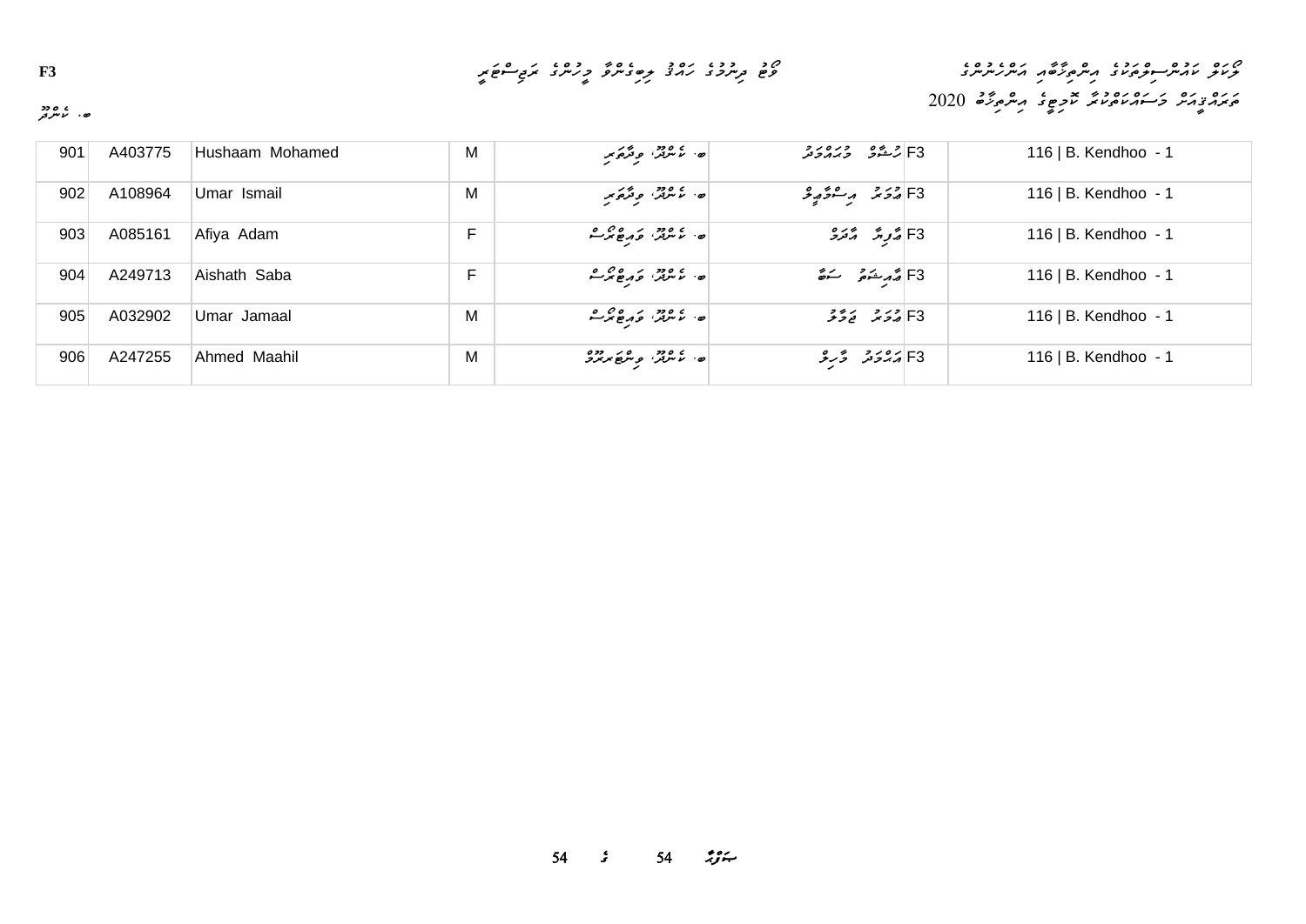ޕޯޓަލް ކައުންސިލްތަކުގެ އިންތިޚާބާއި އަންހެނުންގެ ތަރައްޤީއަށް މަސައްކަތްކުރާ ކޮމިޓީގެ އިންތިޚާބު 2020

ޖަދުވަލު ނަމްބަރ: F3

ދާއިރާ: ބ. ކެންދޫ

ކައުންސިލް: ބ. ކެންދޫ

| | | | | | | |
|---|---|---|---|---|---|---|
| 901 | A403775 | Hushaam Mohamed | M | ބ. ކެންދޫ، ވިލާބަރި | F3 ހުޝާމް މުޙައްމަދު | 116 \| B. Kendhoo - 1 |
| 902 | A108964 | Umar Ismail | M | ބ. ކެންދޫ، ވިލާބަރި | F3 ޢުމަރު އިސްމާޢީލް | 116 \| B. Kendhoo - 1 |
| 903 | A085161 | Afiya Adam | F | ބ. ކެންދޫ، ވައިޓްރޯސް | F3 އާފިޔާ އާދަމް | 116 \| B. Kendhoo - 1 |
| 904 | A249713 | Aishath Saba | F | ބ. ކެންދޫ، ވައިޓްރޯސް | F3 އާއިޝަތު ސަބާ | 116 \| B. Kendhoo - 1 |
| 905 | A032902 | Umar Jamaal | M | ބ. ކެންދޫ، ވައިޓްރޯސް | F3 ޢުމަރު ޖަމާލް | 116 \| B. Kendhoo - 1 |
| 906 | A247255 | Ahmed Maahil | M | ބ. ކެންދޫ، ވިންޓަރގްރީން | F3 އަޙްމަދު މާހިލް | 116 \| B. Kendhoo - 1 |